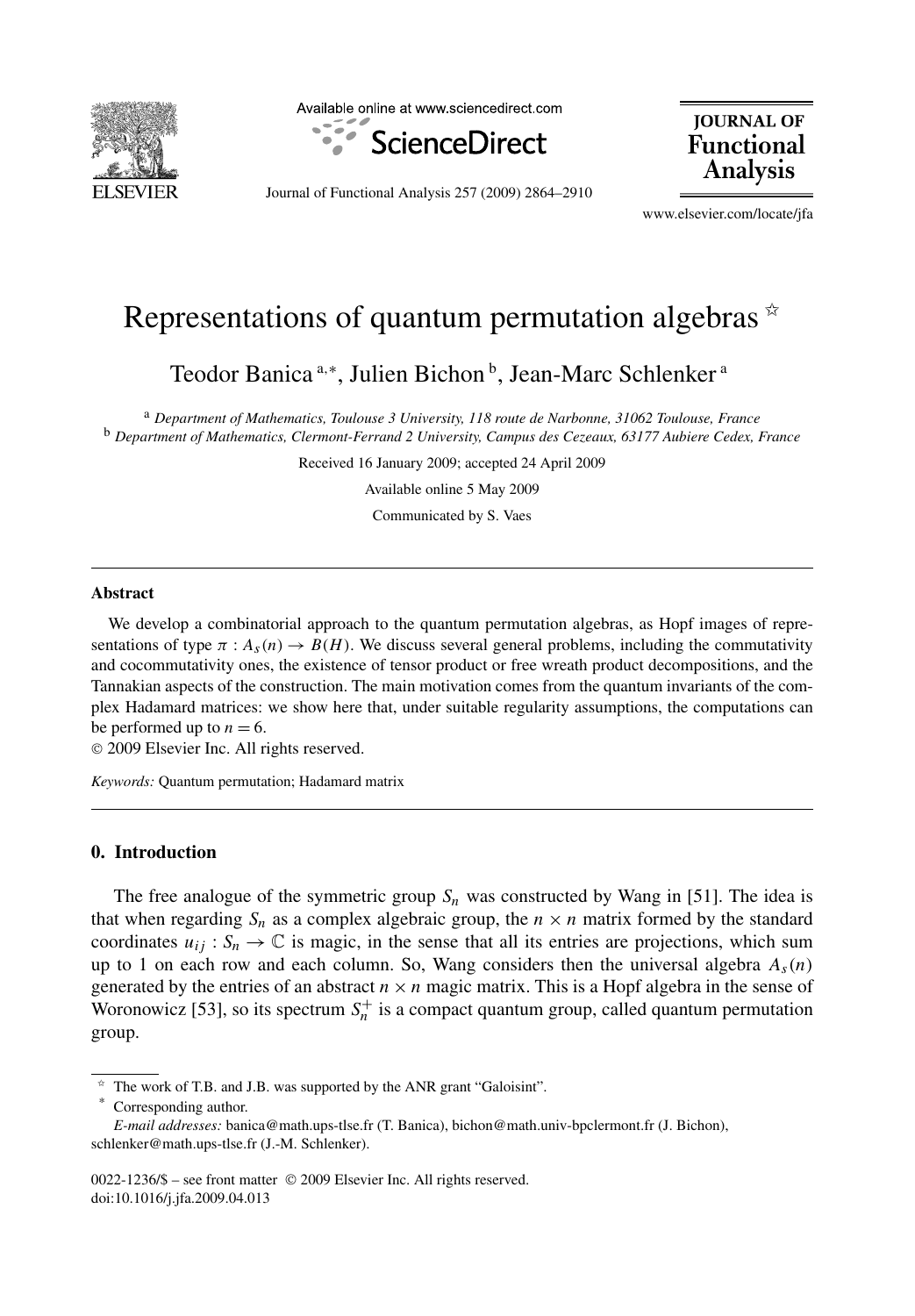# Representations of quantum permutation algebras ☆

Teodor Banica [a,*], Julien Bichon [b], Jean-Marc Schlenker [a]

[a] *Department of Mathematics, Toulouse 3 University, 118 route de Narbonne, 31062 Toulouse, France*
[b] *Department of Mathematics, Clermont-Ferrand 2 University, Campus des Cezeaux, 63177 Aubiere Cedex, France*

Received 16 January 2009; accepted 24 April 2009

Available online 5 May 2009

Communicated by S. Vaes

---

### Abstract

We develop a combinatorial approach to the quantum permutation algebras, as Hopf images of representations of type $\pi : A_s(n) \to B(H)$. We discuss several general problems, including the commutativity and cocommutativity ones, the existence of tensor product or free wreath product decompositions, and the Tannakian aspects of the construction. The main motivation comes from the quantum invariants of the complex Hadamard matrices: we show here that, under suitable regularity assumptions, the computations can be performed up to $n = 6$.

© 2009 Elsevier Inc. All rights reserved.

*Keywords:* Quantum permutation; Hadamard matrix

---

## 0. Introduction

The free analogue of the symmetric group $S_n$ was constructed by Wang in [51]. The idea is that when regarding $S_n$ as a complex algebraic group, the $n \times n$ matrix formed by the standard coordinates $u_{ij} : S_n \to \mathbb{C}$ is magic, in the sense that all its entries are projections, which sum up to 1 on each row and each column. So, Wang considers then the universal algebra $A_s(n)$ generated by the entries of an abstract $n \times n$ magic matrix. This is a Hopf algebra in the sense of Woronowicz [53], so its spectrum $S_n^+$ is a compact quantum group, called quantum permutation group.

---

☆ The work of T.B. and J.B. was supported by the ANR grant "Galoisint".

\* Corresponding author.

*E-mail addresses:* banica@math.ups-tlse.fr (T. Banica), bichon@math.univ-bpclermont.fr (J. Bichon), schlenker@math.ups-tlse.fr (J.-M. Schlenker).

0022-1236/$ – see front matter © 2009 Elsevier Inc. All rights reserved.
doi:10.1016/j.jfa.2009.04.013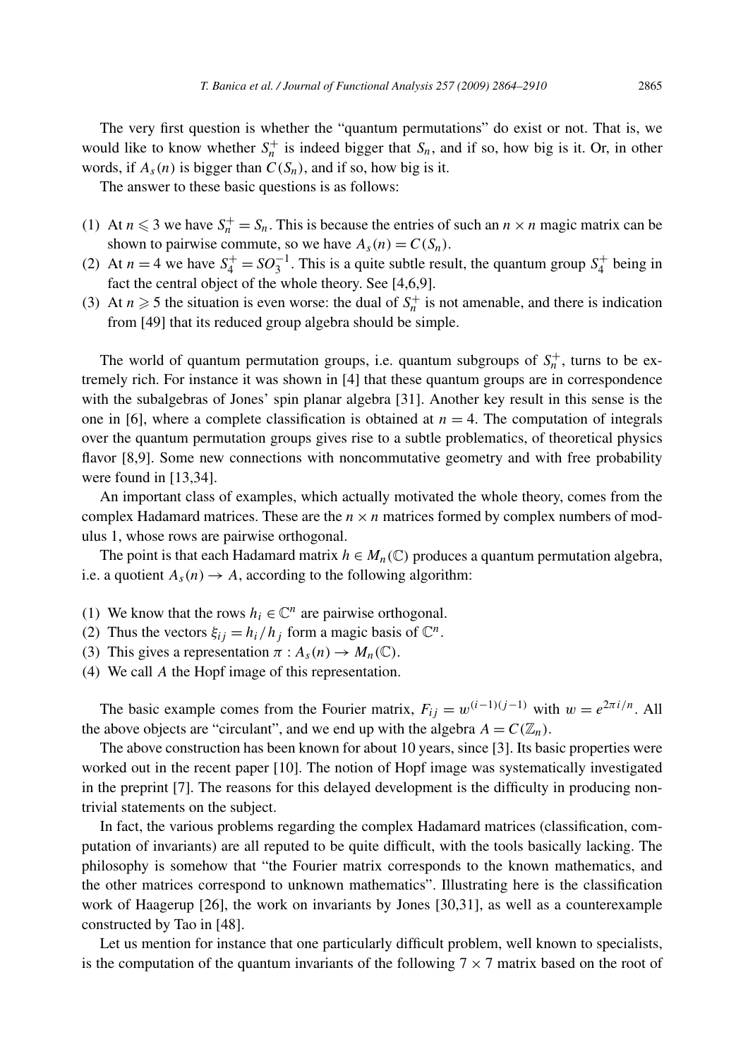The very first question is whether the "quantum permutations" do exist or not. That is, we would like to know whether $S_n^+$ is indeed bigger that $S_n$, and if so, how big is it. Or, in other words, if $A_s(n)$ is bigger than $C(S_n)$, and if so, how big is it.

The answer to these basic questions is as follows:

(1) At $n \leqslant 3$ we have $S_n^+ = S_n$. This is because the entries of such an $n \times n$ magic matrix can be shown to pairwise commute, so we have $A_s(n) = C(S_n)$.
(2) At $n = 4$ we have $S_4^+ = SO_3^{-1}$. This is a quite subtle result, the quantum group $S_4^+$ being in fact the central object of the whole theory. See [4,6,9].
(3) At $n \geqslant 5$ the situation is even worse: the dual of $S_n^+$ is not amenable, and there is indication from [49] that its reduced group algebra should be simple.

The world of quantum permutation groups, i.e. quantum subgroups of $S_n^+$, turns to be extremely rich. For instance it was shown in [4] that these quantum groups are in correspondence with the subalgebras of Jones' spin planar algebra [31]. Another key result in this sense is the one in [6], where a complete classification is obtained at $n = 4$. The computation of integrals over the quantum permutation groups gives rise to a subtle problematics, of theoretical physics flavor [8,9]. Some new connections with noncommutative geometry and with free probability were found in [13,34].

An important class of examples, which actually motivated the whole theory, comes from the complex Hadamard matrices. These are the $n \times n$ matrices formed by complex numbers of modulus 1, whose rows are pairwise orthogonal.

The point is that each Hadamard matrix $h \in M_n(\mathbb{C})$ produces a quantum permutation algebra, i.e. a quotient $A_s(n) \to A$, according to the following algorithm:

(1) We know that the rows $h_i \in \mathbb{C}^n$ are pairwise orthogonal.
(2) Thus the vectors $\xi_{ij} = h_i / h_j$ form a magic basis of $\mathbb{C}^n$.
(3) This gives a representation $\pi : A_s(n) \to M_n(\mathbb{C})$.
(4) We call $A$ the Hopf image of this representation.

The basic example comes from the Fourier matrix, $F_{ij} = w^{(i-1)(j-1)}$ with $w = e^{2\pi i/n}$. All the above objects are "circulant", and we end up with the algebra $A = C(\mathbb{Z}_n)$.

The above construction has been known for about 10 years, since [3]. Its basic properties were worked out in the recent paper [10]. The notion of Hopf image was systematically investigated in the preprint [7]. The reasons for this delayed development is the difficulty in producing nontrivial statements on the subject.

In fact, the various problems regarding the complex Hadamard matrices (classification, computation of invariants) are all reputed to be quite difficult, with the tools basically lacking. The philosophy is somehow that "the Fourier matrix corresponds to the known mathematics, and the other matrices correspond to unknown mathematics". Illustrating here is the classification work of Haagerup [26], the work on invariants by Jones [30,31], as well as a counterexample constructed by Tao in [48].

Let us mention for instance that one particularly difficult problem, well known to specialists, is the computation of the quantum invariants of the following $7 \times 7$ matrix based on the root of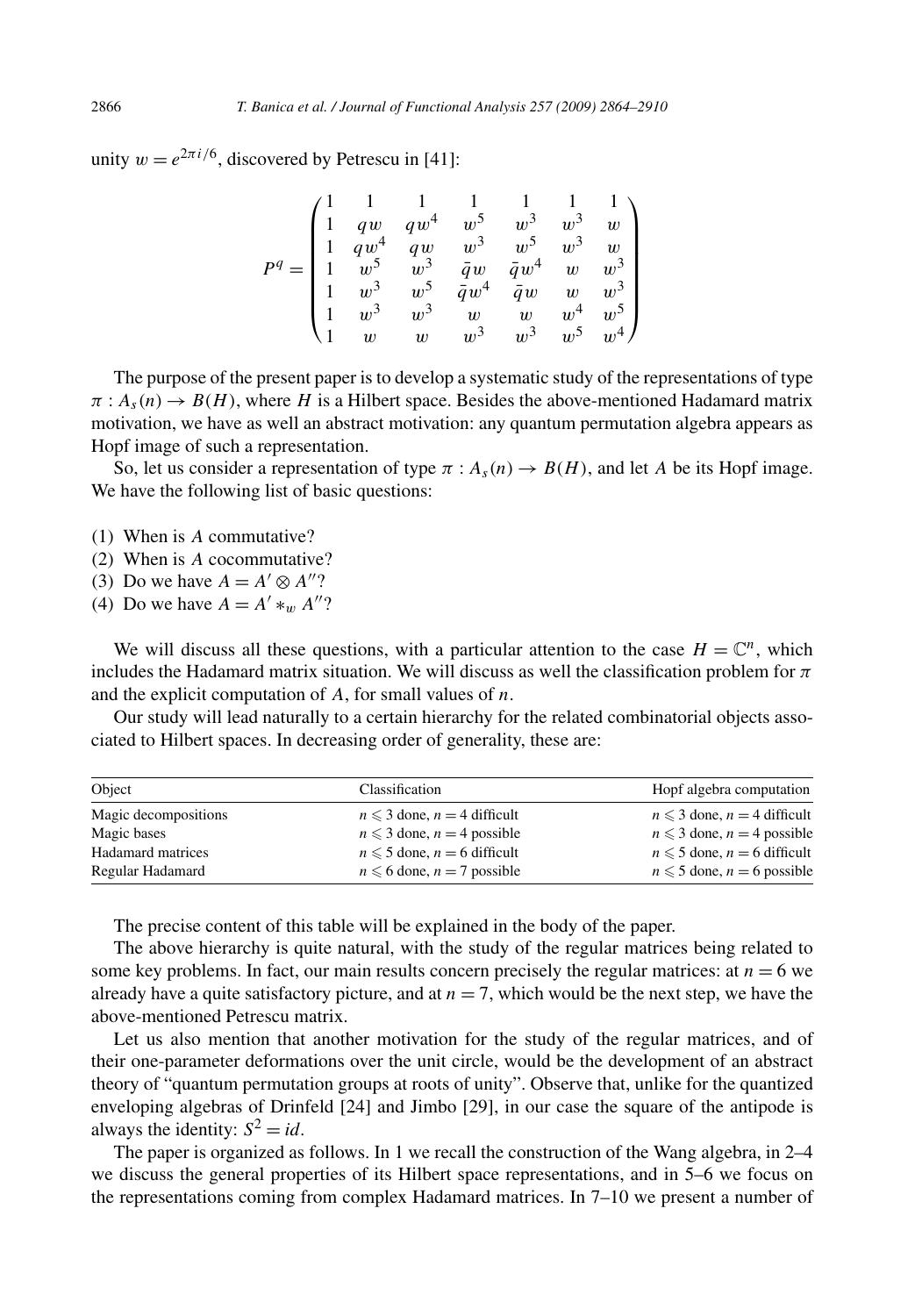unity $w = e^{2\pi i/6}$, discovered by Petrescu in [41]:

$$P^q = \begin{pmatrix} 1 & 1 & 1 & 1 & 1 & 1 & 1 \\ 1 & qw & qw^4 & w^5 & w^3 & w^3 & w \\ 1 & qw^4 & qw & w^3 & w^5 & w^3 & w \\ 1 & w^5 & w^3 & \bar{q}w & \bar{q}w^4 & w & w^3 \\ 1 & w^3 & w^5 & \bar{q}w^4 & \bar{q}w & w & w^3 \\ 1 & w^3 & w^3 & w & w & w^4 & w^5 \\ 1 & w & w & w^3 & w^3 & w^5 & w^4 \end{pmatrix}$$

The purpose of the present paper is to develop a systematic study of the representations of type $\pi : A_s(n) \to B(H)$, where $H$ is a Hilbert space. Besides the above-mentioned Hadamard matrix motivation, we have as well an abstract motivation: any quantum permutation algebra appears as Hopf image of such a representation.

So, let us consider a representation of type $\pi : A_s(n) \to B(H)$, and let $A$ be its Hopf image. We have the following list of basic questions:

(1) When is $A$ commutative?
(2) When is $A$ cocommutative?
(3) Do we have $A = A' \otimes A''$?
(4) Do we have $A = A' *_w A''$?

We will discuss all these questions, with a particular attention to the case $H = \mathbb{C}^n$, which includes the Hadamard matrix situation. We will discuss as well the classification problem for $\pi$ and the explicit computation of $A$, for small values of $n$.

Our study will lead naturally to a certain hierarchy for the related combinatorial objects associated to Hilbert spaces. In decreasing order of generality, these are:

| Object | Classification | Hopf algebra computation |
|---|---|---|
| Magic decompositions | $n \leqslant 3$ done, $n = 4$ difficult | $n \leqslant 3$ done, $n = 4$ difficult |
| Magic bases | $n \leqslant 3$ done, $n = 4$ possible | $n \leqslant 3$ done, $n = 4$ possible |
| Hadamard matrices | $n \leqslant 5$ done, $n = 6$ difficult | $n \leqslant 5$ done, $n = 6$ difficult |
| Regular Hadamard | $n \leqslant 6$ done, $n = 7$ possible | $n \leqslant 5$ done, $n = 6$ possible |

The precise content of this table will be explained in the body of the paper.

The above hierarchy is quite natural, with the study of the regular matrices being related to some key problems. In fact, our main results concern precisely the regular matrices: at $n = 6$ we already have a quite satisfactory picture, and at $n = 7$, which would be the next step, we have the above-mentioned Petrescu matrix.

Let us also mention that another motivation for the study of the regular matrices, and of their one-parameter deformations over the unit circle, would be the development of an abstract theory of "quantum permutation groups at roots of unity". Observe that, unlike for the quantized enveloping algebras of Drinfeld [24] and Jimbo [29], in our case the square of the antipode is always the identity: $S^2 = id$.

The paper is organized as follows. In 1 we recall the construction of the Wang algebra, in 2–4 we discuss the general properties of its Hilbert space representations, and in 5–6 we focus on the representations coming from complex Hadamard matrices. In 7–10 we present a number of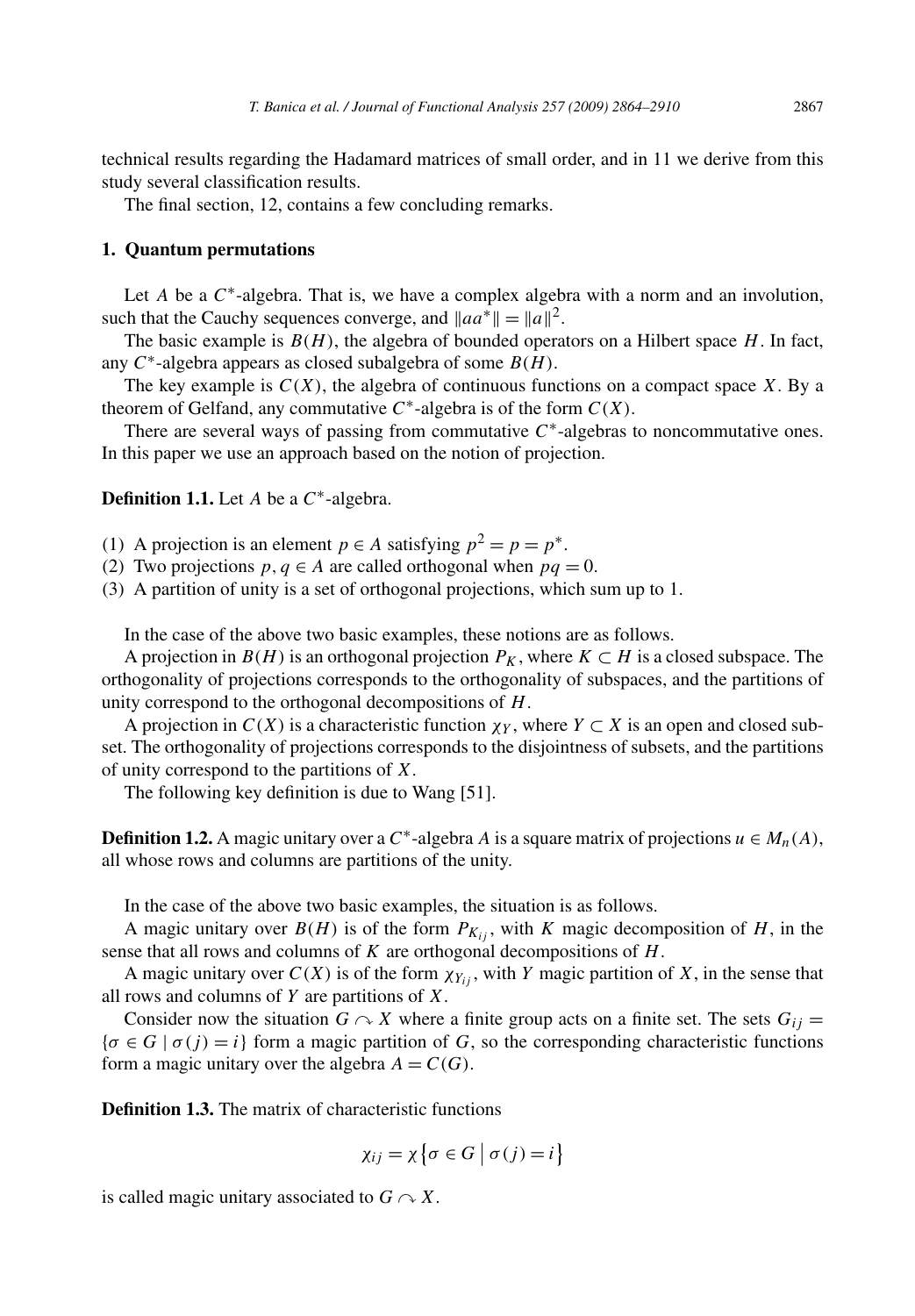technical results regarding the Hadamard matrices of small order, and in 11 we derive from this study several classification results.

The final section, 12, contains a few concluding remarks.

## 1. Quantum permutations

Let $A$ be a $C^*$-algebra. That is, we have a complex algebra with a norm and an involution, such that the Cauchy sequences converge, and $\|aa^*\| = \|a\|^2$.

The basic example is $B(H)$, the algebra of bounded operators on a Hilbert space $H$. In fact, any $C^*$-algebra appears as closed subalgebra of some $B(H)$.

The key example is $C(X)$, the algebra of continuous functions on a compact space $X$. By a theorem of Gelfand, any commutative $C^*$-algebra is of the form $C(X)$.

There are several ways of passing from commutative $C^*$-algebras to noncommutative ones. In this paper we use an approach based on the notion of projection.

**Definition 1.1.** Let $A$ be a $C^*$-algebra.

1. A projection is an element $p \in A$ satisfying $p^2 = p = p^*$.
2. Two projections $p, q \in A$ are called orthogonal when $pq = 0$.
3. A partition of unity is a set of orthogonal projections, which sum up to 1.

In the case of the above two basic examples, these notions are as follows.

A projection in $B(H)$ is an orthogonal projection $P_K$, where $K \subset H$ is a closed subspace. The orthogonality of projections corresponds to the orthogonality of subspaces, and the partitions of unity correspond to the orthogonal decompositions of $H$.

A projection in $C(X)$ is a characteristic function $\chi_Y$, where $Y \subset X$ is an open and closed subset. The orthogonality of projections corresponds to the disjointness of subsets, and the partitions of unity correspond to the partitions of $X$.

The following key definition is due to Wang [51].

**Definition 1.2.** A magic unitary over a $C^*$-algebra $A$ is a square matrix of projections $u \in M_n(A)$, all whose rows and columns are partitions of the unity.

In the case of the above two basic examples, the situation is as follows.

A magic unitary over $B(H)$ is of the form $P_{K_{ij}}$, with $K$ magic decomposition of $H$, in the sense that all rows and columns of $K$ are orthogonal decompositions of $H$.

A magic unitary over $C(X)$ is of the form $\chi_{Y_{ij}}$, with $Y$ magic partition of $X$, in the sense that all rows and columns of $Y$ are partitions of $X$.

Consider now the situation $G \curvearrowright X$ where a finite group acts on a finite set. The sets $G_{ij} = \{\sigma \in G \mid \sigma(j) = i\}$ form a magic partition of $G$, so the corresponding characteristic functions form a magic unitary over the algebra $A = C(G)$.

**Definition 1.3.** The matrix of characteristic functions

$$\chi_{ij} = \chi\{\sigma \in G \mid \sigma(j) = i\}$$

is called magic unitary associated to $G \curvearrowright X$.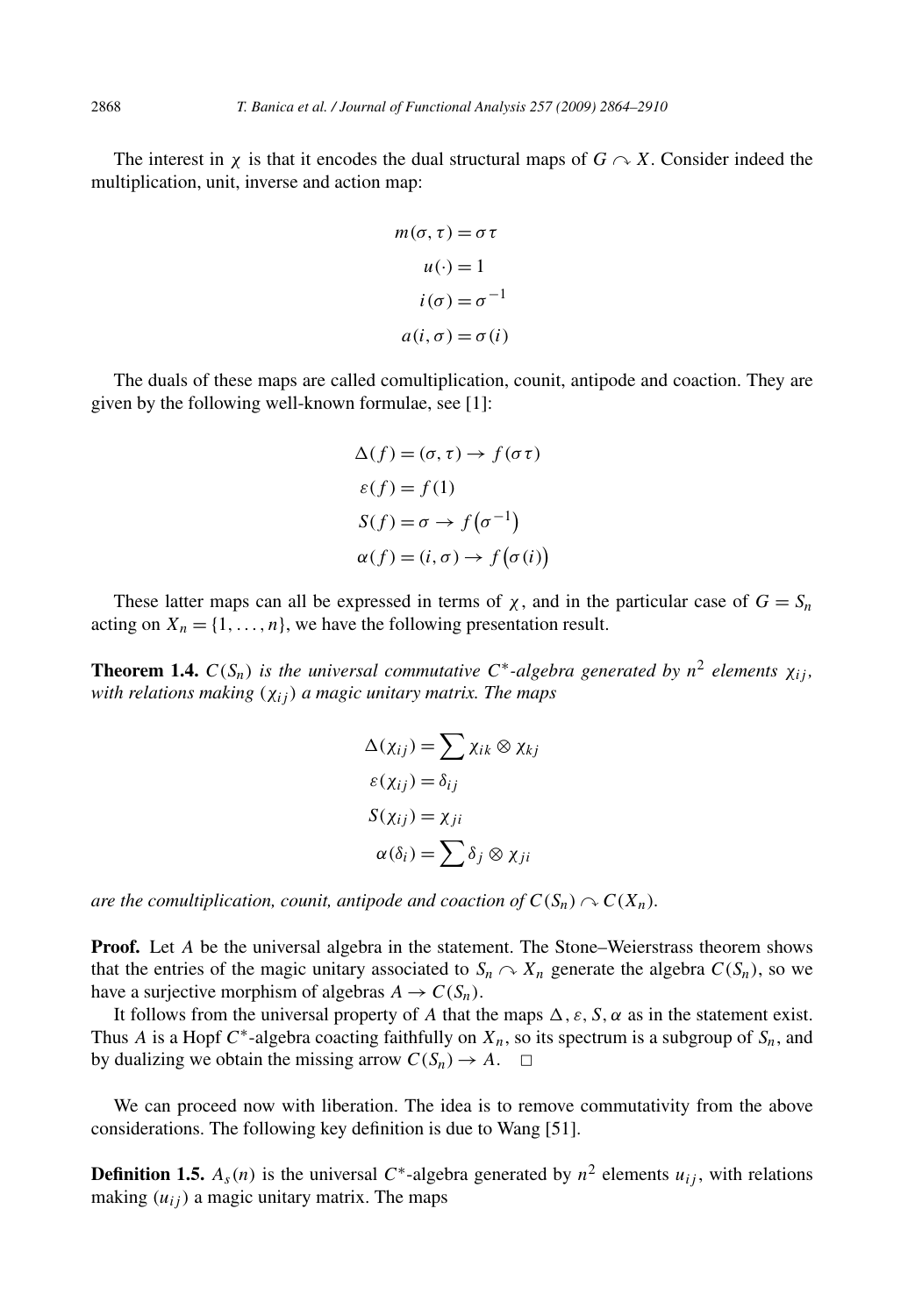The interest in $\chi$ is that it encodes the dual structural maps of $G \curvearrowright X$. Consider indeed the multiplication, unit, inverse and action map:

$$m(\sigma, \tau) = \sigma\tau$$
$$u(\cdot) = 1$$
$$i(\sigma) = \sigma^{-1}$$
$$a(i, \sigma) = \sigma(i)$$

The duals of these maps are called comultiplication, counit, antipode and coaction. They are given by the following well-known formulae, see [1]:

$$\Delta(f) = (\sigma, \tau) \to f(\sigma\tau)$$
$$\varepsilon(f) = f(1)$$
$$S(f) = \sigma \to f\left(\sigma^{-1}\right)$$
$$\alpha(f) = (i, \sigma) \to f\left(\sigma(i)\right)$$

These latter maps can all be expressed in terms of $\chi$, and in the particular case of $G = S_n$ acting on $X_n = \{1, \ldots, n\}$, we have the following presentation result.

**Theorem 1.4.** *$C(S_n)$ is the universal commutative $C^*$-algebra generated by $n^2$ elements $\chi_{ij}$, with relations making $(\chi_{ij})$ a magic unitary matrix. The maps*

$$\Delta(\chi_{ij}) = \sum \chi_{ik} \otimes \chi_{kj}$$
$$\varepsilon(\chi_{ij}) = \delta_{ij}$$
$$S(\chi_{ij}) = \chi_{ji}$$
$$\alpha(\delta_i) = \sum \delta_j \otimes \chi_{ji}$$

*are the comultiplication, counit, antipode and coaction of $C(S_n) \curvearrowright C(X_n)$.*

**Proof.** Let $A$ be the universal algebra in the statement. The Stone–Weierstrass theorem shows that the entries of the magic unitary associated to $S_n \curvearrowright X_n$ generate the algebra $C(S_n)$, so we have a surjective morphism of algebras $A \to C(S_n)$.

It follows from the universal property of $A$ that the maps $\Delta, \varepsilon, S, \alpha$ as in the statement exist. Thus $A$ is a Hopf $C^*$-algebra coacting faithfully on $X_n$, so its spectrum is a subgroup of $S_n$, and by dualizing we obtain the missing arrow $C(S_n) \to A$. $\square$

We can proceed now with liberation. The idea is to remove commutativity from the above considerations. The following key definition is due to Wang [51].

**Definition 1.5.** $A_s(n)$ is the universal $C^*$-algebra generated by $n^2$ elements $u_{ij}$, with relations making $(u_{ij})$ a magic unitary matrix. The maps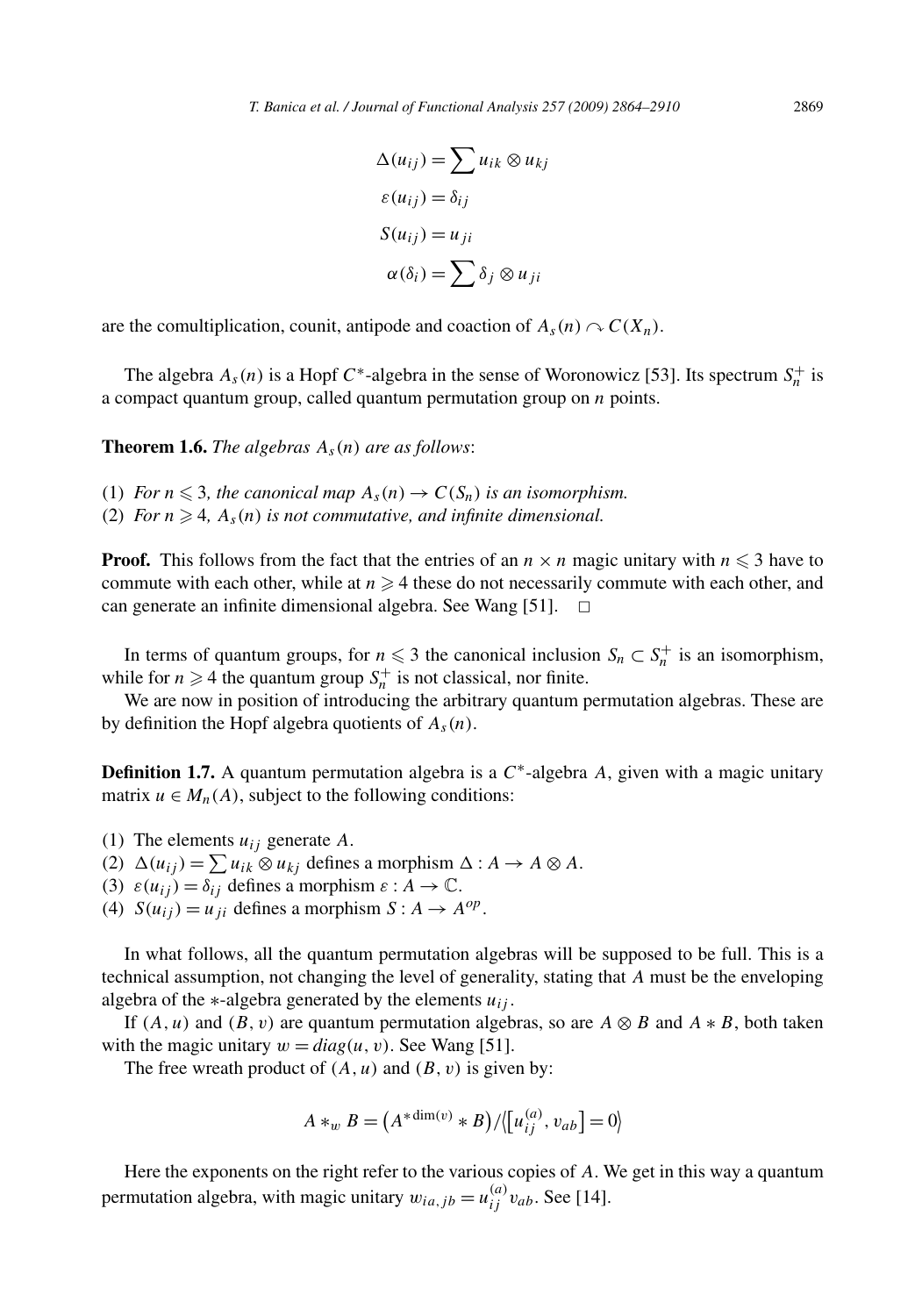$$
\begin{aligned}
\Delta(u_{ij}) &= \sum u_{ik} \otimes u_{kj} \\
\varepsilon(u_{ij}) &= \delta_{ij} \\
S(u_{ij}) &= u_{ji} \\
\alpha(\delta_i) &= \sum \delta_j \otimes u_{ji}
\end{aligned}
$$

are the comultiplication, counit, antipode and coaction of $A_s(n) \curvearrowright C(X_n)$.

The algebra $A_s(n)$ is a Hopf $C^*$-algebra in the sense of Woronowicz [53]. Its spectrum $S_n^+$ is a compact quantum group, called quantum permutation group on $n$ points.

**Theorem 1.6.** *The algebras $A_s(n)$ are as follows*:

(1) *For $n \leqslant 3$, the canonical map $A_s(n) \to C(S_n)$ is an isomorphism.*
(2) *For $n \geqslant 4$, $A_s(n)$ is not commutative, and infinite dimensional.*

**Proof.** This follows from the fact that the entries of an $n \times n$ magic unitary with $n \leqslant 3$ have to commute with each other, while at $n \geqslant 4$ these do not necessarily commute with each other, and can generate an infinite dimensional algebra. See Wang [51]. $\square$

In terms of quantum groups, for $n \leqslant 3$ the canonical inclusion $S_n \subset S_n^+$ is an isomorphism, while for $n \geqslant 4$ the quantum group $S_n^+$ is not classical, nor finite.

We are now in position of introducing the arbitrary quantum permutation algebras. These are by definition the Hopf algebra quotients of $A_s(n)$.

**Definition 1.7.** A quantum permutation algebra is a $C^*$-algebra $A$, given with a magic unitary matrix $u \in M_n(A)$, subject to the following conditions:

(1) The elements $u_{ij}$ generate $A$.
(2) $\Delta(u_{ij}) = \sum u_{ik} \otimes u_{kj}$ defines a morphism $\Delta : A \to A \otimes A$.
(3) $\varepsilon(u_{ij}) = \delta_{ij}$ defines a morphism $\varepsilon : A \to \mathbb{C}$.
(4) $S(u_{ij}) = u_{ji}$ defines a morphism $S : A \to A^{op}$.

In what follows, all the quantum permutation algebras will be supposed to be full. This is a technical assumption, not changing the level of generality, stating that $A$ must be the enveloping algebra of the $*$-algebra generated by the elements $u_{ij}$.

If $(A, u)$ and $(B, v)$ are quantum permutation algebras, so are $A \otimes B$ and $A * B$, both taken with the magic unitary $w = diag(u, v)$. See Wang [51].

The free wreath product of $(A, u)$ and $(B, v)$ is given by:

$$
A *_w B = \left(A^{* \dim(v)} * B\right) / \left\langle \left[u_{ij}^{(a)}, v_{ab}\right] = 0 \right\rangle
$$

Here the exponents on the right refer to the various copies of $A$. We get in this way a quantum permutation algebra, with magic unitary $w_{ia,jb} = u_{ij}^{(a)} v_{ab}$. See [14].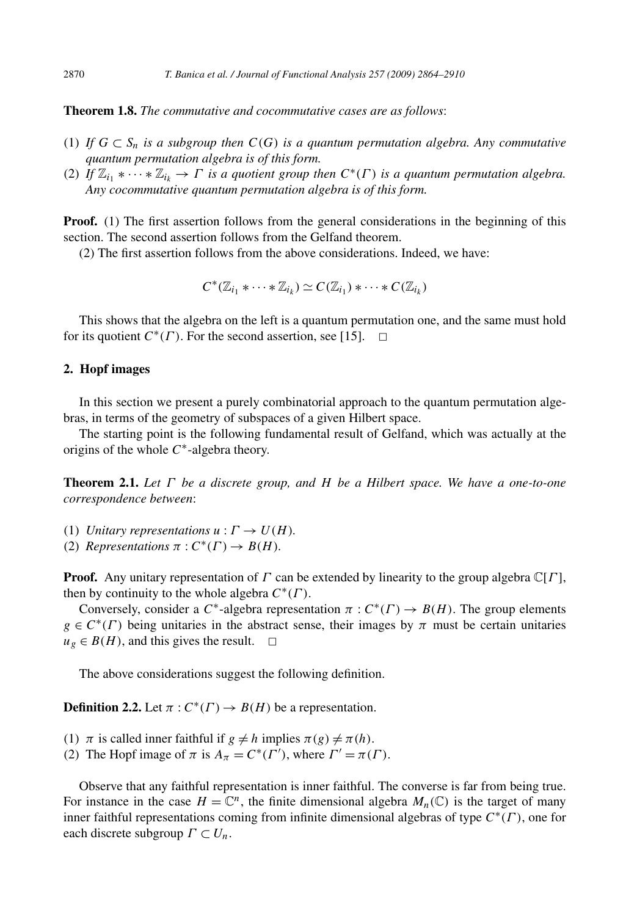**Theorem 1.8.** *The commutative and cocommutative cases are as follows*:

1. *If $G \subset S_n$ is a subgroup then $C(G)$ is a quantum permutation algebra. Any commutative quantum permutation algebra is of this form.*
2. *If $\mathbb{Z}_{i_1} * \cdots * \mathbb{Z}_{i_k} \to \Gamma$ is a quotient group then $C^*(\Gamma)$ is a quantum permutation algebra. Any cocommutative quantum permutation algebra is of this form.*

**Proof.** (1) The first assertion follows from the general considerations in the beginning of this section. The second assertion follows from the Gelfand theorem.

(2) The first assertion follows from the above considerations. Indeed, we have:

$$C^*(\mathbb{Z}_{i_1} * \cdots * \mathbb{Z}_{i_k}) \simeq C(\mathbb{Z}_{i_1}) * \cdots * C(\mathbb{Z}_{i_k})$$

This shows that the algebra on the left is a quantum permutation one, and the same must hold for its quotient $C^*(\Gamma)$. For the second assertion, see [15]. $\square$

## 2. Hopf images

In this section we present a purely combinatorial approach to the quantum permutation algebras, in terms of the geometry of subspaces of a given Hilbert space.

The starting point is the following fundamental result of Gelfand, which was actually at the origins of the whole $C^*$-algebra theory.

**Theorem 2.1.** *Let $\Gamma$ be a discrete group, and $H$ be a Hilbert space. We have a one-to-one correspondence between*:

1. *Unitary representations $u : \Gamma \to U(H)$.*
2. *Representations $\pi : C^*(\Gamma) \to B(H)$.*

**Proof.** Any unitary representation of $\Gamma$ can be extended by linearity to the group algebra $\mathbb{C}[\Gamma]$, then by continuity to the whole algebra $C^*(\Gamma)$.

Conversely, consider a $C^*$-algebra representation $\pi : C^*(\Gamma) \to B(H)$. The group elements $g \in C^*(\Gamma)$ being unitaries in the abstract sense, their images by $\pi$ must be certain unitaries $u_g \in B(H)$, and this gives the result. $\square$

The above considerations suggest the following definition.

**Definition 2.2.** Let $\pi : C^*(\Gamma) \to B(H)$ be a representation.

1. $\pi$ is called inner faithful if $g \neq h$ implies $\pi(g) \neq \pi(h)$.
2. The Hopf image of $\pi$ is $A_\pi = C^*(\Gamma')$, where $\Gamma' = \pi(\Gamma)$.

Observe that any faithful representation is inner faithful. The converse is far from being true. For instance in the case $H = \mathbb{C}^n$, the finite dimensional algebra $M_n(\mathbb{C})$ is the target of many inner faithful representations coming from infinite dimensional algebras of type $C^*(\Gamma)$, one for each discrete subgroup $\Gamma \subset U_n$.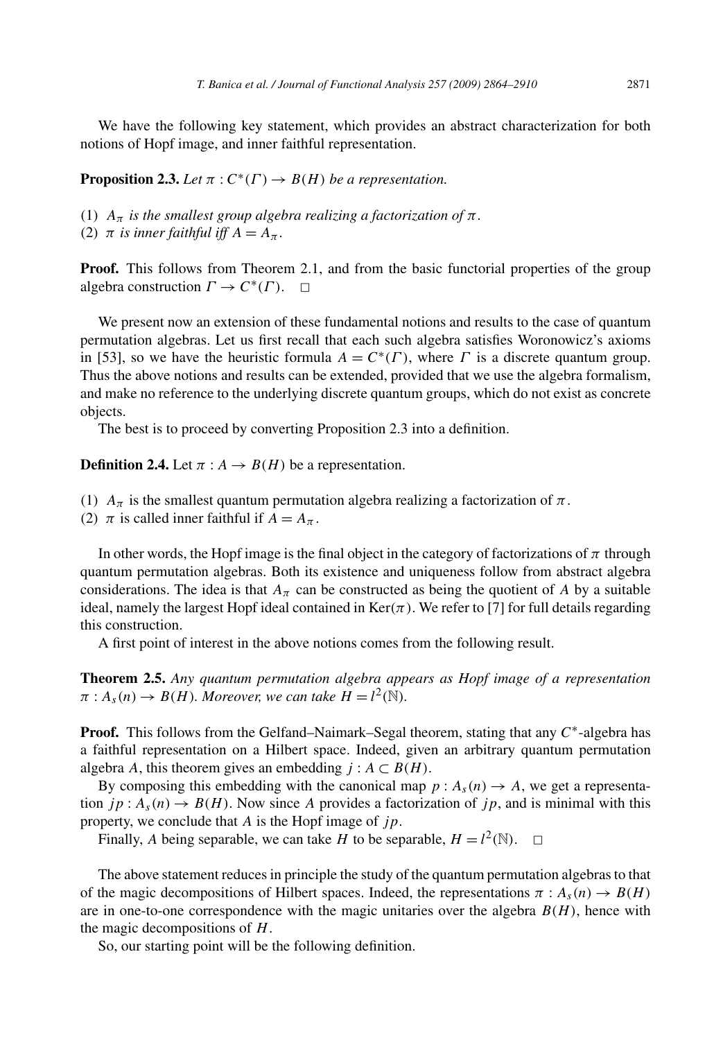We have the following key statement, which provides an abstract characterization for both notions of Hopf image, and inner faithful representation.

**Proposition 2.3.** *Let $\pi : C^*(\Gamma) \to B(H)$ be a representation.*

(1) *$A_\pi$ is the smallest group algebra realizing a factorization of $\pi$.*
(2) *$\pi$ is inner faithful iff $A = A_\pi$.*

**Proof.** This follows from Theorem 2.1, and from the basic functorial properties of the group algebra construction $\Gamma \to C^*(\Gamma)$. □

We present now an extension of these fundamental notions and results to the case of quantum permutation algebras. Let us first recall that each such algebra satisfies Woronowicz's axioms in [53], so we have the heuristic formula $A = C^*(\Gamma)$, where $\Gamma$ is a discrete quantum group. Thus the above notions and results can be extended, provided that we use the algebra formalism, and make no reference to the underlying discrete quantum groups, which do not exist as concrete objects.

The best is to proceed by converting Proposition 2.3 into a definition.

**Definition 2.4.** Let $\pi : A \to B(H)$ be a representation.

(1) $A_\pi$ is the smallest quantum permutation algebra realizing a factorization of $\pi$.
(2) $\pi$ is called inner faithful if $A = A_\pi$.

In other words, the Hopf image is the final object in the category of factorizations of $\pi$ through quantum permutation algebras. Both its existence and uniqueness follow from abstract algebra considerations. The idea is that $A_\pi$ can be constructed as being the quotient of $A$ by a suitable ideal, namely the largest Hopf ideal contained in $\mathrm{Ker}(\pi)$. We refer to [7] for full details regarding this construction.

A first point of interest in the above notions comes from the following result.

**Theorem 2.5.** *Any quantum permutation algebra appears as Hopf image of a representation $\pi : A_s(n) \to B(H)$. Moreover, we can take $H = l^2(\mathbb{N})$.*

**Proof.** This follows from the Gelfand–Naimark–Segal theorem, stating that any $C^*$-algebra has a faithful representation on a Hilbert space. Indeed, given an arbitrary quantum permutation algebra $A$, this theorem gives an embedding $j : A \subset B(H)$.

By composing this embedding with the canonical map $p : A_s(n) \to A$, we get a representation $jp : A_s(n) \to B(H)$. Now since $A$ provides a factorization of $jp$, and is minimal with this property, we conclude that $A$ is the Hopf image of $jp$.

Finally, $A$ being separable, we can take $H$ to be separable, $H = l^2(\mathbb{N})$. □

The above statement reduces in principle the study of the quantum permutation algebras to that of the magic decompositions of Hilbert spaces. Indeed, the representations $\pi : A_s(n) \to B(H)$ are in one-to-one correspondence with the magic unitaries over the algebra $B(H)$, hence with the magic decompositions of $H$.

So, our starting point will be the following definition.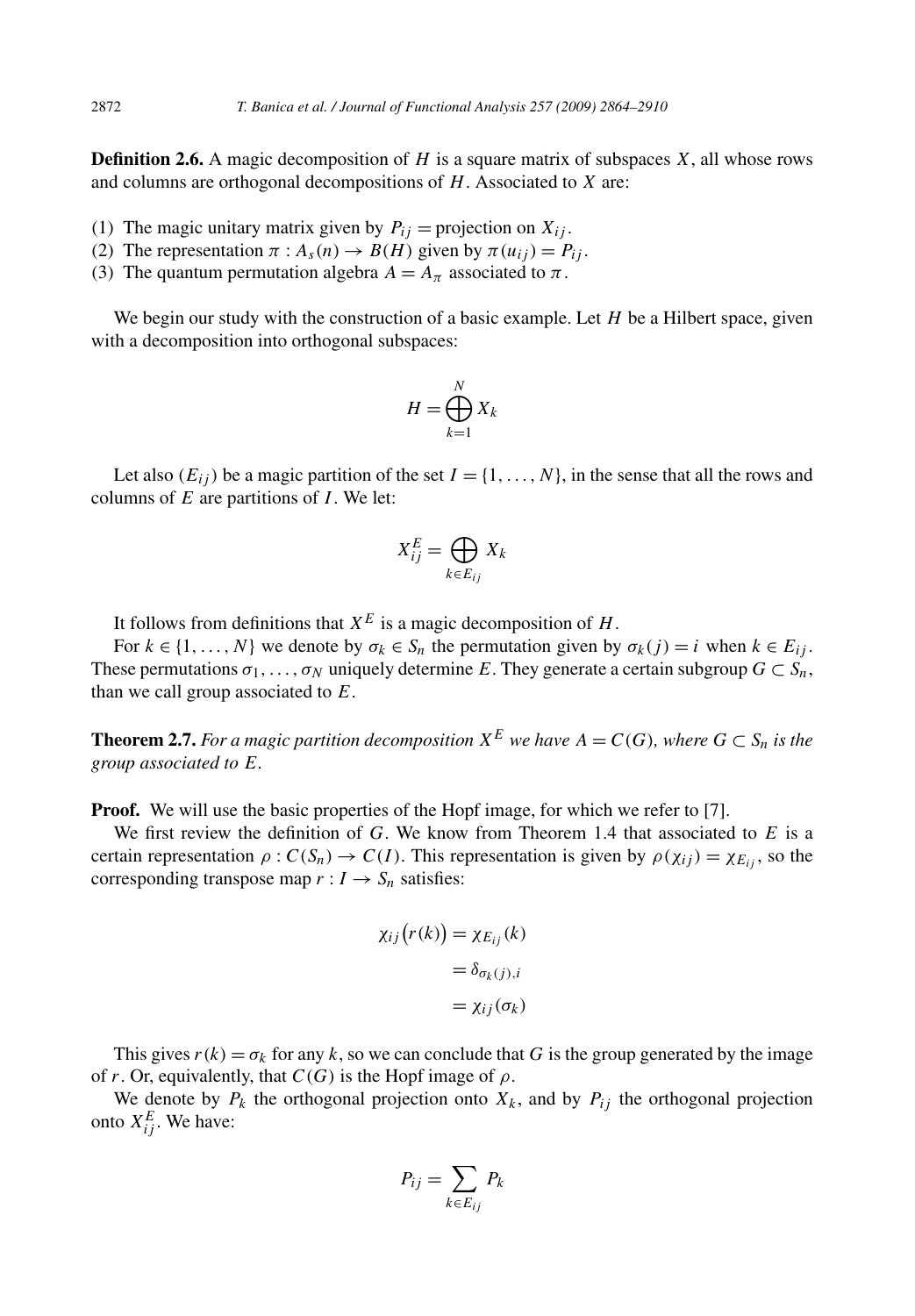**Definition 2.6.** A magic decomposition of $H$ is a square matrix of subspaces $X$, all whose rows and columns are orthogonal decompositions of $H$. Associated to $X$ are:

(1) The magic unitary matrix given by $P_{ij}$ = projection on $X_{ij}$.
(2) The representation $\pi : A_s(n) \to B(H)$ given by $\pi(u_{ij}) = P_{ij}$.
(3) The quantum permutation algebra $A = A_\pi$ associated to $\pi$.

We begin our study with the construction of a basic example. Let $H$ be a Hilbert space, given with a decomposition into orthogonal subspaces:

$$H = \bigoplus_{k=1}^{N} X_k$$

Let also $(E_{ij})$ be a magic partition of the set $I = \{1, \dots, N\}$, in the sense that all the rows and columns of $E$ are partitions of $I$. We let:

$$X_{ij}^E = \bigoplus_{k \in E_{ij}} X_k$$

It follows from definitions that $X^E$ is a magic decomposition of $H$.

For $k \in \{1, \dots, N\}$ we denote by $\sigma_k \in S_n$ the permutation given by $\sigma_k(j) = i$ when $k \in E_{ij}$. These permutations $\sigma_1, \dots, \sigma_N$ uniquely determine $E$. They generate a certain subgroup $G \subset S_n$, than we call group associated to $E$.

**Theorem 2.7.** *For a magic partition decomposition $X^E$ we have $A = C(G)$, where $G \subset S_n$ is the group associated to $E$.*

**Proof.** We will use the basic properties of the Hopf image, for which we refer to [7].

We first review the definition of $G$. We know from Theorem 1.4 that associated to $E$ is a certain representation $\rho : C(S_n) \to C(I)$. This representation is given by $\rho(\chi_{ij}) = \chi_{E_{ij}}$, so the corresponding transpose map $r : I \to S_n$ satisfies:

$$\begin{aligned}
\chi_{ij}\big(r(k)\big) &= \chi_{E_{ij}}(k) \\
&= \delta_{\sigma_k(j),i} \\
&= \chi_{ij}(\sigma_k)
\end{aligned}$$

This gives $r(k) = \sigma_k$ for any $k$, so we can conclude that $G$ is the group generated by the image of $r$. Or, equivalently, that $C(G)$ is the Hopf image of $\rho$.

We denote by $P_k$ the orthogonal projection onto $X_k$, and by $P_{ij}$ the orthogonal projection onto $X_{ij}^E$. We have:

$$P_{ij} = \sum_{k \in E_{ij}} P_k$$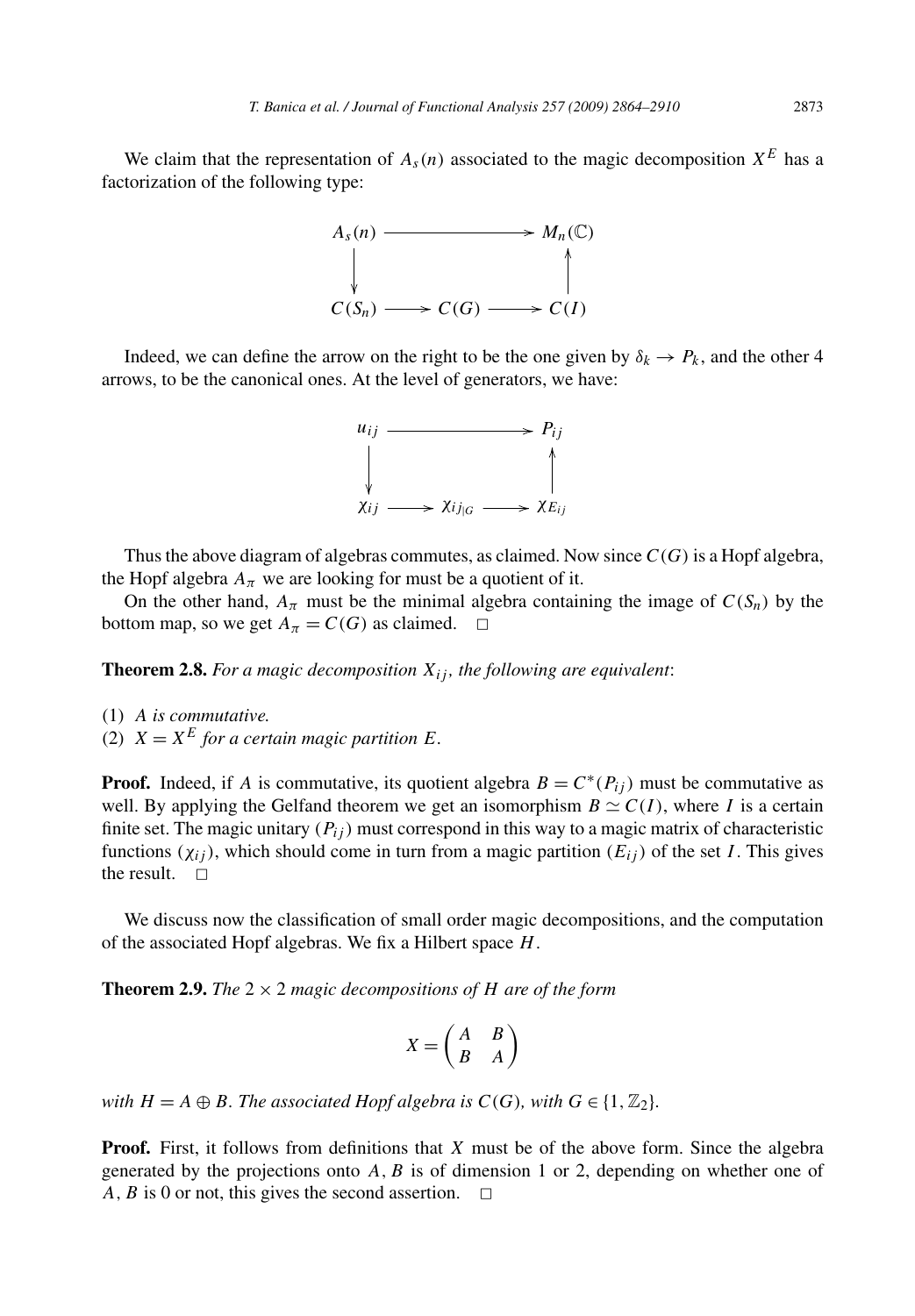We claim that the representation of $A_s(n)$ associated to the magic decomposition $X^E$ has a factorization of the following type:

$$\begin{array}{ccccc} A_s(n) & \longrightarrow & & \longrightarrow & M_n(\mathbb{C}) \\ \downarrow & & & & \uparrow \\ C(S_n) & \longrightarrow & C(G) & \longrightarrow & C(I) \end{array}$$

Indeed, we can define the arrow on the right to be the one given by $\delta_k \to P_k$, and the other 4 arrows, to be the canonical ones. At the level of generators, we have:

$$\begin{array}{ccccc} u_{ij} & \longrightarrow & & \longrightarrow & P_{ij} \\ \downarrow & & & & \uparrow \\ \chi_{ij} & \longrightarrow & \chi_{ij|G} & \longrightarrow & \chi_{E_{ij}} \end{array}$$

Thus the above diagram of algebras commutes, as claimed. Now since $C(G)$ is a Hopf algebra, the Hopf algebra $A_\pi$ we are looking for must be a quotient of it.

On the other hand, $A_\pi$ must be the minimal algebra containing the image of $C(S_n)$ by the bottom map, so we get $A_\pi = C(G)$ as claimed. $\square$

**Theorem 2.8.** *For a magic decomposition $X_{ij}$, the following are equivalent*:

(1) *$A$ is commutative.*
(2) *$X = X^E$ for a certain magic partition $E$.*

**Proof.** Indeed, if $A$ is commutative, its quotient algebra $B = C^*(P_{ij})$ must be commutative as well. By applying the Gelfand theorem we get an isomorphism $B \simeq C(I)$, where $I$ is a certain finite set. The magic unitary $(P_{ij})$ must correspond in this way to a magic matrix of characteristic functions $(\chi_{ij})$, which should come in turn from a magic partition $(E_{ij})$ of the set $I$. This gives the result. $\square$

We discuss now the classification of small order magic decompositions, and the computation of the associated Hopf algebras. We fix a Hilbert space $H$.

**Theorem 2.9.** *The $2 \times 2$ magic decompositions of $H$ are of the form*

$$X = \begin{pmatrix} A & B \\ B & A \end{pmatrix}$$

*with $H = A \oplus B$. The associated Hopf algebra is $C(G)$, with $G \in \{1, \mathbb{Z}_2\}$.*

**Proof.** First, it follows from definitions that $X$ must be of the above form. Since the algebra generated by the projections onto $A, B$ is of dimension 1 or 2, depending on whether one of $A, B$ is 0 or not, this gives the second assertion. $\square$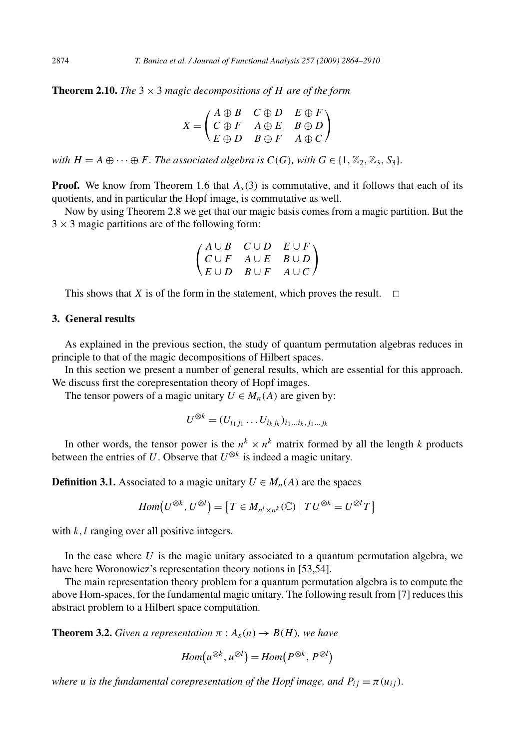**Theorem 2.10.** *The $3 \times 3$ magic decompositions of $H$ are of the form*

$$X = \begin{pmatrix} A \oplus B & C \oplus D & E \oplus F \\ C \oplus F & A \oplus E & B \oplus D \\ E \oplus D & B \oplus F & A \oplus C \end{pmatrix}$$

*with $H = A \oplus \cdots \oplus F$. The associated algebra is $C(G)$, with $G \in \{1, \mathbb{Z}_2, \mathbb{Z}_3, S_3\}$.*

**Proof.** We know from Theorem 1.6 that $A_s(3)$ is commutative, and it follows that each of its quotients, and in particular the Hopf image, is commutative as well.

Now by using Theorem 2.8 we get that our magic basis comes from a magic partition. But the $3 \times 3$ magic partitions are of the following form:

$$\begin{pmatrix} A \cup B & C \cup D & E \cup F \\ C \cup F & A \cup E & B \cup D \\ E \cup D & B \cup F & A \cup C \end{pmatrix}$$

This shows that $X$ is of the form in the statement, which proves the result. $\square$

## 3. General results

As explained in the previous section, the study of quantum permutation algebras reduces in principle to that of the magic decompositions of Hilbert spaces.

In this section we present a number of general results, which are essential for this approach. We discuss first the corepresentation theory of Hopf images.

The tensor powers of a magic unitary $U \in M_n(A)$ are given by:

$$U^{\otimes k} = (U_{i_1 j_1} \dots U_{i_k j_k})_{i_1 \dots i_k, j_1 \dots j_k}$$

In other words, the tensor power is the $n^k \times n^k$ matrix formed by all the length $k$ products between the entries of $U$. Observe that $U^{\otimes k}$ is indeed a magic unitary.

**Definition 3.1.** Associated to a magic unitary $U \in M_n(A)$ are the spaces

$$Hom\big(U^{\otimes k}, U^{\otimes l}\big) = \big\{T \in M_{n^l \times n^k}(\mathbb{C}) \;\big|\; TU^{\otimes k} = U^{\otimes l} T\big\}$$

with $k, l$ ranging over all positive integers.

In the case where $U$ is the magic unitary associated to a quantum permutation algebra, we have here Woronowicz's representation theory notions in [53,54].

The main representation theory problem for a quantum permutation algebra is to compute the above Hom-spaces, for the fundamental magic unitary. The following result from [7] reduces this abstract problem to a Hilbert space computation.

**Theorem 3.2.** *Given a representation $\pi : A_s(n) \to B(H)$, we have*

$$Hom\big(u^{\otimes k}, u^{\otimes l}\big) = Hom\big(P^{\otimes k}, P^{\otimes l}\big)$$

*where $u$ is the fundamental corepresentation of the Hopf image, and $P_{ij} = \pi(u_{ij})$.*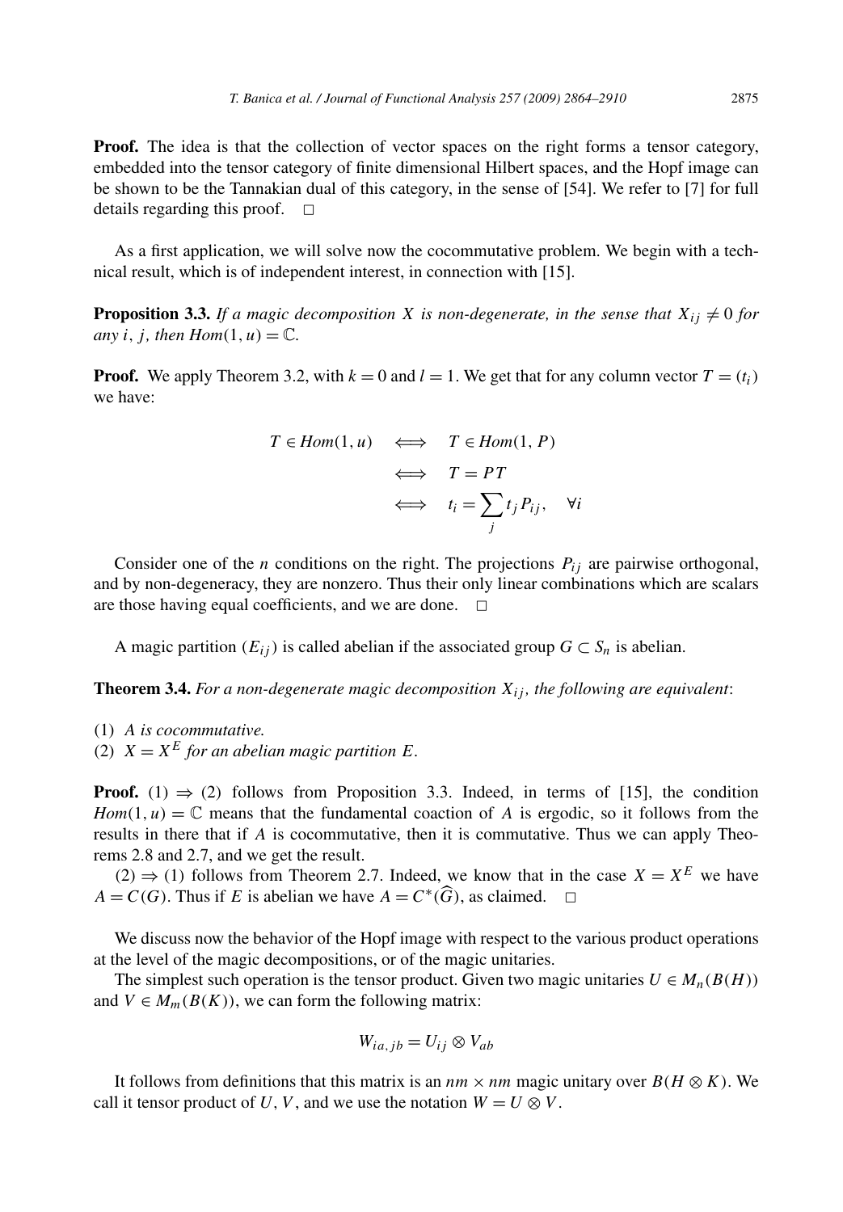**Proof.** The idea is that the collection of vector spaces on the right forms a tensor category, embedded into the tensor category of finite dimensional Hilbert spaces, and the Hopf image can be shown to be the Tannakian dual of this category, in the sense of [54]. We refer to [7] for full details regarding this proof. $\square$

As a first application, we will solve now the cocommutative problem. We begin with a technical result, which is of independent interest, in connection with [15].

**Proposition 3.3.** *If a magic decomposition $X$ is non-degenerate, in the sense that $X_{ij} \neq 0$ for any $i, j$, then $Hom(1, u) = \mathbb{C}$.*

**Proof.** We apply Theorem 3.2, with $k = 0$ and $l = 1$. We get that for any column vector $T = (t_i)$ we have:

$$\begin{aligned} T \in Hom(1, u) &\iff T \in Hom(1, P) \\ &\iff T = PT \\ &\iff t_i = \sum_j t_j P_{ij}, \quad \forall i \end{aligned}$$

Consider one of the $n$ conditions on the right. The projections $P_{ij}$ are pairwise orthogonal, and by non-degeneracy, they are nonzero. Thus their only linear combinations which are scalars are those having equal coefficients, and we are done. $\square$

A magic partition $(E_{ij})$ is called abelian if the associated group $G \subset S_n$ is abelian.

**Theorem 3.4.** *For a non-degenerate magic decomposition $X_{ij}$, the following are equivalent:*

1. *$A$ is cocommutative.*
2. *$X = X^E$ for an abelian magic partition $E$.*

**Proof.** (1) $\Rightarrow$ (2) follows from Proposition 3.3. Indeed, in terms of [15], the condition $Hom(1, u) = \mathbb{C}$ means that the fundamental coaction of $A$ is ergodic, so it follows from the results in there that if $A$ is cocommutative, then it is commutative. Thus we can apply Theorems 2.8 and 2.7, and we get the result.

(2) $\Rightarrow$ (1) follows from Theorem 2.7. Indeed, we know that in the case $X = X^E$ we have $A = C(G)$. Thus if $E$ is abelian we have $A = C^*(\widehat{G})$, as claimed. $\square$

We discuss now the behavior of the Hopf image with respect to the various product operations at the level of the magic decompositions, or of the magic unitaries.

The simplest such operation is the tensor product. Given two magic unitaries $U \in M_n(B(H))$ and $V \in M_m(B(K))$, we can form the following matrix:

$$W_{ia,jb} = U_{ij} \otimes V_{ab}$$

It follows from definitions that this matrix is an $nm \times nm$ magic unitary over $B(H \otimes K)$. We call it tensor product of $U, V$, and we use the notation $W = U \otimes V$.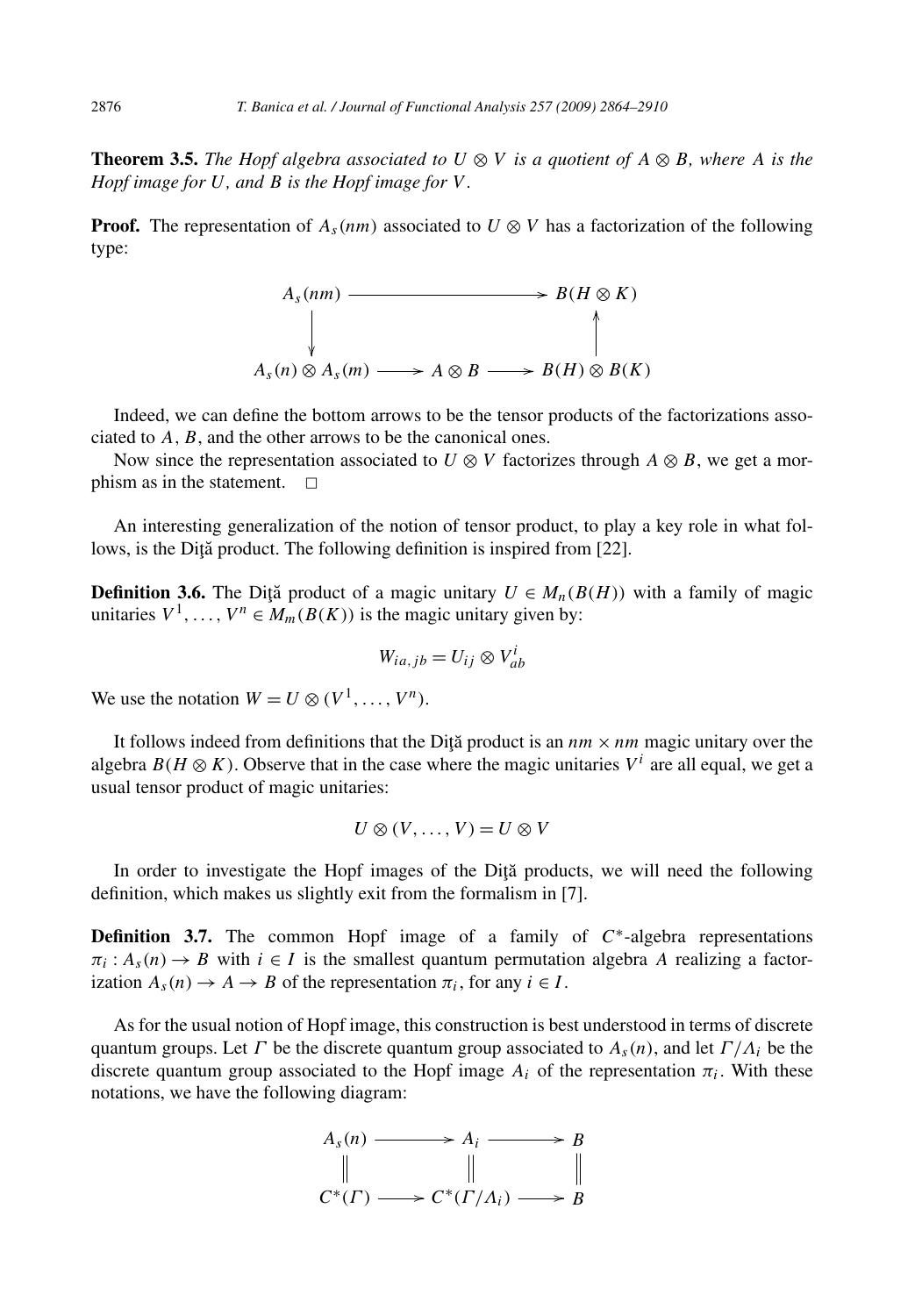**Theorem 3.5.** *The Hopf algebra associated to $U \otimes V$ is a quotient of $A \otimes B$, where $A$ is the Hopf image for $U$, and $B$ is the Hopf image for $V$.*

**Proof.** The representation of $A_s(nm)$ associated to $U \otimes V$ has a factorization of the following type:

$$\begin{array}{ccccc} A_s(nm) & \longrightarrow & & \longrightarrow & B(H \otimes K) \\ \downarrow & & & & \uparrow \\ A_s(n) \otimes A_s(m) & \longrightarrow & A \otimes B & \longrightarrow & B(H) \otimes B(K) \end{array}$$

Indeed, we can define the bottom arrows to be the tensor products of the factorizations associated to $A$, $B$, and the other arrows to be the canonical ones.

Now since the representation associated to $U \otimes V$ factorizes through $A \otimes B$, we get a morphism as in the statement. $\square$

An interesting generalization of the notion of tensor product, to play a key role in what follows, is the Diţă product. The following definition is inspired from [22].

**Definition 3.6.** The Diţă product of a magic unitary $U \in M_n(B(H))$ with a family of magic unitaries $V^1, \dots, V^n \in M_m(B(K))$ is the magic unitary given by:

$$W_{ia,jb} = U_{ij} \otimes V^i_{ab}$$

We use the notation $W = U \otimes (V^1, \dots, V^n)$.

It follows indeed from definitions that the Diţă product is an $nm \times nm$ magic unitary over the algebra $B(H \otimes K)$. Observe that in the case where the magic unitaries $V^i$ are all equal, we get a usual tensor product of magic unitaries:

$$U \otimes (V, \dots, V) = U \otimes V$$

In order to investigate the Hopf images of the Diţă products, we will need the following definition, which makes us slightly exit from the formalism in [7].

**Definition 3.7.** The common Hopf image of a family of $C^*$-algebra representations $\pi_i : A_s(n) \to B$ with $i \in I$ is the smallest quantum permutation algebra $A$ realizing a factorization $A_s(n) \to A \to B$ of the representation $\pi_i$, for any $i \in I$.

As for the usual notion of Hopf image, this construction is best understood in terms of discrete quantum groups. Let $\Gamma$ be the discrete quantum group associated to $A_s(n)$, and let $\Gamma/\Lambda_i$ be the discrete quantum group associated to the Hopf image $A_i$ of the representation $\pi_i$. With these notations, we have the following diagram:

$$\begin{array}{ccccc} A_s(n) & \longrightarrow & A_i & \longrightarrow & B \\ \| & & \| & & \| \\ C^*(\Gamma) & \longrightarrow & C^*(\Gamma/\Lambda_i) & \longrightarrow & B \end{array}$$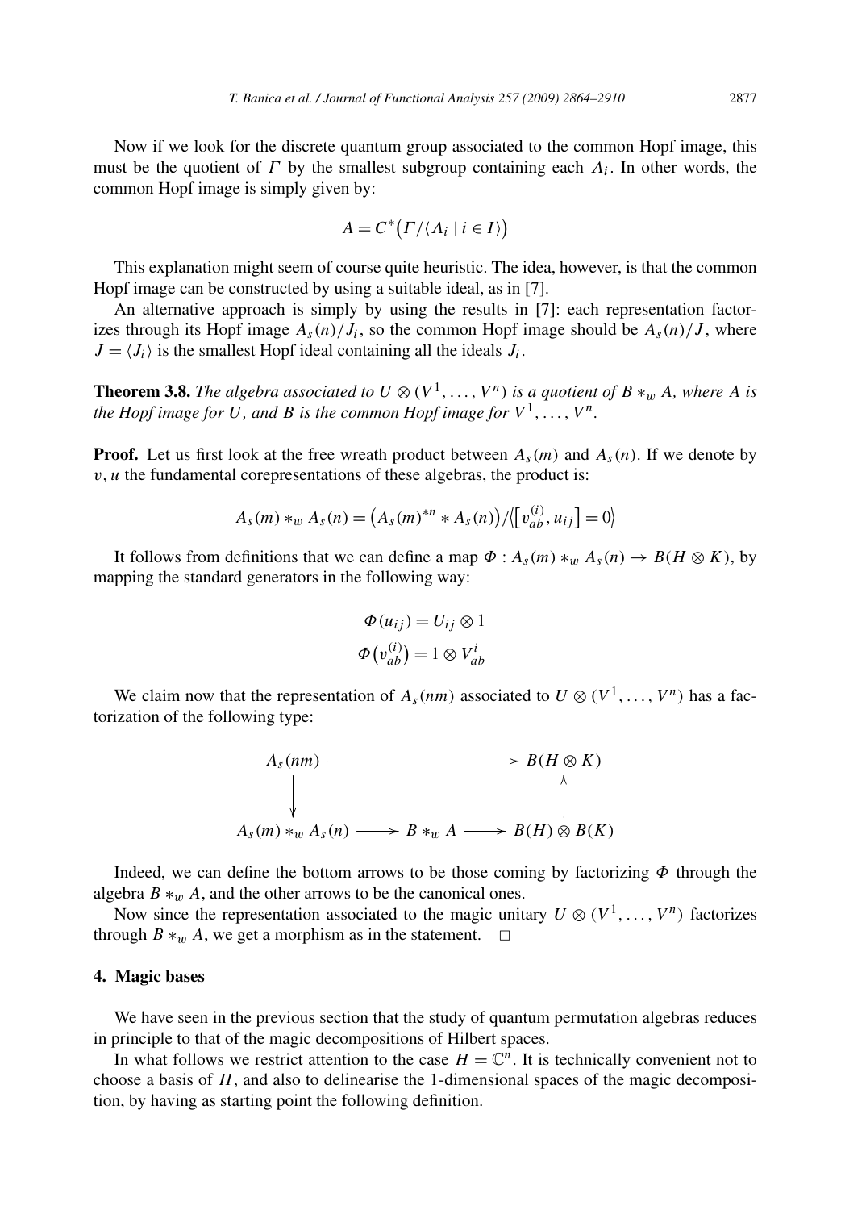Now if we look for the discrete quantum group associated to the common Hopf image, this must be the quotient of $\Gamma$ by the smallest subgroup containing each $\Lambda_i$. In other words, the common Hopf image is simply given by:

$$A = C^*\big(\Gamma / \langle \Lambda_i \mid i \in I \rangle\big)$$

This explanation might seem of course quite heuristic. The idea, however, is that the common Hopf image can be constructed by using a suitable ideal, as in [7].

An alternative approach is simply by using the results in [7]: each representation factorizes through its Hopf image $A_s(n)/J_i$, so the common Hopf image should be $A_s(n)/J$, where $J = \langle J_i \rangle$ is the smallest Hopf ideal containing all the ideals $J_i$.

**Theorem 3.8.** *The algebra associated to $U \otimes (V^1, \ldots, V^n)$ is a quotient of $B *_w A$, where $A$ is the Hopf image for $U$, and $B$ is the common Hopf image for $V^1, \ldots, V^n$.*

**Proof.** Let us first look at the free wreath product between $A_s(m)$ and $A_s(n)$. If we denote by $v, u$ the fundamental corepresentations of these algebras, the product is:

$$A_s(m) *_w A_s(n) = \big(A_s(m)^{*n} * A_s(n)\big) / \big\langle \big[v_{ab}^{(i)}, u_{ij}\big] = 0 \big\rangle$$

It follows from definitions that we can define a map $\Phi : A_s(m) *_w A_s(n) \to B(H \otimes K)$, by mapping the standard generators in the following way:

$$\Phi(u_{ij}) = U_{ij} \otimes 1$$
$$\Phi\big(v_{ab}^{(i)}\big) = 1 \otimes V_{ab}^i$$

We claim now that the representation of $A_s(nm)$ associated to $U \otimes (V^1, \ldots, V^n)$ has a factorization of the following type:

$$\begin{array}{ccccc}
A_s(nm) & \longrightarrow & & \longrightarrow & B(H \otimes K) \\
\downarrow & & & & \uparrow \\
A_s(m) *_w A_s(n) & \longrightarrow & B *_w A & \longrightarrow & B(H) \otimes B(K)
\end{array}$$

Indeed, we can define the bottom arrows to be those coming by factorizing $\Phi$ through the algebra $B *_w A$, and the other arrows to be the canonical ones.

Now since the representation associated to the magic unitary $U \otimes (V^1, \ldots, V^n)$ factorizes through $B *_w A$, we get a morphism as in the statement. $\square$

## 4. Magic bases

We have seen in the previous section that the study of quantum permutation algebras reduces in principle to that of the magic decompositions of Hilbert spaces.

In what follows we restrict attention to the case $H = \mathbb{C}^n$. It is technically convenient not to choose a basis of $H$, and also to delinearise the 1-dimensional spaces of the magic decomposition, by having as starting point the following definition.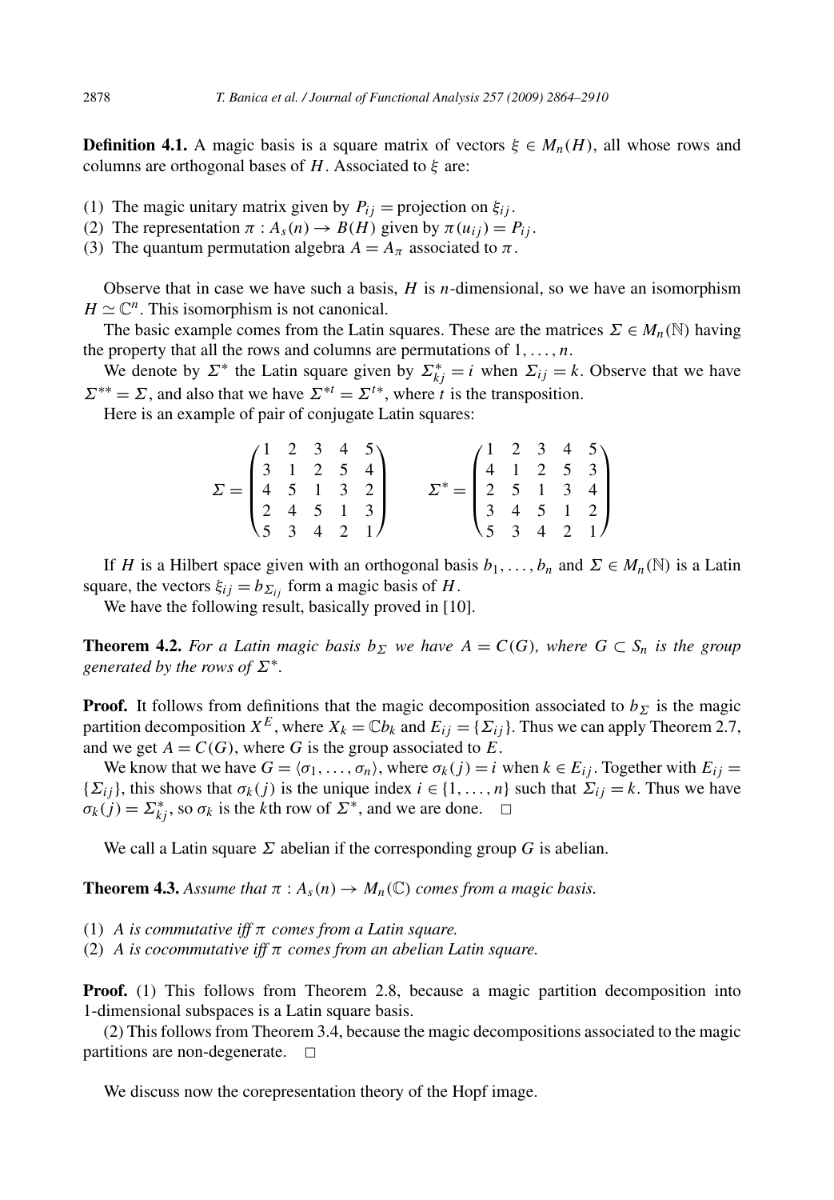**Definition 4.1.** A magic basis is a square matrix of vectors $\xi \in M_n(H)$, all whose rows and columns are orthogonal bases of $H$. Associated to $\xi$ are:

(1) The magic unitary matrix given by $P_{ij}$ = projection on $\xi_{ij}$.
(2) The representation $\pi : A_s(n) \to B(H)$ given by $\pi(u_{ij}) = P_{ij}$.
(3) The quantum permutation algebra $A = A_\pi$ associated to $\pi$.

Observe that in case we have such a basis, $H$ is $n$-dimensional, so we have an isomorphism $H \simeq \mathbb{C}^n$. This isomorphism is not canonical.

The basic example comes from the Latin squares. These are the matrices $\Sigma \in M_n(\mathbb{N})$ having the property that all the rows and columns are permutations of $1, \ldots, n$.

We denote by $\Sigma^*$ the Latin square given by $\Sigma^*_{kj} = i$ when $\Sigma_{ij} = k$. Observe that we have $\Sigma^{**} = \Sigma$, and also that we have $\Sigma^{*t} = \Sigma^{t*}$, where $t$ is the transposition.

Here is an example of pair of conjugate Latin squares:

$$\Sigma = \begin{pmatrix} 1 & 2 & 3 & 4 & 5 \\ 3 & 1 & 2 & 5 & 4 \\ 4 & 5 & 1 & 3 & 2 \\ 2 & 4 & 5 & 1 & 3 \\ 5 & 3 & 4 & 2 & 1 \end{pmatrix} \qquad \Sigma^* = \begin{pmatrix} 1 & 2 & 3 & 4 & 5 \\ 4 & 1 & 2 & 5 & 3 \\ 2 & 5 & 1 & 3 & 4 \\ 3 & 4 & 5 & 1 & 2 \\ 5 & 3 & 4 & 2 & 1 \end{pmatrix}$$

If $H$ is a Hilbert space given with an orthogonal basis $b_1, \ldots, b_n$ and $\Sigma \in M_n(\mathbb{N})$ is a Latin square, the vectors $\xi_{ij} = b_{\Sigma_{ij}}$ form a magic basis of $H$.

We have the following result, basically proved in [10].

**Theorem 4.2.** *For a Latin magic basis $b_\Sigma$ we have $A = C(G)$, where $G \subset S_n$ is the group generated by the rows of $\Sigma^*$.*

**Proof.** It follows from definitions that the magic decomposition associated to $b_\Sigma$ is the magic partition decomposition $X^E$, where $X_k = \mathbb{C}b_k$ and $E_{ij} = \{\Sigma_{ij}\}$. Thus we can apply Theorem 2.7, and we get $A = C(G)$, where $G$ is the group associated to $E$.

We know that we have $G = \langle \sigma_1, \ldots, \sigma_n \rangle$, where $\sigma_k(j) = i$ when $k \in E_{ij}$. Together with $E_{ij} = \{\Sigma_{ij}\}$, this shows that $\sigma_k(j)$ is the unique index $i \in \{1, \ldots, n\}$ such that $\Sigma_{ij} = k$. Thus we have $\sigma_k(j) = \Sigma^*_{kj}$, so $\sigma_k$ is the $k$th row of $\Sigma^*$, and we are done. $\square$

We call a Latin square $\Sigma$ abelian if the corresponding group $G$ is abelian.

**Theorem 4.3.** *Assume that $\pi : A_s(n) \to M_n(\mathbb{C})$ comes from a magic basis.*

(1) *$A$ is commutative iff $\pi$ comes from a Latin square.*
(2) *$A$ is cocommutative iff $\pi$ comes from an abelian Latin square.*

**Proof.** (1) This follows from Theorem 2.8, because a magic partition decomposition into 1-dimensional subspaces is a Latin square basis.

(2) This follows from Theorem 3.4, because the magic decompositions associated to the magic partitions are non-degenerate. $\square$

We discuss now the corepresentation theory of the Hopf image.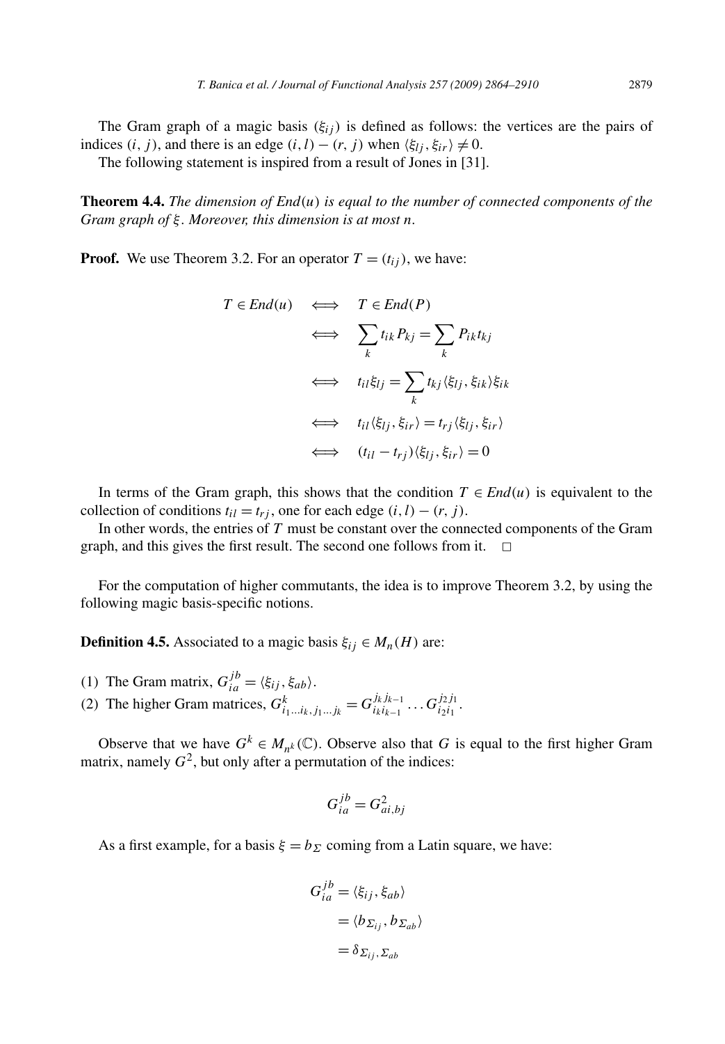The Gram graph of a magic basis $(\xi_{ij})$ is defined as follows: the vertices are the pairs of indices $(i, j)$, and there is an edge $(i, l) - (r, j)$ when $\langle \xi_{lj}, \xi_{ir} \rangle \neq 0$.

The following statement is inspired from a result of Jones in [31].

**Theorem 4.4.** *The dimension of $End(u)$ is equal to the number of connected components of the Gram graph of $\xi$. Moreover, this dimension is at most $n$.*

**Proof.** We use Theorem 3.2. For an operator $T = (t_{ij})$, we have:

$$
\begin{aligned}
T \in End(u) &\iff T \in End(P) \\
&\iff \sum_k t_{ik} P_{kj} = \sum_k P_{ik} t_{kj} \\
&\iff t_{il} \xi_{lj} = \sum_k t_{kj} \langle \xi_{lj}, \xi_{ik} \rangle \xi_{ik} \\
&\iff t_{il} \langle \xi_{lj}, \xi_{ir} \rangle = t_{rj} \langle \xi_{lj}, \xi_{ir} \rangle \\
&\iff (t_{il} - t_{rj}) \langle \xi_{lj}, \xi_{ir} \rangle = 0
\end{aligned}
$$

In terms of the Gram graph, this shows that the condition $T \in End(u)$ is equivalent to the collection of conditions $t_{il} = t_{rj}$, one for each edge $(i, l) - (r, j)$.

In other words, the entries of $T$ must be constant over the connected components of the Gram graph, and this gives the first result. The second one follows from it. $\square$

For the computation of higher commutants, the idea is to improve Theorem 3.2, by using the following magic basis-specific notions.

**Definition 4.5.** Associated to a magic basis $\xi_{ij} \in M_n(H)$ are:

(1) The Gram matrix, $G_{ia}^{jb} = \langle \xi_{ij}, \xi_{ab} \rangle$.
(2) The higher Gram matrices, $G^k_{i_1 \dots i_k, j_1 \dots j_k} = G_{i_k i_{k-1}}^{j_k j_{k-1}} \dots G_{i_2 i_1}^{j_2 j_1}$.

Observe that we have $G^k \in M_{n^k}(\mathbb{C})$. Observe also that $G$ is equal to the first higher Gram matrix, namely $G^2$, but only after a permutation of the indices:

$$G_{ia}^{jb} = G^2_{ai,bj}$$

As a first example, for a basis $\xi = b_\Sigma$ coming from a Latin square, we have:

$$
\begin{aligned}
G_{ia}^{jb} &= \langle \xi_{ij}, \xi_{ab} \rangle \\
&= \langle b_{\Sigma_{ij}}, b_{\Sigma_{ab}} \rangle \\
&= \delta_{\Sigma_{ij}, \Sigma_{ab}}
\end{aligned}
$$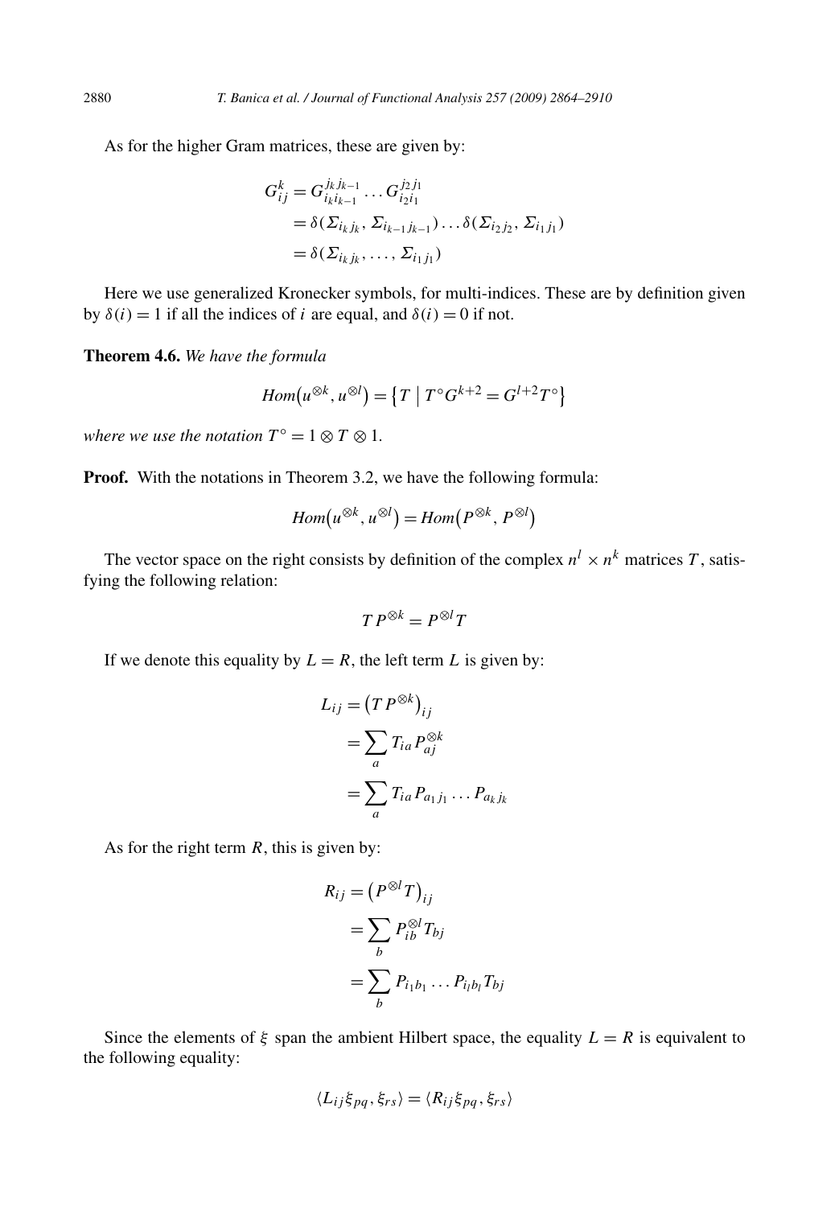As for the higher Gram matrices, these are given by:

$$
\begin{aligned}
G^k_{ij} &= G^{j_k j_{k-1}}_{i_k i_{k-1}} \dots G^{j_2 j_1}_{i_2 i_1} \\
&= \delta(\Sigma_{i_k j_k}, \Sigma_{i_{k-1} j_{k-1}}) \dots \delta(\Sigma_{i_2 j_2}, \Sigma_{i_1 j_1}) \\
&= \delta(\Sigma_{i_k j_k}, \dots, \Sigma_{i_1 j_1})
\end{aligned}
$$

Here we use generalized Kronecker symbols, for multi-indices. These are by definition given by $\delta(i) = 1$ if all the indices of $i$ are equal, and $\delta(i) = 0$ if not.

**Theorem 4.6.** *We have the formula*

$$
Hom\big(u^{\otimes k}, u^{\otimes l}\big) = \big\{T \;\big|\; T^\circ G^{k+2} = G^{l+2} T^\circ\big\}
$$

*where we use the notation $T^\circ = 1 \otimes T \otimes 1$.*

**Proof.** With the notations in Theorem 3.2, we have the following formula:

$$
Hom\big(u^{\otimes k}, u^{\otimes l}\big) = Hom\big(P^{\otimes k}, P^{\otimes l}\big)
$$

The vector space on the right consists by definition of the complex $n^l \times n^k$ matrices $T$, satisfying the following relation:

$$
T P^{\otimes k} = P^{\otimes l} T
$$

If we denote this equality by $L = R$, the left term $L$ is given by:

$$
\begin{aligned}
L_{ij} &= \big(T P^{\otimes k}\big)_{ij} \\
&= \sum_a T_{ia} P^{\otimes k}_{aj} \\
&= \sum_a T_{ia} P_{a_1 j_1} \dots P_{a_k j_k}
\end{aligned}
$$

As for the right term $R$, this is given by:

$$
\begin{aligned}
R_{ij} &= \big(P^{\otimes l} T\big)_{ij} \\
&= \sum_b P^{\otimes l}_{ib} T_{bj} \\
&= \sum_b P_{i_1 b_1} \dots P_{i_l b_l} T_{bj}
\end{aligned}
$$

Since the elements of $\xi$ span the ambient Hilbert space, the equality $L = R$ is equivalent to the following equality:

$$
\langle L_{ij} \xi_{pq}, \xi_{rs} \rangle = \langle R_{ij} \xi_{pq}, \xi_{rs} \rangle
$$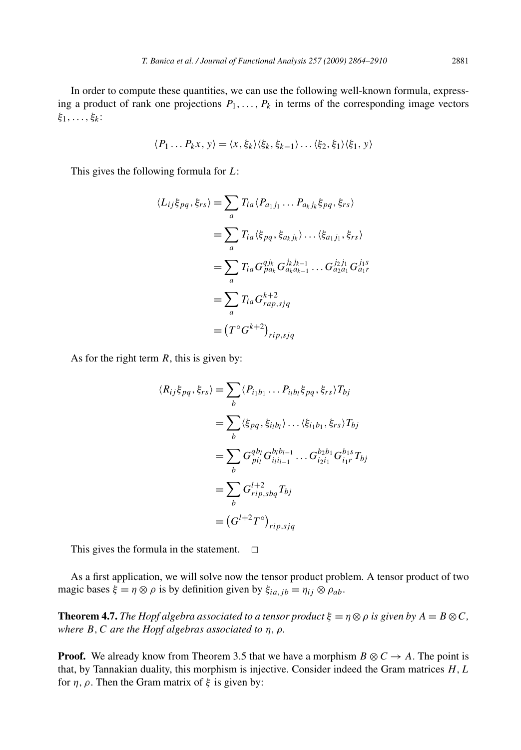In order to compute these quantities, we can use the following well-known formula, expressing a product of rank one projections $P_1, \dots, P_k$ in terms of the corresponding image vectors $\xi_1, \dots, \xi_k$:

$$\langle P_1 \dots P_k x, y \rangle = \langle x, \xi_k \rangle \langle \xi_k, \xi_{k-1} \rangle \dots \langle \xi_2, \xi_1 \rangle \langle \xi_1, y \rangle$$

This gives the following formula for $L$:

$$\begin{aligned}
\langle L_{ij} \xi_{pq}, \xi_{rs} \rangle &= \sum_a T_{ia} \langle P_{a_1 j_1} \dots P_{a_k j_k} \xi_{pq}, \xi_{rs} \rangle \\
&= \sum_a T_{ia} \langle \xi_{pq}, \xi_{a_k j_k} \rangle \dots \langle \xi_{a_1 j_1}, \xi_{rs} \rangle \\
&= \sum_a T_{ia} G_{pa_k}^{qj_k} G_{a_k a_{k-1}}^{j_k j_{k-1}} \dots G_{a_2 a_1}^{j_2 j_1} G_{a_1 r}^{j_1 s} \\
&= \sum_a T_{ia} G_{rap,sjq}^{k+2} \\
&= \left(T^\circ G^{k+2}\right)_{rip,sjq}
\end{aligned}$$

As for the right term $R$, this is given by:

$$\begin{aligned}
\langle R_{ij} \xi_{pq}, \xi_{rs} \rangle &= \sum_b \langle P_{i_1 b_1} \dots P_{i_l b_l} \xi_{pq}, \xi_{rs} \rangle T_{bj} \\
&= \sum_b \langle \xi_{pq}, \xi_{i_l b_l} \rangle \dots \langle \xi_{i_1 b_1}, \xi_{rs} \rangle T_{bj} \\
&= \sum_b G_{pi_l}^{qb_l} G_{i_l i_{l-1}}^{b_l b_{l-1}} \dots G_{i_2 i_1}^{b_2 b_1} G_{i_1 r}^{b_1 s} T_{bj} \\
&= \sum_b G_{rip,sbq}^{l+2} T_{bj} \\
&= \left(G^{l+2} T^\circ\right)_{rip,sjq}
\end{aligned}$$

This gives the formula in the statement. $\square$

As a first application, we will solve now the tensor product problem. A tensor product of two magic bases $\xi = \eta \otimes \rho$ is by definition given by $\xi_{ia,jb} = \eta_{ij} \otimes \rho_{ab}$.

**Theorem 4.7.** *The Hopf algebra associated to a tensor product $\xi = \eta \otimes \rho$ is given by $A = B \otimes C$, where $B, C$ are the Hopf algebras associated to $\eta, \rho$.*

**Proof.** We already know from Theorem 3.5 that we have a morphism $B \otimes C \to A$. The point is that, by Tannakian duality, this morphism is injective. Consider indeed the Gram matrices $H, L$ for $\eta, \rho$. Then the Gram matrix of $\xi$ is given by: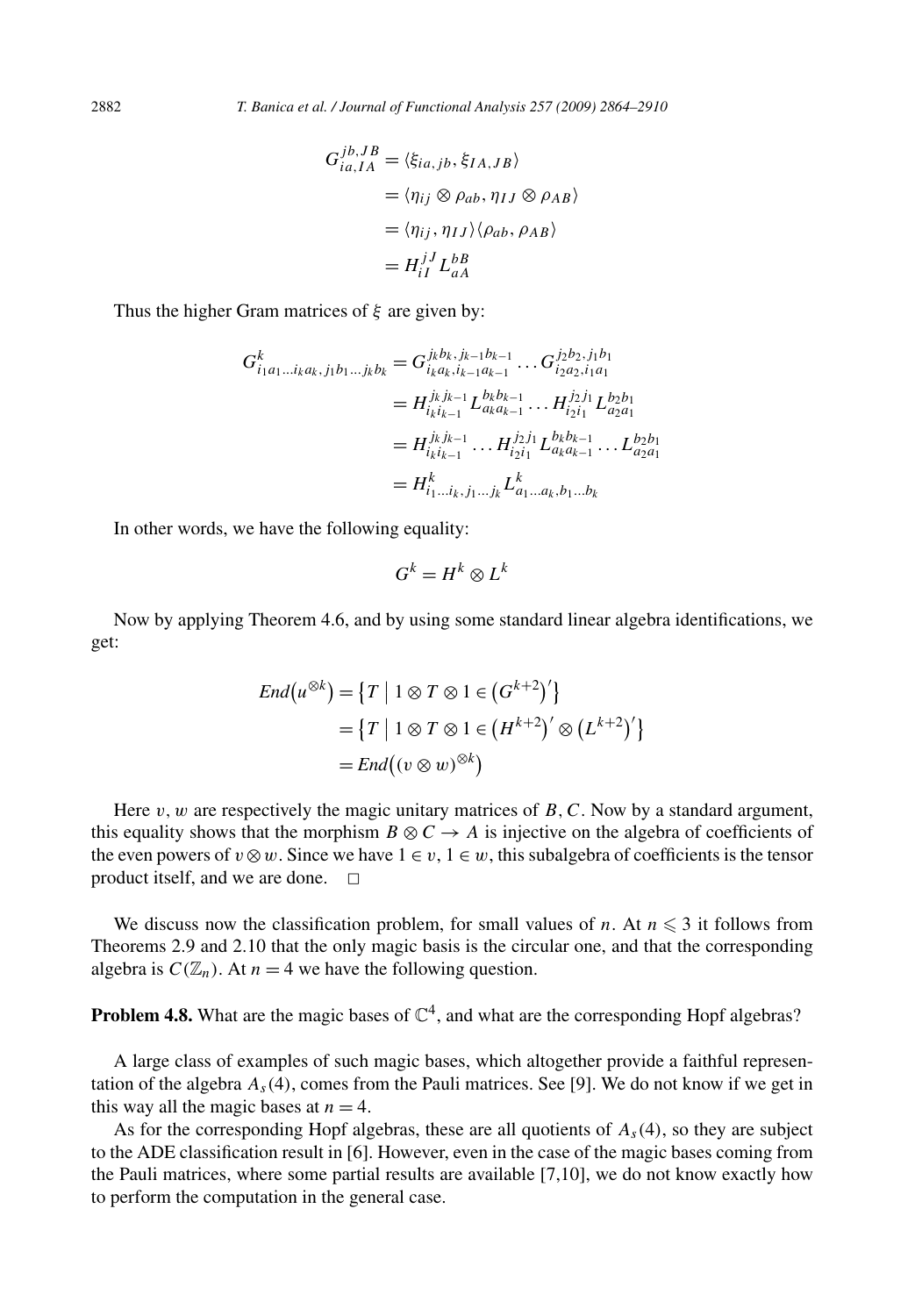$$
\begin{aligned}
G_{ia,IA}^{jb,JB} &= \langle \xi_{ia,jb}, \xi_{IA,JB} \rangle \\
&= \langle \eta_{ij} \otimes \rho_{ab}, \eta_{IJ} \otimes \rho_{AB} \rangle \\
&= \langle \eta_{ij}, \eta_{IJ} \rangle \langle \rho_{ab}, \rho_{AB} \rangle \\
&= H_{iI}^{jJ} L_{aA}^{bB}
\end{aligned}
$$

Thus the higher Gram matrices of $\xi$ are given by:

$$
\begin{aligned}
G^k_{i_1a_1\dots i_ka_k, j_1b_1\dots j_kb_k} &= G_{i_ka_k, i_{k-1}a_{k-1}}^{j_kb_k, j_{k-1}b_{k-1}} \dots G_{i_2a_2, i_1a_1}^{j_2b_2, j_1b_1} \\
&= H_{i_ki_{k-1}}^{j_kj_{k-1}} L_{a_ka_{k-1}}^{b_kb_{k-1}} \dots H_{i_2i_1}^{j_2j_1} L_{a_2a_1}^{b_2b_1} \\
&= H_{i_ki_{k-1}}^{j_kj_{k-1}} \dots H_{i_2i_1}^{j_2j_1} L_{a_ka_{k-1}}^{b_kb_{k-1}} \dots L_{a_2a_1}^{b_2b_1} \\
&= H^k_{i_1\dots i_k, j_1\dots j_k} L^k_{a_1\dots a_k, b_1\dots b_k}
\end{aligned}
$$

In other words, we have the following equality:

$$
G^k = H^k \otimes L^k
$$

Now by applying Theorem 4.6, and by using some standard linear algebra identifications, we get:

$$
\begin{aligned}
End\big(u^{\otimes k}\big) &= \big\{ T \mid 1 \otimes T \otimes 1 \in \big(G^{k+2}\big)' \big\} \\
&= \big\{ T \mid 1 \otimes T \otimes 1 \in \big(H^{k+2}\big)' \otimes \big(L^{k+2}\big)' \big\} \\
&= End\big((v \otimes w)^{\otimes k}\big)
\end{aligned}
$$

Here $v, w$ are respectively the magic unitary matrices of $B, C$. Now by a standard argument, this equality shows that the morphism $B \otimes C \to A$ is injective on the algebra of coefficients of the even powers of $v \otimes w$. Since we have $1 \in v$, $1 \in w$, this subalgebra of coefficients is the tensor product itself, and we are done. $\square$

We discuss now the classification problem, for small values of $n$. At $n \leqslant 3$ it follows from Theorems 2.9 and 2.10 that the only magic basis is the circular one, and that the corresponding algebra is $C(\mathbb{Z}_n)$. At $n = 4$ we have the following question.

**Problem 4.8.** What are the magic bases of $\mathbb{C}^4$, and what are the corresponding Hopf algebras?

A large class of examples of such magic bases, which altogether provide a faithful representation of the algebra $A_s(4)$, comes from the Pauli matrices. See [9]. We do not know if we get in this way all the magic bases at $n = 4$.

As for the corresponding Hopf algebras, these are all quotients of $A_s(4)$, so they are subject to the ADE classification result in [6]. However, even in the case of the magic bases coming from the Pauli matrices, where some partial results are available [7,10], we do not know exactly how to perform the computation in the general case.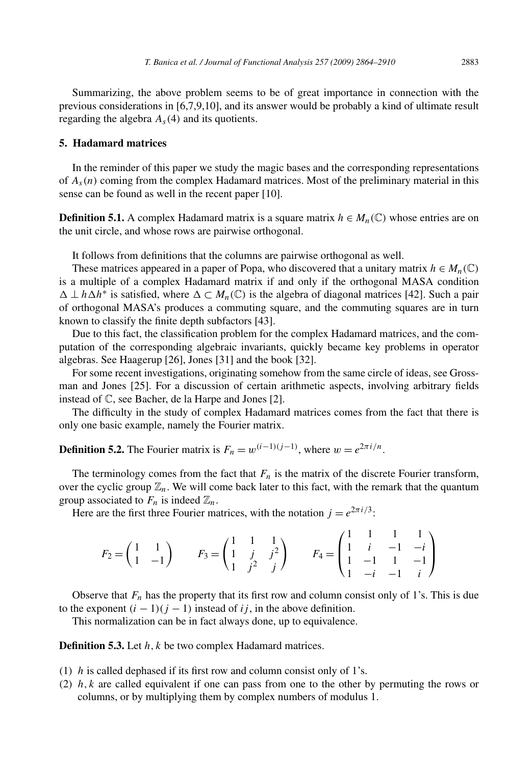Summarizing, the above problem seems to be of great importance in connection with the previous considerations in [6,7,9,10], and its answer would be probably a kind of ultimate result regarding the algebra $A_s(4)$ and its quotients.

## 5. Hadamard matrices

In the reminder of this paper we study the magic bases and the corresponding representations of $A_s(n)$ coming from the complex Hadamard matrices. Most of the preliminary material in this sense can be found as well in the recent paper [10].

**Definition 5.1.** A complex Hadamard matrix is a square matrix $h \in M_n(\mathbb{C})$ whose entries are on the unit circle, and whose rows are pairwise orthogonal.

It follows from definitions that the columns are pairwise orthogonal as well.

These matrices appeared in a paper of Popa, who discovered that a unitary matrix $h \in M_n(\mathbb{C})$ is a multiple of a complex Hadamard matrix if and only if the orthogonal MASA condition $\Delta \perp h\Delta h^*$ is satisfied, where $\Delta \subset M_n(\mathbb{C})$ is the algebra of diagonal matrices [42]. Such a pair of orthogonal MASA's produces a commuting square, and the commuting squares are in turn known to classify the finite depth subfactors [43].

Due to this fact, the classification problem for the complex Hadamard matrices, and the computation of the corresponding algebraic invariants, quickly became key problems in operator algebras. See Haagerup [26], Jones [31] and the book [32].

For some recent investigations, originating somehow from the same circle of ideas, see Grossman and Jones [25]. For a discussion of certain arithmetic aspects, involving arbitrary fields instead of $\mathbb{C}$, see Bacher, de la Harpe and Jones [2].

The difficulty in the study of complex Hadamard matrices comes from the fact that there is only one basic example, namely the Fourier matrix.

**Definition 5.2.** The Fourier matrix is $F_n = w^{(i-1)(j-1)}$, where $w = e^{2\pi i/n}$.

The terminology comes from the fact that $F_n$ is the matrix of the discrete Fourier transform, over the cyclic group $\mathbb{Z}_n$. We will come back later to this fact, with the remark that the quantum group associated to $F_n$ is indeed $\mathbb{Z}_n$.

Here are the first three Fourier matrices, with the notation $j = e^{2\pi i/3}$:

$$F_2 = \begin{pmatrix} 1 & 1 \\ 1 & -1 \end{pmatrix} \qquad F_3 = \begin{pmatrix} 1 & 1 & 1 \\ 1 & j & j^2 \\ 1 & j^2 & j \end{pmatrix} \qquad F_4 = \begin{pmatrix} 1 & 1 & 1 & 1 \\ 1 & i & -1 & -i \\ 1 & -1 & 1 & -1 \\ 1 & -i & -1 & i \end{pmatrix}$$

Observe that $F_n$ has the property that its first row and column consist only of 1's. This is due to the exponent $(i-1)(j-1)$ instead of $ij$, in the above definition.

This normalization can be in fact always done, up to equivalence.

**Definition 5.3.** Let $h, k$ be two complex Hadamard matrices.

1. $h$ is called dephased if its first row and column consist only of 1's.
2. $h, k$ are called equivalent if one can pass from one to the other by permuting the rows or columns, or by multiplying them by complex numbers of modulus 1.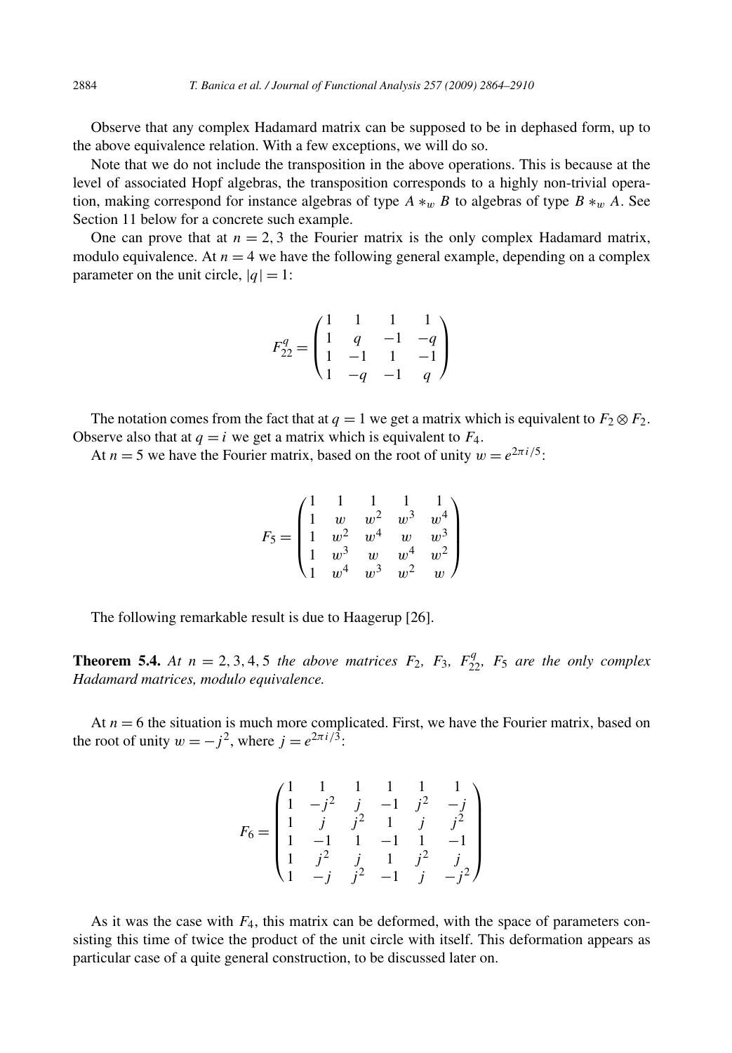Observe that any complex Hadamard matrix can be supposed to be in dephased form, up to the above equivalence relation. With a few exceptions, we will do so.

Note that we do not include the transposition in the above operations. This is because at the level of associated Hopf algebras, the transposition corresponds to a highly non-trivial operation, making correspond for instance algebras of type $A *_w B$ to algebras of type $B *_w A$. See Section 11 below for a concrete such example.

One can prove that at $n = 2, 3$ the Fourier matrix is the only complex Hadamard matrix, modulo equivalence. At $n = 4$ we have the following general example, depending on a complex parameter on the unit circle, $|q| = 1$:

$$F_{22}^q = \begin{pmatrix} 1 & 1 & 1 & 1 \\ 1 & q & -1 & -q \\ 1 & -1 & 1 & -1 \\ 1 & -q & -1 & q \end{pmatrix}$$

The notation comes from the fact that at $q = 1$ we get a matrix which is equivalent to $F_2 \otimes F_2$. Observe also that at $q = i$ we get a matrix which is equivalent to $F_4$.

At $n = 5$ we have the Fourier matrix, based on the root of unity $w = e^{2\pi i/5}$:

$$F_5 = \begin{pmatrix} 1 & 1 & 1 & 1 & 1 \\ 1 & w & w^2 & w^3 & w^4 \\ 1 & w^2 & w^4 & w & w^3 \\ 1 & w^3 & w & w^4 & w^2 \\ 1 & w^4 & w^3 & w^2 & w \end{pmatrix}$$

The following remarkable result is due to Haagerup [26].

**Theorem 5.4.** *At $n = 2, 3, 4, 5$ the above matrices $F_2$, $F_3$, $F_{22}^q$, $F_5$ are the only complex Hadamard matrices, modulo equivalence.*

At $n = 6$ the situation is much more complicated. First, we have the Fourier matrix, based on the root of unity $w = -j^2$, where $j = e^{2\pi i/3}$:

$$F_6 = \begin{pmatrix} 1 & 1 & 1 & 1 & 1 & 1 \\ 1 & -j^2 & j & -1 & j^2 & -j \\ 1 & j & j^2 & 1 & j & j^2 \\ 1 & -1 & 1 & -1 & 1 & -1 \\ 1 & j^2 & j & 1 & j^2 & j \\ 1 & -j & j^2 & -1 & j & -j^2 \end{pmatrix}$$

As it was the case with $F_4$, this matrix can be deformed, with the space of parameters consisting this time of twice the product of the unit circle with itself. This deformation appears as particular case of a quite general construction, to be discussed later on.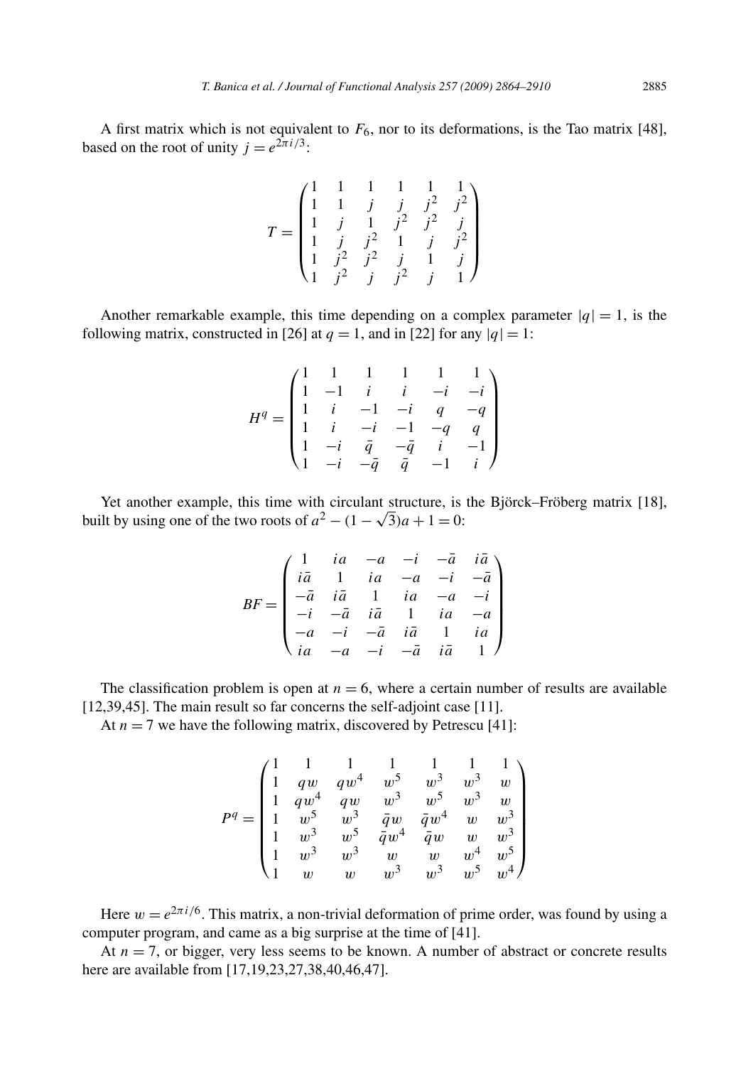A first matrix which is not equivalent to $F_6$, nor to its deformations, is the Tao matrix [48], based on the root of unity $j = e^{2\pi i/3}$:

$$T = \begin{pmatrix} 1 & 1 & 1 & 1 & 1 & 1 \\ 1 & 1 & j & j & j^2 & j^2 \\ 1 & j & 1 & j^2 & j^2 & j \\ 1 & j & j^2 & 1 & j & j^2 \\ 1 & j^2 & j^2 & j & 1 & j \\ 1 & j^2 & j & j^2 & j & 1 \end{pmatrix}$$

Another remarkable example, this time depending on a complex parameter $|q| = 1$, is the following matrix, constructed in [26] at $q = 1$, and in [22] for any $|q| = 1$:

$$H^q = \begin{pmatrix} 1 & 1 & 1 & 1 & 1 & 1 \\ 1 & -1 & i & i & -i & -i \\ 1 & i & -1 & -i & q & -q \\ 1 & i & -i & -1 & -q & q \\ 1 & -i & \bar{q} & -\bar{q} & i & -1 \\ 1 & -i & -\bar{q} & \bar{q} & -1 & i \end{pmatrix}$$

Yet another example, this time with circulant structure, is the Björck–Fröberg matrix [18], built by using one of the two roots of $a^2 - (1 - \sqrt{3})a + 1 = 0$:

$$BF = \begin{pmatrix} 1 & ia & -a & -i & -\bar{a} & i\bar{a} \\ i\bar{a} & 1 & ia & -a & -i & -\bar{a} \\ -\bar{a} & i\bar{a} & 1 & ia & -a & -i \\ -i & -\bar{a} & i\bar{a} & 1 & ia & -a \\ -a & -i & -\bar{a} & i\bar{a} & 1 & ia \\ ia & -a & -i & -\bar{a} & i\bar{a} & 1 \end{pmatrix}$$

The classification problem is open at $n = 6$, where a certain number of results are available [12,39,45]. The main result so far concerns the self-adjoint case [11].

At $n = 7$ we have the following matrix, discovered by Petrescu [41]:

$$P^q = \begin{pmatrix} 1 & 1 & 1 & 1 & 1 & 1 & 1 \\ 1 & qw & qw^4 & w^5 & w^3 & w^3 & w \\ 1 & qw^4 & qw & w^3 & w^5 & w^3 & w \\ 1 & w^5 & w^3 & \bar{q}w & \bar{q}w^4 & w & w^3 \\ 1 & w^3 & w^5 & \bar{q}w^4 & \bar{q}w & w & w^3 \\ 1 & w^3 & w^3 & w & w & w^4 & w^5 \\ 1 & w & w & w^3 & w^3 & w^5 & w^4 \end{pmatrix}$$

Here $w = e^{2\pi i/6}$. This matrix, a non-trivial deformation of prime order, was found by using a computer program, and came as a big surprise at the time of [41].

At $n = 7$, or bigger, very less seems to be known. A number of abstract or concrete results here are available from [17,19,23,27,38,40,46,47].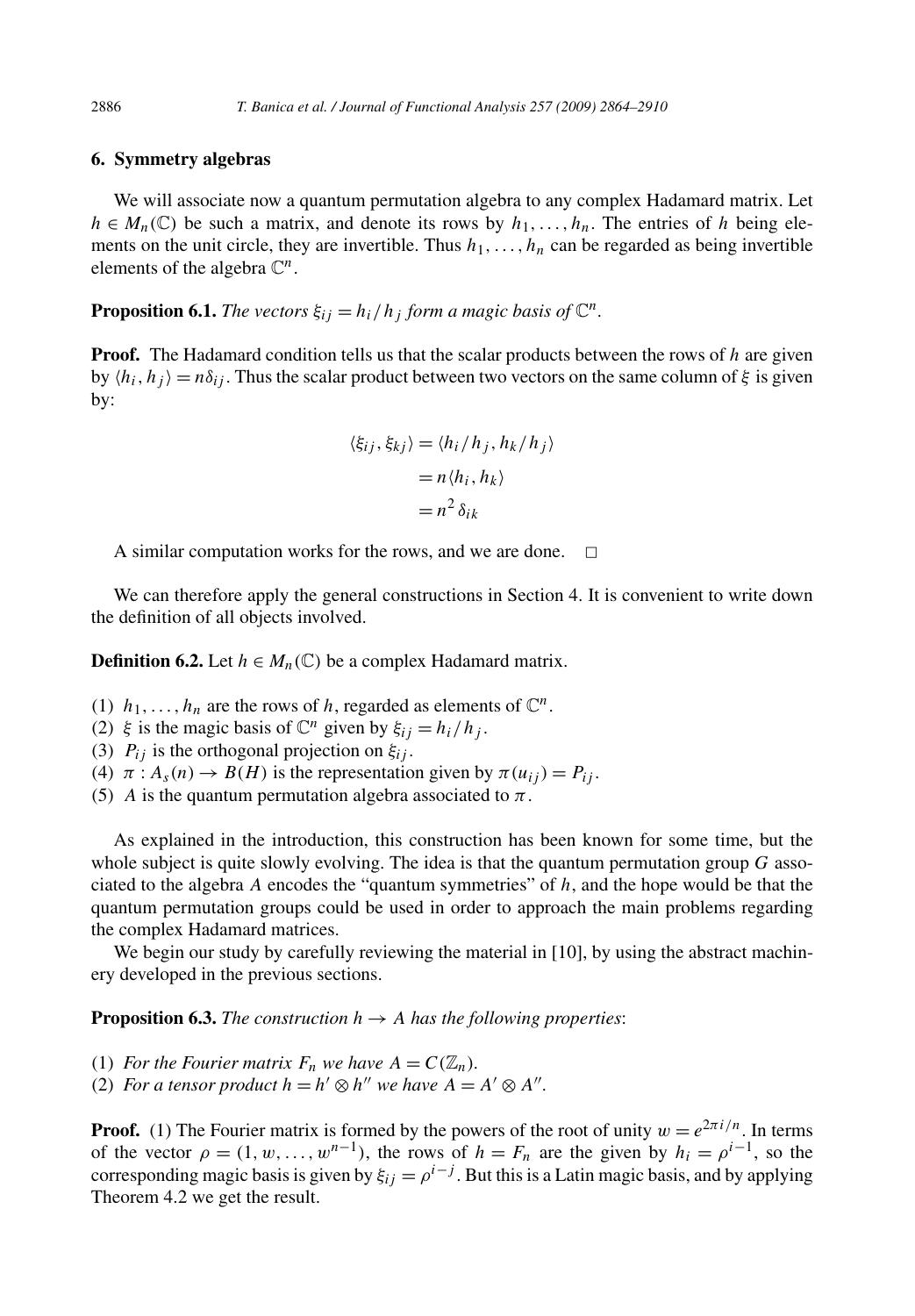## 6. Symmetry algebras

We will associate now a quantum permutation algebra to any complex Hadamard matrix. Let $h \in M_n(\mathbb{C})$ be such a matrix, and denote its rows by $h_1, \dots, h_n$. The entries of $h$ being elements on the unit circle, they are invertible. Thus $h_1, \dots, h_n$ can be regarded as being invertible elements of the algebra $\mathbb{C}^n$.

**Proposition 6.1.** *The vectors $\xi_{ij} = h_i / h_j$ form a magic basis of $\mathbb{C}^n$.*

**Proof.** The Hadamard condition tells us that the scalar products between the rows of $h$ are given by $\langle h_i, h_j \rangle = n\delta_{ij}$. Thus the scalar product between two vectors on the same column of $\xi$ is given by:

$$\begin{aligned}
\langle \xi_{ij}, \xi_{kj} \rangle &= \langle h_i / h_j, h_k / h_j \rangle \\
&= n \langle h_i, h_k \rangle \\
&= n^2 \delta_{ik}
\end{aligned}$$

A similar computation works for the rows, and we are done. $\square$

We can therefore apply the general constructions in Section 4. It is convenient to write down the definition of all objects involved.

**Definition 6.2.** Let $h \in M_n(\mathbb{C})$ be a complex Hadamard matrix.

(1) $h_1, \dots, h_n$ are the rows of $h$, regarded as elements of $\mathbb{C}^n$.
(2) $\xi$ is the magic basis of $\mathbb{C}^n$ given by $\xi_{ij} = h_i / h_j$.
(3) $P_{ij}$ is the orthogonal projection on $\xi_{ij}$.
(4) $\pi : A_s(n) \to B(H)$ is the representation given by $\pi(u_{ij}) = P_{ij}$.
(5) $A$ is the quantum permutation algebra associated to $\pi$.

As explained in the introduction, this construction has been known for some time, but the whole subject is quite slowly evolving. The idea is that the quantum permutation group $G$ associated to the algebra $A$ encodes the "quantum symmetries" of $h$, and the hope would be that the quantum permutation groups could be used in order to approach the main problems regarding the complex Hadamard matrices.

We begin our study by carefully reviewing the material in [10], by using the abstract machinery developed in the previous sections.

**Proposition 6.3.** *The construction $h \to A$ has the following properties*:

(1) *For the Fourier matrix $F_n$ we have $A = C(\mathbb{Z}_n)$.*
(2) *For a tensor product $h = h' \otimes h''$ we have $A = A' \otimes A''$.*

**Proof.** (1) The Fourier matrix is formed by the powers of the root of unity $w = e^{2\pi i/n}$. In terms of the vector $\rho = (1, w, \dots, w^{n-1})$, the rows of $h = F_n$ are the given by $h_i = \rho^{i-1}$, so the corresponding magic basis is given by $\xi_{ij} = \rho^{i-j}$. But this is a Latin magic basis, and by applying Theorem 4.2 we get the result.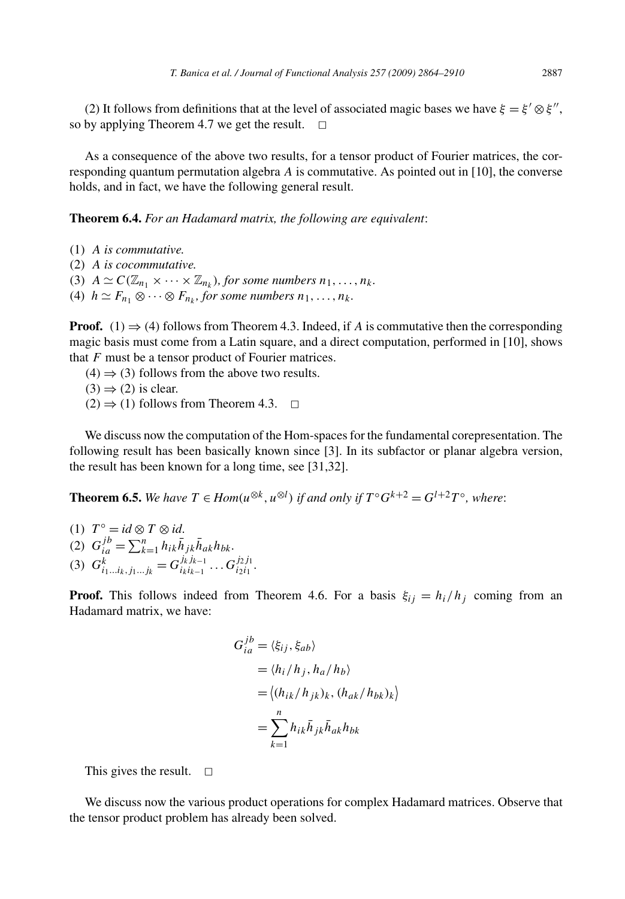(2) It follows from definitions that at the level of associated magic bases we have $\xi = \xi' \otimes \xi''$, so by applying Theorem 4.7 we get the result. $\square$

As a consequence of the above two results, for a tensor product of Fourier matrices, the corresponding quantum permutation algebra $A$ is commutative. As pointed out in [10], the converse holds, and in fact, we have the following general result.

**Theorem 6.4.** *For an Hadamard matrix, the following are equivalent*:

(1) *$A$ is commutative.*
(2) *$A$ is cocommutative.*
(3) *$A \simeq C(\mathbb{Z}_{n_1} \times \cdots \times \mathbb{Z}_{n_k})$, for some numbers $n_1, \ldots, n_k$.*
(4) *$h \simeq F_{n_1} \otimes \cdots \otimes F_{n_k}$, for some numbers $n_1, \ldots, n_k$.*

**Proof.** (1) $\Rightarrow$ (4) follows from Theorem 4.3. Indeed, if $A$ is commutative then the corresponding magic basis must come from a Latin square, and a direct computation, performed in [10], shows that $F$ must be a tensor product of Fourier matrices.

(4) $\Rightarrow$ (3) follows from the above two results.

(3) $\Rightarrow$ (2) is clear.

(2) $\Rightarrow$ (1) follows from Theorem 4.3. $\square$

We discuss now the computation of the Hom-spaces for the fundamental corepresentation. The following result has been basically known since [3]. In its subfactor or planar algebra version, the result has been known for a long time, see [31,32].

**Theorem 6.5.** *We have $T \in Hom(u^{\otimes k}, u^{\otimes l})$ if and only if $T^\circ G^{k+2} = G^{l+2} T^\circ$, where*:

(1) *$T^\circ = id \otimes T \otimes id$.*
(2) *$G_{ia}^{jb} = \sum_{k=1}^n h_{ik} \bar{h}_{jk} \bar{h}_{ak} h_{bk}$.*
(3) *$G_{i_1 \ldots i_k, j_1 \ldots j_k}^k = G_{i_k i_{k-1}}^{j_k j_{k-1}} \ldots G_{i_2 i_1}^{j_2 j_1}$.*

**Proof.** This follows indeed from Theorem 4.6. For a basis $\xi_{ij} = h_i / h_j$ coming from an Hadamard matrix, we have:

$$
\begin{aligned}
G_{ia}^{jb} &= \langle \xi_{ij}, \xi_{ab} \rangle \\
&= \langle h_i / h_j, h_a / h_b \rangle \\
&= \big\langle (h_{ik} / h_{jk})_k, (h_{ak} / h_{bk})_k \big\rangle \\
&= \sum_{k=1}^n h_{ik} \bar{h}_{jk} \bar{h}_{ak} h_{bk}
\end{aligned}
$$

This gives the result. $\square$

We discuss now the various product operations for complex Hadamard matrices. Observe that the tensor product problem has already been solved.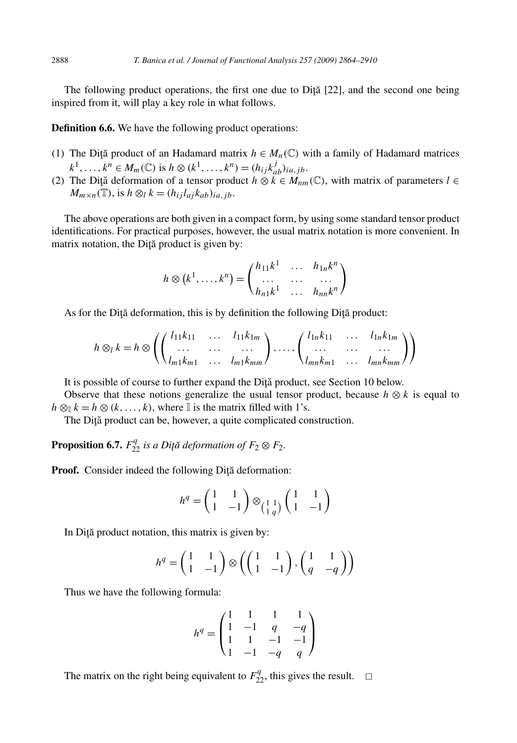The following product operations, the first one due to Diţă [22], and the second one being inspired from it, will play a key role in what follows.

**Definition 6.6.** We have the following product operations:

(1) The Diţă product of an Hadamard matrix $h \in M_n(\mathbb{C})$ with a family of Hadamard matrices $k^1, \dots, k^n \in M_m(\mathbb{C})$ is $h \otimes (k^1, \dots, k^n) = (h_{ij} k^j_{ab})_{ia,jb}$.
(2) The Diţă deformation of a tensor product $h \otimes k \in M_{nm}(\mathbb{C})$, with matrix of parameters $l \in M_{m \times n}(\mathbb{T})$, is $h \otimes_l k = (h_{ij} l_{aj} k_{ab})_{ia,jb}$.

The above operations are both given in a compact form, by using some standard tensor product identifications. For practical purposes, however, the usual matrix notation is more convenient. In matrix notation, the Diţă product is given by:

$$h \otimes \left(k^1, \dots, k^n\right) = \begin{pmatrix} h_{11}k^1 & \dots & h_{1n}k^n \\ \dots & \dots & \dots \\ h_{n1}k^1 & \dots & h_{nn}k^n \end{pmatrix}$$

As for the Diţă deformation, this is by definition the following Diţă product:

$$h \otimes_l k = h \otimes \left( \begin{pmatrix} l_{11}k_{11} & \dots & l_{11}k_{1m} \\ \dots & \dots & \dots \\ l_{m1}k_{m1} & \dots & l_{m1}k_{mm} \end{pmatrix}, \dots, \begin{pmatrix} l_{1n}k_{11} & \dots & l_{1n}k_{1m} \\ \dots & \dots & \dots \\ l_{mn}k_{m1} & \dots & l_{mn}k_{mm} \end{pmatrix} \right)$$

It is possible of course to further expand the Diţă product, see Section 10 below.

Observe that these notions generalize the usual tensor product, because $h \otimes k$ is equal to $h \otimes_{\mathbb{I}} k = h \otimes (k, \dots, k)$, where $\mathbb{I}$ is the matrix filled with 1's.

The Diţă product can be, however, a quite complicated construction.

**Proposition 6.7.** *$F_{22}^q$ is a Diţă deformation of $F_2 \otimes F_2$.*

**Proof.** Consider indeed the following Diţă deformation:

$$h^q = \begin{pmatrix} 1 & 1 \\ 1 & -1 \end{pmatrix} \otimes_{\left(\begin{smallmatrix} 1 & 1 \\ 1 & q \end{smallmatrix}\right)} \begin{pmatrix} 1 & 1 \\ 1 & -1 \end{pmatrix}$$

In Diţă product notation, this matrix is given by:

$$h^q = \begin{pmatrix} 1 & 1 \\ 1 & -1 \end{pmatrix} \otimes \left( \begin{pmatrix} 1 & 1 \\ 1 & -1 \end{pmatrix}, \begin{pmatrix} 1 & 1 \\ q & -q \end{pmatrix} \right)$$

Thus we have the following formula:

$$h^q = \begin{pmatrix} 1 & 1 & 1 & 1 \\ 1 & -1 & q & -q \\ 1 & 1 & -1 & -1 \\ 1 & -1 & -q & q \end{pmatrix}$$

The matrix on the right being equivalent to $F_{22}^q$, this gives the result. $\square$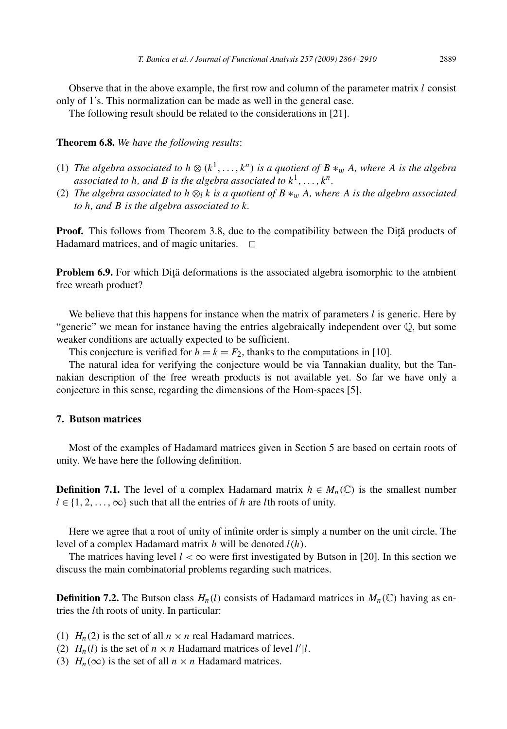Observe that in the above example, the first row and column of the parameter matrix $l$ consist only of 1's. This normalization can be made as well in the general case.

The following result should be related to the considerations in [21].

**Theorem 6.8.** *We have the following results*:

1. *The algebra associated to $h \otimes (k^1, \ldots, k^n)$ is a quotient of $B *_w A$, where $A$ is the algebra associated to $h$, and $B$ is the algebra associated to $k^1, \ldots, k^n$.*
2. *The algebra associated to $h \otimes_l k$ is a quotient of $B *_w A$, where $A$ is the algebra associated to $h$, and $B$ is the algebra associated to $k$.*

**Proof.** This follows from Theorem 3.8, due to the compatibility between the Diţă products of Hadamard matrices, and of magic unitaries. □

**Problem 6.9.** For which Diţă deformations is the associated algebra isomorphic to the ambient free wreath product?

We believe that this happens for instance when the matrix of parameters $l$ is generic. Here by "generic" we mean for instance having the entries algebraically independent over $\mathbb{Q}$, but some weaker conditions are actually expected to be sufficient.

This conjecture is verified for $h = k = F_2$, thanks to the computations in [10].

The natural idea for verifying the conjecture would be via Tannakian duality, but the Tannakian description of the free wreath products is not available yet. So far we have only a conjecture in this sense, regarding the dimensions of the Hom-spaces [5].

## 7. Butson matrices

Most of the examples of Hadamard matrices given in Section 5 are based on certain roots of unity. We have here the following definition.

**Definition 7.1.** The level of a complex Hadamard matrix $h \in M_n(\mathbb{C})$ is the smallest number $l \in \{1, 2, \ldots, \infty\}$ such that all the entries of $h$ are $l$th roots of unity.

Here we agree that a root of unity of infinite order is simply a number on the unit circle. The level of a complex Hadamard matrix $h$ will be denoted $l(h)$.

The matrices having level $l < \infty$ were first investigated by Butson in [20]. In this section we discuss the main combinatorial problems regarding such matrices.

**Definition 7.2.** The Butson class $H_n(l)$ consists of Hadamard matrices in $M_n(\mathbb{C})$ having as entries the $l$th roots of unity. In particular:

1. $H_n(2)$ is the set of all $n \times n$ real Hadamard matrices.
2. $H_n(l)$ is the set of $n \times n$ Hadamard matrices of level $l'|l$.
3. $H_n(\infty)$ is the set of all $n \times n$ Hadamard matrices.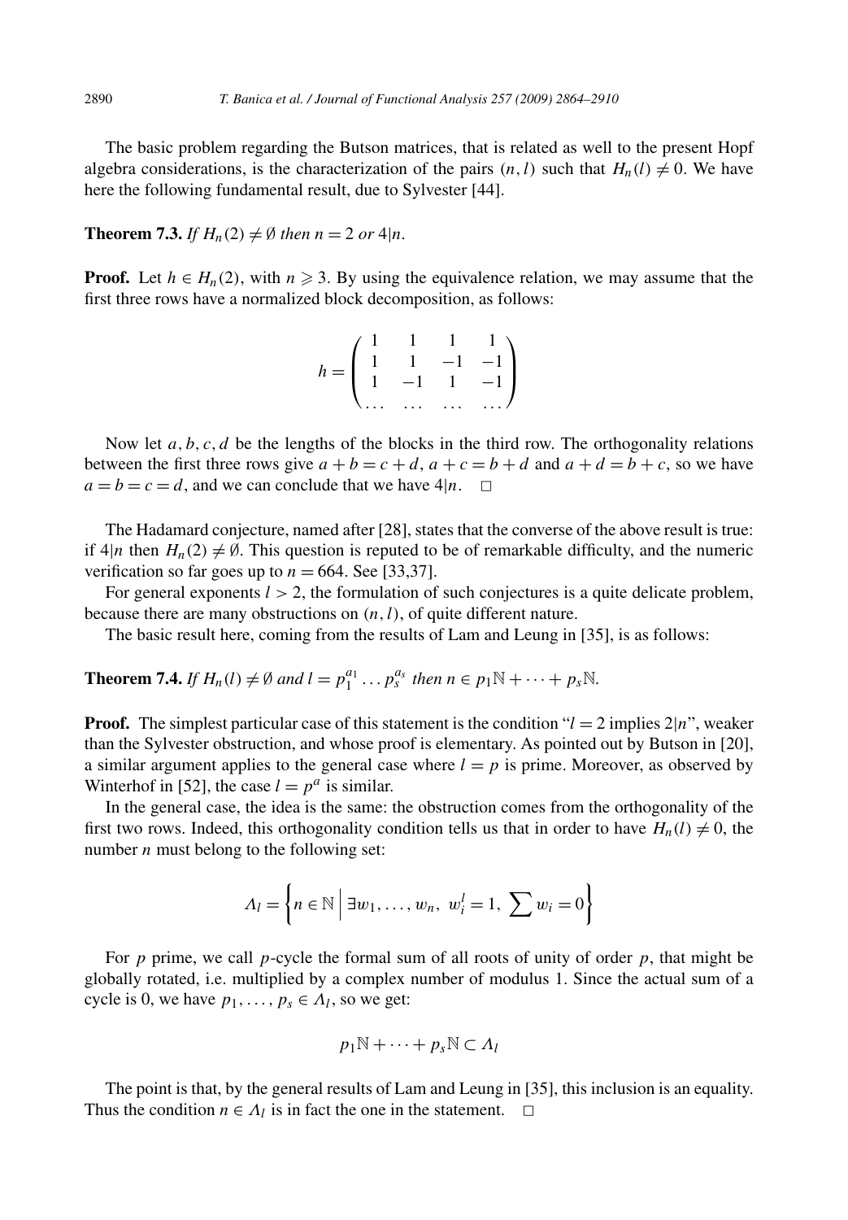The basic problem regarding the Butson matrices, that is related as well to the present Hopf algebra considerations, is the characterization of the pairs $(n,l)$ such that $H_n(l) \neq 0$. We have here the following fundamental result, due to Sylvester [44].

**Theorem 7.3.** *If $H_n(2) \neq \emptyset$ then $n = 2$ or $4|n$.*

**Proof.** Let $h \in H_n(2)$, with $n \geqslant 3$. By using the equivalence relation, we may assume that the first three rows have a normalized block decomposition, as follows:

$$h = \begin{pmatrix} 1 & 1 & 1 & 1 \\ 1 & 1 & -1 & -1 \\ 1 & -1 & 1 & -1 \\ \dots & \dots & \dots & \dots \end{pmatrix}$$

Now let $a, b, c, d$ be the lengths of the blocks in the third row. The orthogonality relations between the first three rows give $a + b = c + d$, $a + c = b + d$ and $a + d = b + c$, so we have $a = b = c = d$, and we can conclude that we have $4|n$. $\square$

The Hadamard conjecture, named after [28], states that the converse of the above result is true: if $4|n$ then $H_n(2) \neq \emptyset$. This question is reputed to be of remarkable difficulty, and the numeric verification so far goes up to $n = 664$. See [33,37].

For general exponents $l > 2$, the formulation of such conjectures is a quite delicate problem, because there are many obstructions on $(n,l)$, of quite different nature.

The basic result here, coming from the results of Lam and Leung in [35], is as follows:

**Theorem 7.4.** *If $H_n(l) \neq \emptyset$ and $l = p_1^{a_1} \dots p_s^{a_s}$ then $n \in p_1\mathbb{N} + \dots + p_s\mathbb{N}$.*

**Proof.** The simplest particular case of this statement is the condition "$l = 2$ implies $2|n$", weaker than the Sylvester obstruction, and whose proof is elementary. As pointed out by Butson in [20], a similar argument applies to the general case where $l = p$ is prime. Moreover, as observed by Winterhof in [52], the case $l = p^a$ is similar.

In the general case, the idea is the same: the obstruction comes from the orthogonality of the first two rows. Indeed, this orthogonality condition tells us that in order to have $H_n(l) \neq 0$, the number $n$ must belong to the following set:

$$\Lambda_l = \left\{ n \in \mathbb{N} \;\middle|\; \exists w_1, \dots, w_n,\ w_i^l = 1,\ \sum w_i = 0 \right\}$$

For $p$ prime, we call $p$-cycle the formal sum of all roots of unity of order $p$, that might be globally rotated, i.e. multiplied by a complex number of modulus 1. Since the actual sum of a cycle is 0, we have $p_1, \dots, p_s \in \Lambda_l$, so we get:

$$p_1\mathbb{N} + \dots + p_s\mathbb{N} \subset \Lambda_l$$

The point is that, by the general results of Lam and Leung in [35], this inclusion is an equality. Thus the condition $n \in \Lambda_l$ is in fact the one in the statement. $\square$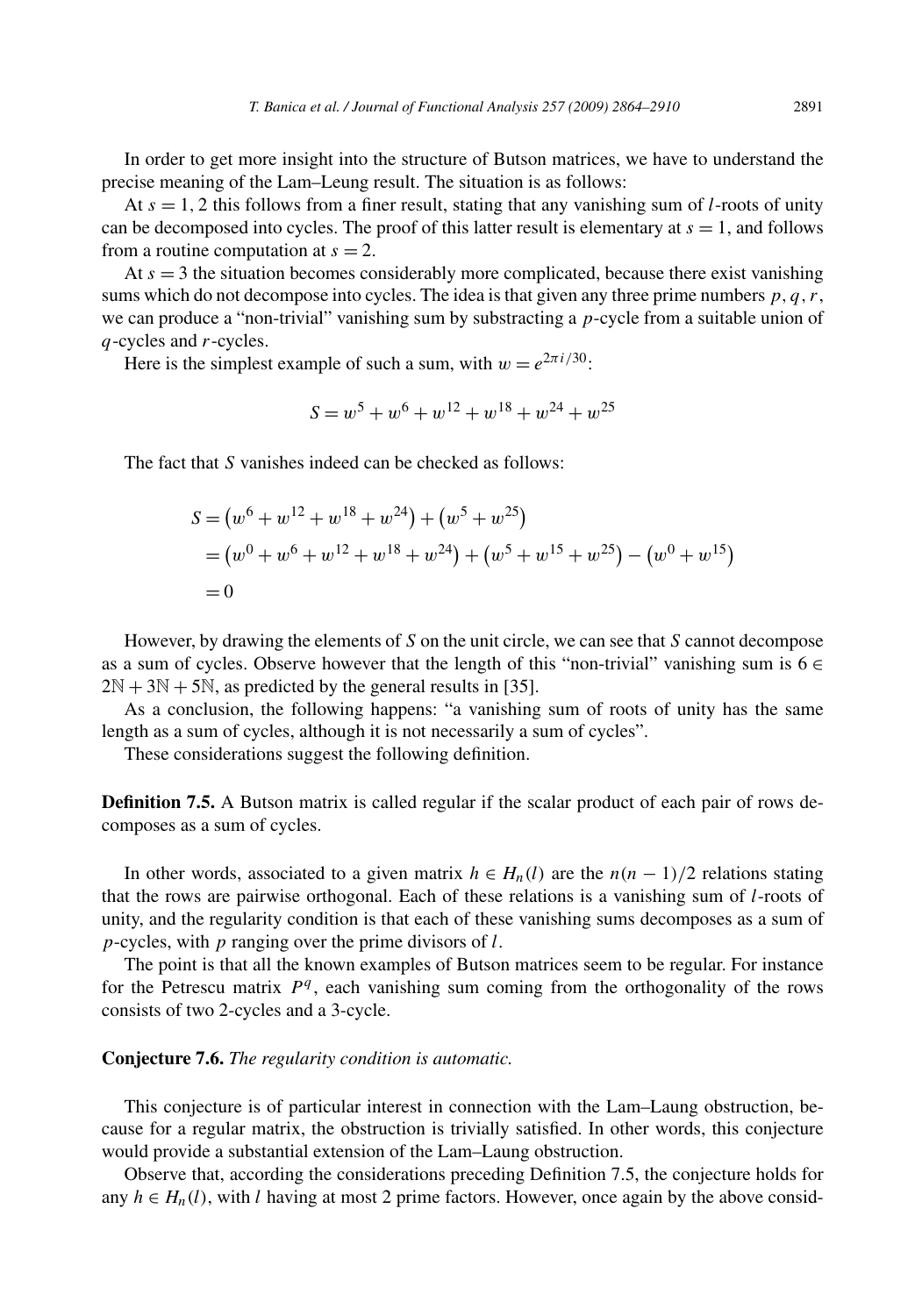In order to get more insight into the structure of Butson matrices, we have to understand the precise meaning of the Lam–Leung result. The situation is as follows:

At $s = 1, 2$ this follows from a finer result, stating that any vanishing sum of $l$-roots of unity can be decomposed into cycles. The proof of this latter result is elementary at $s = 1$, and follows from a routine computation at $s = 2$.

At $s = 3$ the situation becomes considerably more complicated, because there exist vanishing sums which do not decompose into cycles. The idea is that given any three prime numbers $p, q, r$, we can produce a "non-trivial" vanishing sum by substracting a $p$-cycle from a suitable union of $q$-cycles and $r$-cycles.

Here is the simplest example of such a sum, with $w = e^{2\pi i/30}$:

$$S = w^5 + w^6 + w^{12} + w^{18} + w^{24} + w^{25}$$

The fact that $S$ vanishes indeed can be checked as follows:

$$\begin{aligned}
S &= \left(w^6 + w^{12} + w^{18} + w^{24}\right) + \left(w^5 + w^{25}\right) \\
&= \left(w^0 + w^6 + w^{12} + w^{18} + w^{24}\right) + \left(w^5 + w^{15} + w^{25}\right) - \left(w^0 + w^{15}\right) \\
&= 0
\end{aligned}$$

However, by drawing the elements of $S$ on the unit circle, we can see that $S$ cannot decompose as a sum of cycles. Observe however that the length of this "non-trivial" vanishing sum is $6 \in 2\mathbb{N} + 3\mathbb{N} + 5\mathbb{N}$, as predicted by the general results in [35].

As a conclusion, the following happens: "a vanishing sum of roots of unity has the same length as a sum of cycles, although it is not necessarily a sum of cycles".

These considerations suggest the following definition.

**Definition 7.5.** A Butson matrix is called regular if the scalar product of each pair of rows decomposes as a sum of cycles.

In other words, associated to a given matrix $h \in H_n(l)$ are the $n(n-1)/2$ relations stating that the rows are pairwise orthogonal. Each of these relations is a vanishing sum of $l$-roots of unity, and the regularity condition is that each of these vanishing sums decomposes as a sum of $p$-cycles, with $p$ ranging over the prime divisors of $l$.

The point is that all the known examples of Butson matrices seem to be regular. For instance for the Petrescu matrix $P^q$, each vanishing sum coming from the orthogonality of the rows consists of two 2-cycles and a 3-cycle.

**Conjecture 7.6.** *The regularity condition is automatic.*

This conjecture is of particular interest in connection with the Lam–Laung obstruction, because for a regular matrix, the obstruction is trivially satisfied. In other words, this conjecture would provide a substantial extension of the Lam–Laung obstruction.

Observe that, according the considerations preceding Definition 7.5, the conjecture holds for any $h \in H_n(l)$, with $l$ having at most 2 prime factors. However, once again by the above consid-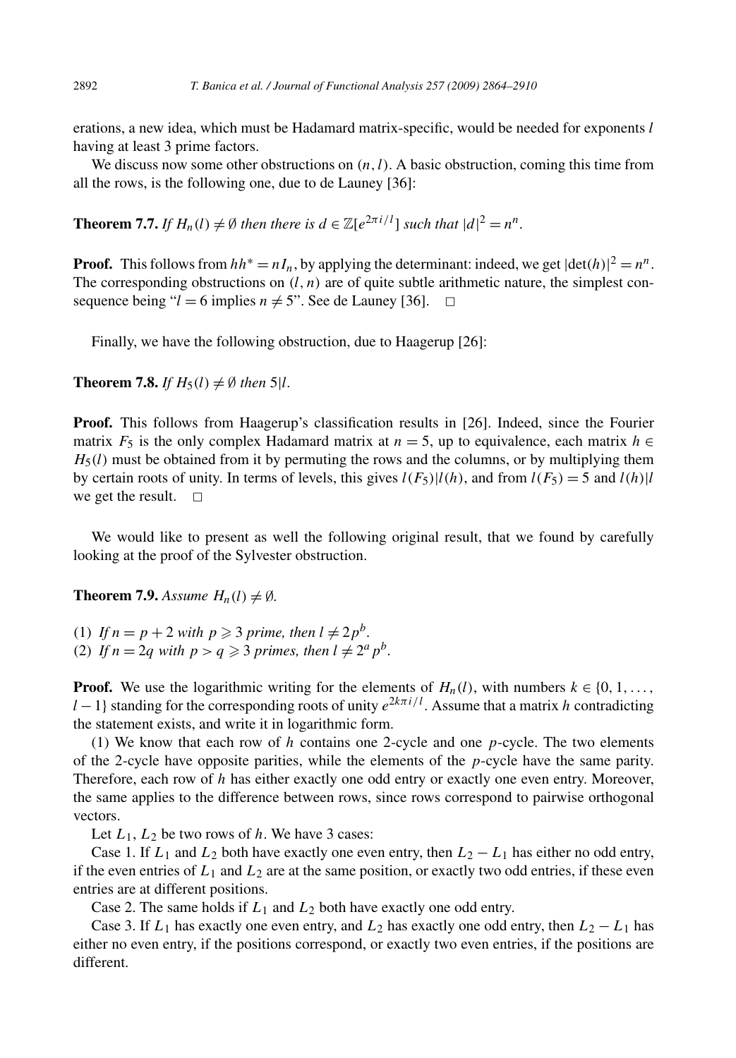erations, a new idea, which must be Hadamard matrix-specific, would be needed for exponents $l$ having at least 3 prime factors.

We discuss now some other obstructions on $(n, l)$. A basic obstruction, coming this time from all the rows, is the following one, due to de Launey [36]:

**Theorem 7.7.** *If $H_n(l) \neq \emptyset$ then there is $d \in \mathbb{Z}[e^{2\pi i/l}]$ such that $|d|^2 = n^n$.*

**Proof.** This follows from $hh^* = nI_n$, by applying the determinant: indeed, we get $|\det(h)|^2 = n^n$. The corresponding obstructions on $(l, n)$ are of quite subtle arithmetic nature, the simplest consequence being "$l = 6$ implies $n \neq 5$". See de Launey [36]. $\square$

Finally, we have the following obstruction, due to Haagerup [26]:

**Theorem 7.8.** *If $H_5(l) \neq \emptyset$ then $5|l$.*

**Proof.** This follows from Haagerup's classification results in [26]. Indeed, since the Fourier matrix $F_5$ is the only complex Hadamard matrix at $n = 5$, up to equivalence, each matrix $h \in H_5(l)$ must be obtained from it by permuting the rows and the columns, or by multiplying them by certain roots of unity. In terms of levels, this gives $l(F_5)|l(h)$, and from $l(F_5) = 5$ and $l(h)|l$ we get the result. $\square$

We would like to present as well the following original result, that we found by carefully looking at the proof of the Sylvester obstruction.

**Theorem 7.9.** *Assume $H_n(l) \neq \emptyset$.*

(1) *If $n = p + 2$ with $p \geqslant 3$ prime, then $l \neq 2p^b$.*
(2) *If $n = 2q$ with $p > q \geqslant 3$ primes, then $l \neq 2^a p^b$.*

**Proof.** We use the logarithmic writing for the elements of $H_n(l)$, with numbers $k \in \{0, 1, \ldots, l-1\}$ standing for the corresponding roots of unity $e^{2k\pi i/l}$. Assume that a matrix $h$ contradicting the statement exists, and write it in logarithmic form.

(1) We know that each row of $h$ contains one 2-cycle and one $p$-cycle. The two elements of the 2-cycle have opposite parities, while the elements of the $p$-cycle have the same parity. Therefore, each row of $h$ has either exactly one odd entry or exactly one even entry. Moreover, the same applies to the difference between rows, since rows correspond to pairwise orthogonal vectors.

Let $L_1$, $L_2$ be two rows of $h$. We have 3 cases:

Case 1. If $L_1$ and $L_2$ both have exactly one even entry, then $L_2 - L_1$ has either no odd entry, if the even entries of $L_1$ and $L_2$ are at the same position, or exactly two odd entries, if these even entries are at different positions.

Case 2. The same holds if $L_1$ and $L_2$ both have exactly one odd entry.

Case 3. If $L_1$ has exactly one even entry, and $L_2$ has exactly one odd entry, then $L_2 - L_1$ has either no even entry, if the positions correspond, or exactly two even entries, if the positions are different.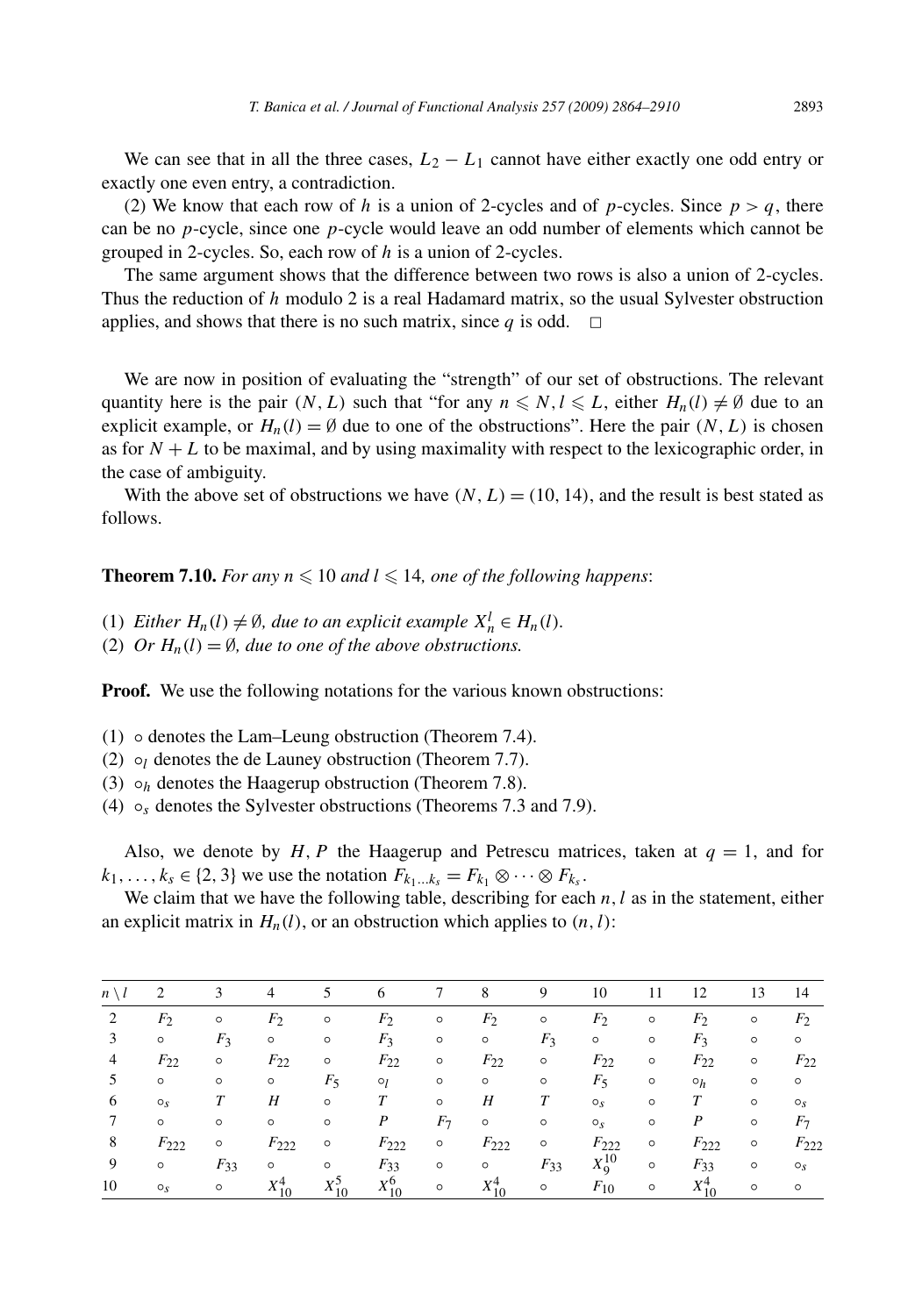We can see that in all the three cases, $L_2 - L_1$ cannot have either exactly one odd entry or exactly one even entry, a contradiction.

(2) We know that each row of $h$ is a union of 2-cycles and of $p$-cycles. Since $p > q$, there can be no $p$-cycle, since one $p$-cycle would leave an odd number of elements which cannot be grouped in 2-cycles. So, each row of $h$ is a union of 2-cycles.

The same argument shows that the difference between two rows is also a union of 2-cycles. Thus the reduction of $h$ modulo 2 is a real Hadamard matrix, so the usual Sylvester obstruction applies, and shows that there is no such matrix, since $q$ is odd. $\square$

We are now in position of evaluating the "strength" of our set of obstructions. The relevant quantity here is the pair $(N, L)$ such that "for any $n \leqslant N, l \leqslant L$, either $H_n(l) \neq \emptyset$ due to an explicit example, or $H_n(l) = \emptyset$ due to one of the obstructions". Here the pair $(N, L)$ is chosen as for $N + L$ to be maximal, and by using maximality with respect to the lexicographic order, in the case of ambiguity.

With the above set of obstructions we have $(N, L) = (10, 14)$, and the result is best stated as follows.

**Theorem 7.10.** *For any $n \leqslant 10$ and $l \leqslant 14$, one of the following happens*:

(1) *Either $H_n(l) \neq \emptyset$, due to an explicit example $X_n^l \in H_n(l)$.*
(2) *Or $H_n(l) = \emptyset$, due to one of the above obstructions.*

**Proof.** We use the following notations for the various known obstructions:

(1) $\circ$ denotes the Lam–Leung obstruction (Theorem 7.4).
(2) $\circ_l$ denotes the de Launey obstruction (Theorem 7.7).
(3) $\circ_h$ denotes the Haagerup obstruction (Theorem 7.8).
(4) $\circ_s$ denotes the Sylvester obstructions (Theorems 7.3 and 7.9).

Also, we denote by $H, P$ the Haagerup and Petrescu matrices, taken at $q = 1$, and for $k_1, \ldots, k_s \in \{2, 3\}$ we use the notation $F_{k_1 \ldots k_s} = F_{k_1} \otimes \cdots \otimes F_{k_s}$.

We claim that we have the following table, describing for each $n, l$ as in the statement, either an explicit matrix in $H_n(l)$, or an obstruction which applies to $(n, l)$:

| $n \setminus l$ | 2 | 3 | 4 | 5 | 6 | 7 | 8 | 9 | 10 | 11 | 12 | 13 | 14 |
|---|---|---|---|---|---|---|---|---|---|---|---|---|---|
| 2 | $F_2$ | $\circ$ | $F_2$ | $\circ$ | $F_2$ | $\circ$ | $F_2$ | $\circ$ | $F_2$ | $\circ$ | $F_2$ | $\circ$ | $F_2$ |
| 3 | $\circ$ | $F_3$ | $\circ$ | $\circ$ | $F_3$ | $\circ$ | $\circ$ | $F_3$ | $\circ$ | $\circ$ | $F_3$ | $\circ$ | $\circ$ |
| 4 | $F_{22}$ | $\circ$ | $F_{22}$ | $\circ$ | $F_{22}$ | $\circ$ | $F_{22}$ | $\circ$ | $F_{22}$ | $\circ$ | $F_{22}$ | $\circ$ | $F_{22}$ |
| 5 | $\circ$ | $\circ$ | $\circ$ | $F_5$ | $\circ_l$ | $\circ$ | $\circ$ | $\circ$ | $F_5$ | $\circ$ | $\circ_h$ | $\circ$ | $\circ$ |
| 6 | $\circ_s$ | $T$ | $H$ | $\circ$ | $T$ | $\circ$ | $H$ | $T$ | $\circ_s$ | $\circ$ | $T$ | $\circ$ | $\circ_s$ |
| 7 | $\circ$ | $\circ$ | $\circ$ | $\circ$ | $P$ | $F_7$ | $\circ$ | $\circ$ | $\circ_s$ | $\circ$ | $P$ | $\circ$ | $F_7$ |
| 8 | $F_{222}$ | $\circ$ | $F_{222}$ | $\circ$ | $F_{222}$ | $\circ$ | $F_{222}$ | $\circ$ | $F_{222}$ | $\circ$ | $F_{222}$ | $\circ$ | $F_{222}$ |
| 9 | $\circ$ | $F_{33}$ | $\circ$ | $\circ$ | $F_{33}$ | $\circ$ | $\circ$ | $F_{33}$ | $X_9^{10}$ | $\circ$ | $F_{33}$ | $\circ$ | $\circ_s$ |
| 10 | $\circ_s$ | $\circ$ | $X_{10}^4$ | $X_{10}^5$ | $X_{10}^6$ | $\circ$ | $X_{10}^4$ | $\circ$ | $F_{10}$ | $\circ$ | $X_{10}^4$ | $\circ$ | $\circ$ |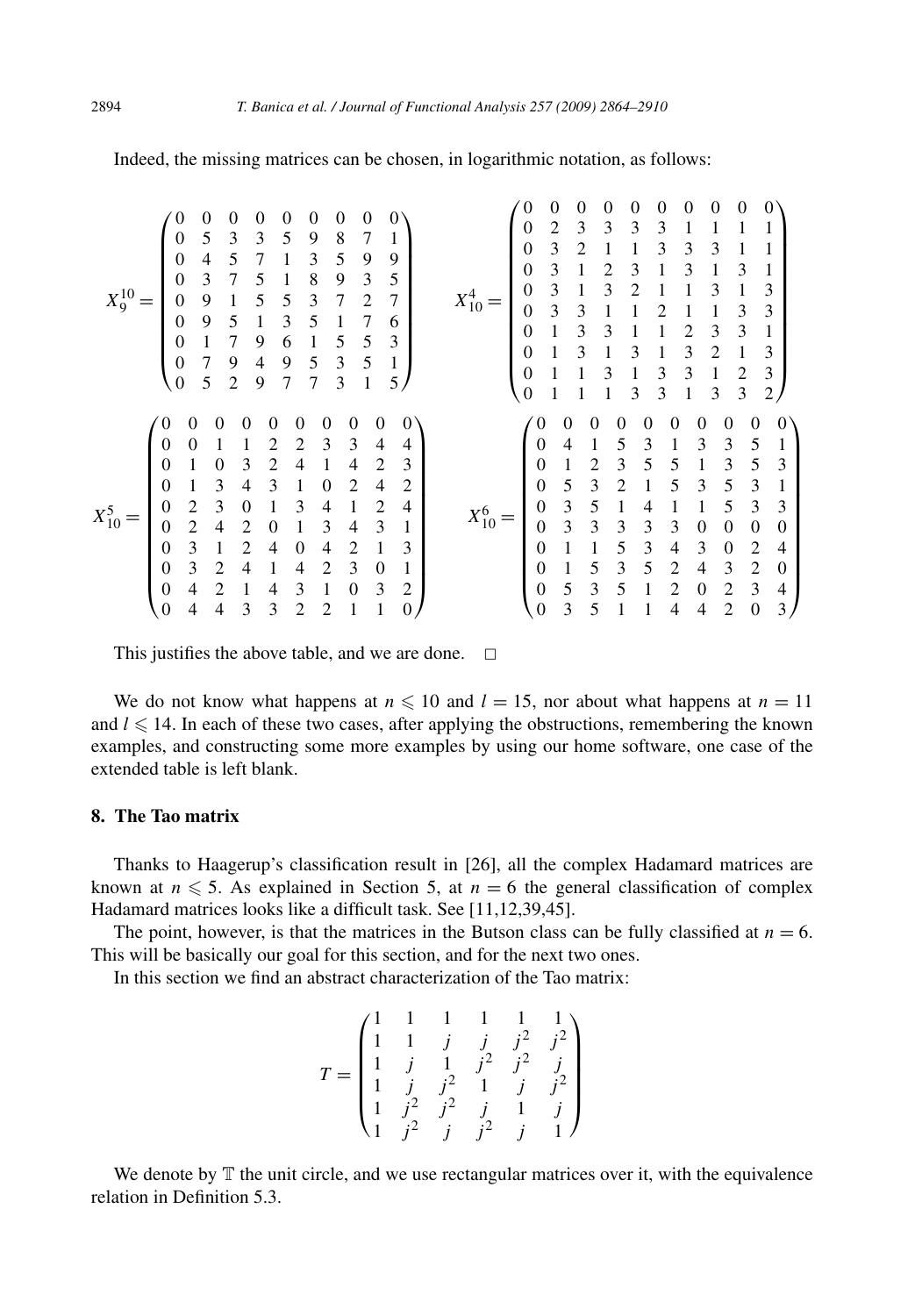Indeed, the missing matrices can be chosen, in logarithmic notation, as follows:

$$X_9^{10} = \begin{pmatrix} 0&0&0&0&0&0&0&0&0\\ 0&5&3&3&5&9&8&7&1\\ 0&4&5&7&1&3&5&9&9\\ 0&3&7&5&1&8&9&3&5\\ 0&9&1&5&5&3&7&2&7\\ 0&9&5&1&3&5&1&7&6\\ 0&1&7&9&6&1&5&5&3\\ 0&7&9&4&9&5&3&5&1\\ 0&5&2&9&7&7&3&1&5 \end{pmatrix} \qquad X_{10}^4 = \begin{pmatrix} 0&0&0&0&0&0&0&0&0&0\\ 0&2&3&3&3&3&1&1&1&1\\ 0&3&2&1&1&3&3&3&1&1\\ 0&3&1&2&3&1&3&1&3&1\\ 0&3&1&3&2&1&1&3&1&3\\ 0&3&3&1&1&2&1&1&3&3\\ 0&1&3&3&1&1&2&3&3&1\\ 0&1&3&1&3&1&3&2&1&3\\ 0&1&1&3&1&3&3&1&2&3\\ 0&1&1&1&3&3&1&3&3&2 \end{pmatrix}$$

$$X_{10}^5 = \begin{pmatrix} 0&0&0&0&0&0&0&0&0&0\\ 0&0&1&1&2&2&3&3&4&4\\ 0&1&0&3&2&4&1&4&2&3\\ 0&1&3&4&3&1&0&2&4&2\\ 0&2&3&0&1&3&4&1&2&4\\ 0&2&4&2&0&1&3&4&3&1\\ 0&3&1&2&4&0&4&2&1&3\\ 0&3&2&4&1&4&2&3&0&1\\ 0&4&2&1&4&3&1&0&3&2\\ 0&4&4&3&3&2&2&1&1&0 \end{pmatrix} \qquad X_{10}^6 = \begin{pmatrix} 0&0&0&0&0&0&0&0&0&0\\ 0&4&1&5&3&1&3&3&5&1\\ 0&1&2&3&5&5&1&3&5&3\\ 0&5&3&2&1&5&3&5&3&1\\ 0&3&5&1&4&1&1&5&3&3\\ 0&3&3&3&3&3&0&0&0&0\\ 0&1&1&5&3&4&3&0&2&4\\ 0&1&5&3&5&2&4&3&2&0\\ 0&5&3&5&1&2&0&2&3&4\\ 0&3&5&1&1&4&4&2&0&3 \end{pmatrix}$$

This justifies the above table, and we are done. $\square$

We do not know what happens at $n \leqslant 10$ and $l = 15$, nor about what happens at $n = 11$ and $l \leqslant 14$. In each of these two cases, after applying the obstructions, remembering the known examples, and constructing some more examples by using our home software, one case of the extended table is left blank.

## 8. The Tao matrix

Thanks to Haagerup's classification result in [26], all the complex Hadamard matrices are known at $n \leqslant 5$. As explained in Section 5, at $n = 6$ the general classification of complex Hadamard matrices looks like a difficult task. See [11,12,39,45].

The point, however, is that the matrices in the Butson class can be fully classified at $n = 6$. This will be basically our goal for this section, and for the next two ones.

In this section we find an abstract characterization of the Tao matrix:

$$T = \begin{pmatrix} 1&1&1&1&1&1\\ 1&1&j&j&j^2&j^2\\ 1&j&1&j^2&j^2&j\\ 1&j&j^2&1&j&j^2\\ 1&j^2&j^2&j&1&j\\ 1&j^2&j&j^2&j&1 \end{pmatrix}$$

We denote by $\mathbb{T}$ the unit circle, and we use rectangular matrices over it, with the equivalence relation in Definition 5.3.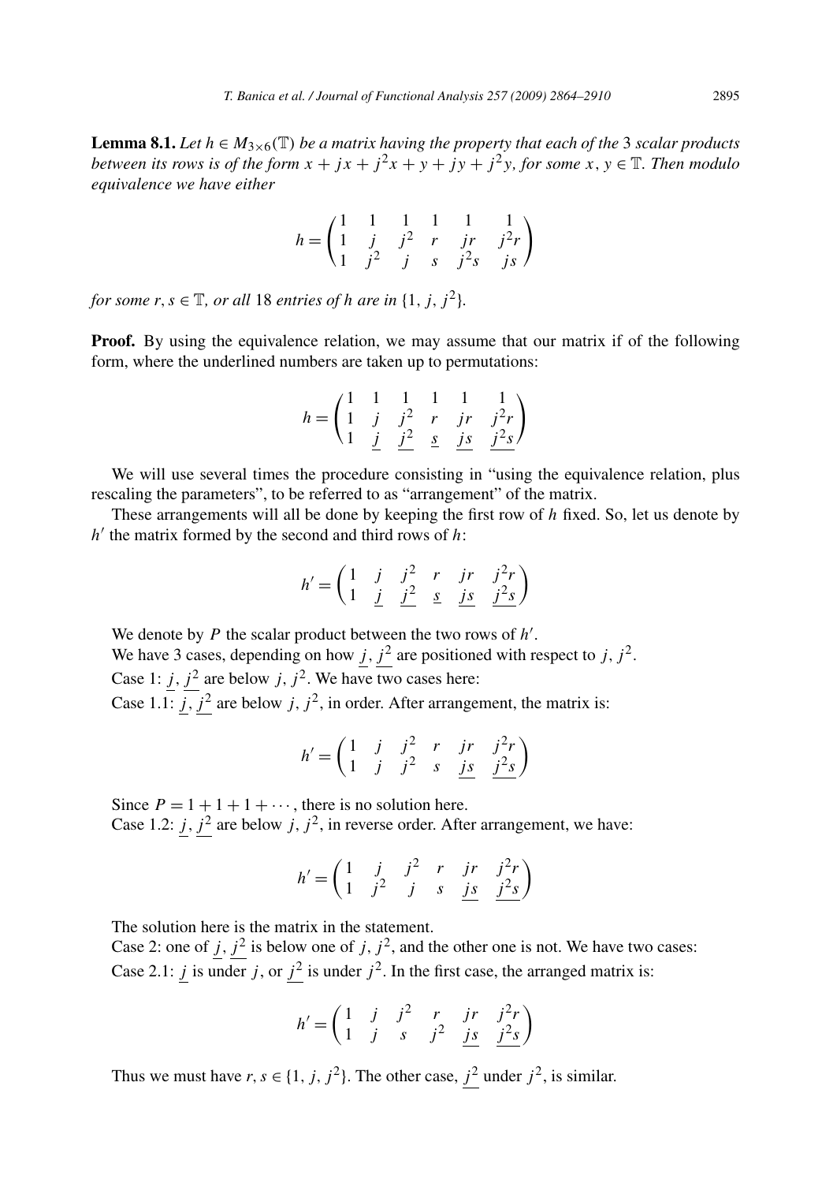**Lemma 8.1.** *Let $h \in M_{3\times 6}(\mathbb{T})$ be a matrix having the property that each of the* 3 *scalar products between its rows is of the form $x + jx + j^2x + y + jy + j^2y$, for some $x, y \in \mathbb{T}$. Then modulo equivalence we have either*

$$h = \begin{pmatrix} 1 & 1 & 1 & 1 & 1 & 1 \\ 1 & j & j^2 & r & jr & j^2r \\ 1 & j^2 & j & s & j^2s & js \end{pmatrix}$$

*for some $r, s \in \mathbb{T}$, or all* 18 *entries of $h$ are in $\{1, j, j^2\}$.*

**Proof.** By using the equivalence relation, we may assume that our matrix if of the following form, where the underlined numbers are taken up to permutations:

$$h = \begin{pmatrix} 1 & 1 & 1 & 1 & 1 & 1 \\ 1 & j & j^2 & r & jr & j^2r \\ 1 & \underline{j} & \underline{j^2} & \underline{s} & \underline{js} & \underline{j^2s} \end{pmatrix}$$

We will use several times the procedure consisting in "using the equivalence relation, plus rescaling the parameters", to be referred to as "arrangement" of the matrix.

These arrangements will all be done by keeping the first row of $h$ fixed. So, let us denote by $h'$ the matrix formed by the second and third rows of $h$:

$$h' = \begin{pmatrix} 1 & j & j^2 & r & jr & j^2r \\ 1 & \underline{j} & \underline{j^2} & \underline{s} & \underline{js} & \underline{j^2s} \end{pmatrix}$$

We denote by $P$ the scalar product between the two rows of $h'$.

We have 3 cases, depending on how $\underline{j}, \underline{j^2}$ are positioned with respect to $j, j^2$.

Case 1: $\underline{j}, \underline{j^2}$ are below $j, j^2$. We have two cases here:

Case 1.1: $\underline{j}, \underline{j^2}$ are below $j, j^2$, in order. After arrangement, the matrix is:

$$h' = \begin{pmatrix} 1 & j & j^2 & r & jr & j^2r \\ 1 & j & j^2 & s & \underline{js} & \underline{j^2s} \end{pmatrix}$$

Since $P = 1 + 1 + 1 + \cdots$, there is no solution here.

Case 1.2: $\underline{j}, \underline{j^2}$ are below $j, j^2$, in reverse order. After arrangement, we have:

$$h' = \begin{pmatrix} 1 & j & j^2 & r & jr & j^2r \\ 1 & j^2 & j & s & \underline{js} & \underline{j^2s} \end{pmatrix}$$

The solution here is the matrix in the statement.

Case 2: one of $\underline{j}, \underline{j^2}$ is below one of $j, j^2$, and the other one is not. We have two cases:

Case 2.1: $\underline{j}$ is under $j$, or $\underline{j^2}$ is under $j^2$. In the first case, the arranged matrix is:

$$h' = \begin{pmatrix} 1 & j & j^2 & r & jr & j^2r \\ 1 & j & s & j^2 & \underline{js} & \underline{j^2s} \end{pmatrix}$$

Thus we must have $r, s \in \{1, j, j^2\}$. The other case, $\underline{j^2}$ under $j^2$, is similar.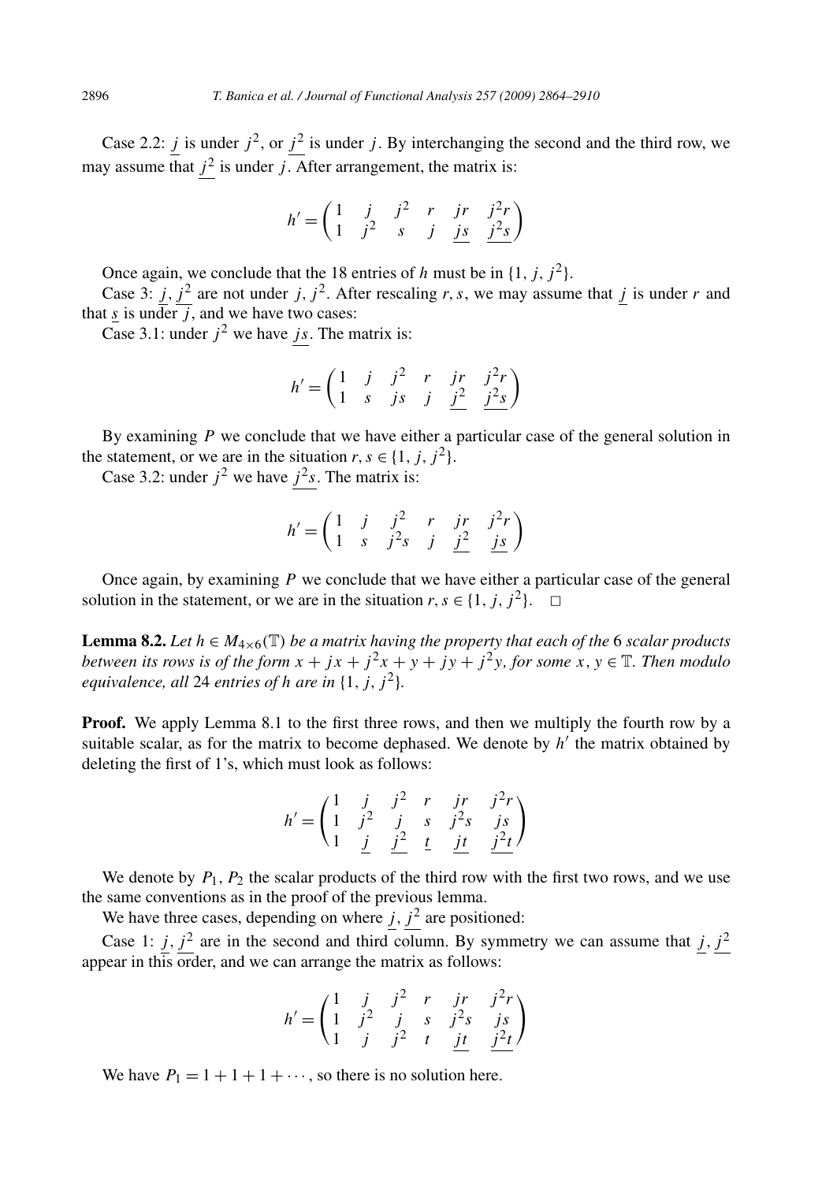Case 2.2: $\underline{j}$ is under $j^2$, or $\underline{j^2}$ is under $j$. By interchanging the second and the third row, we may assume that $\underline{j^2}$ is under $j$. After arrangement, the matrix is:

$$h' = \begin{pmatrix} 1 & j & j^2 & r & jr & j^2r \\ 1 & j^2 & s & j & \underline{js} & \underline{j^2s} \end{pmatrix}$$

Once again, we conclude that the 18 entries of $h$ must be in $\{1, j, j^2\}$.

Case 3: $\underline{j}, \underline{j^2}$ are not under $j, j^2$. After rescaling $r, s$, we may assume that $\underline{j}$ is under $r$ and that $\underline{s}$ is under $j$, and we have two cases:

Case 3.1: under $j^2$ we have $\underline{js}$. The matrix is:

$$h' = \begin{pmatrix} 1 & j & j^2 & r & jr & j^2r \\ 1 & s & js & j & \underline{j^2} & \underline{j^2s} \end{pmatrix}$$

By examining $P$ we conclude that we have either a particular case of the general solution in the statement, or we are in the situation $r, s \in \{1, j, j^2\}$.

Case 3.2: under $j^2$ we have $\underline{j^2s}$. The matrix is:

$$h' = \begin{pmatrix} 1 & j & j^2 & r & jr & j^2r \\ 1 & s & j^2s & j & \underline{j^2} & \underline{js} \end{pmatrix}$$

Once again, by examining $P$ we conclude that we have either a particular case of the general solution in the statement, or we are in the situation $r, s \in \{1, j, j^2\}$. $\square$

**Lemma 8.2.** *Let $h \in M_{4\times 6}(\mathbb{T})$ be a matrix having the property that each of the 6 scalar products between its rows is of the form $x + jx + j^2x + y + jy + j^2y$, for some $x, y \in \mathbb{T}$. Then modulo equivalence, all 24 entries of $h$ are in $\{1, j, j^2\}$.*

**Proof.** We apply Lemma 8.1 to the first three rows, and then we multiply the fourth row by a suitable scalar, as for the matrix to become dephased. We denote by $h'$ the matrix obtained by deleting the first of 1's, which must look as follows:

$$h' = \begin{pmatrix} 1 & j & j^2 & r & jr & j^2r \\ 1 & j^2 & j & s & j^2s & js \\ 1 & \underline{j} & \underline{j^2} & \underline{t} & \underline{jt} & \underline{j^2t} \end{pmatrix}$$

We denote by $P_1, P_2$ the scalar products of the third row with the first two rows, and we use the same conventions as in the proof of the previous lemma.

We have three cases, depending on where $\underline{j}, \underline{j^2}$ are positioned:

Case 1: $\underline{j}, \underline{j^2}$ are in the second and third column. By symmetry we can assume that $\underline{j}, \underline{j^2}$ appear in this order, and we can arrange the matrix as follows:

$$h' = \begin{pmatrix} 1 & j & j^2 & r & jr & j^2r \\ 1 & j^2 & j & s & j^2s & js \\ 1 & j & j^2 & t & \underline{jt} & \underline{j^2t} \end{pmatrix}$$

We have $P_1 = 1 + 1 + 1 + \cdots$, so there is no solution here.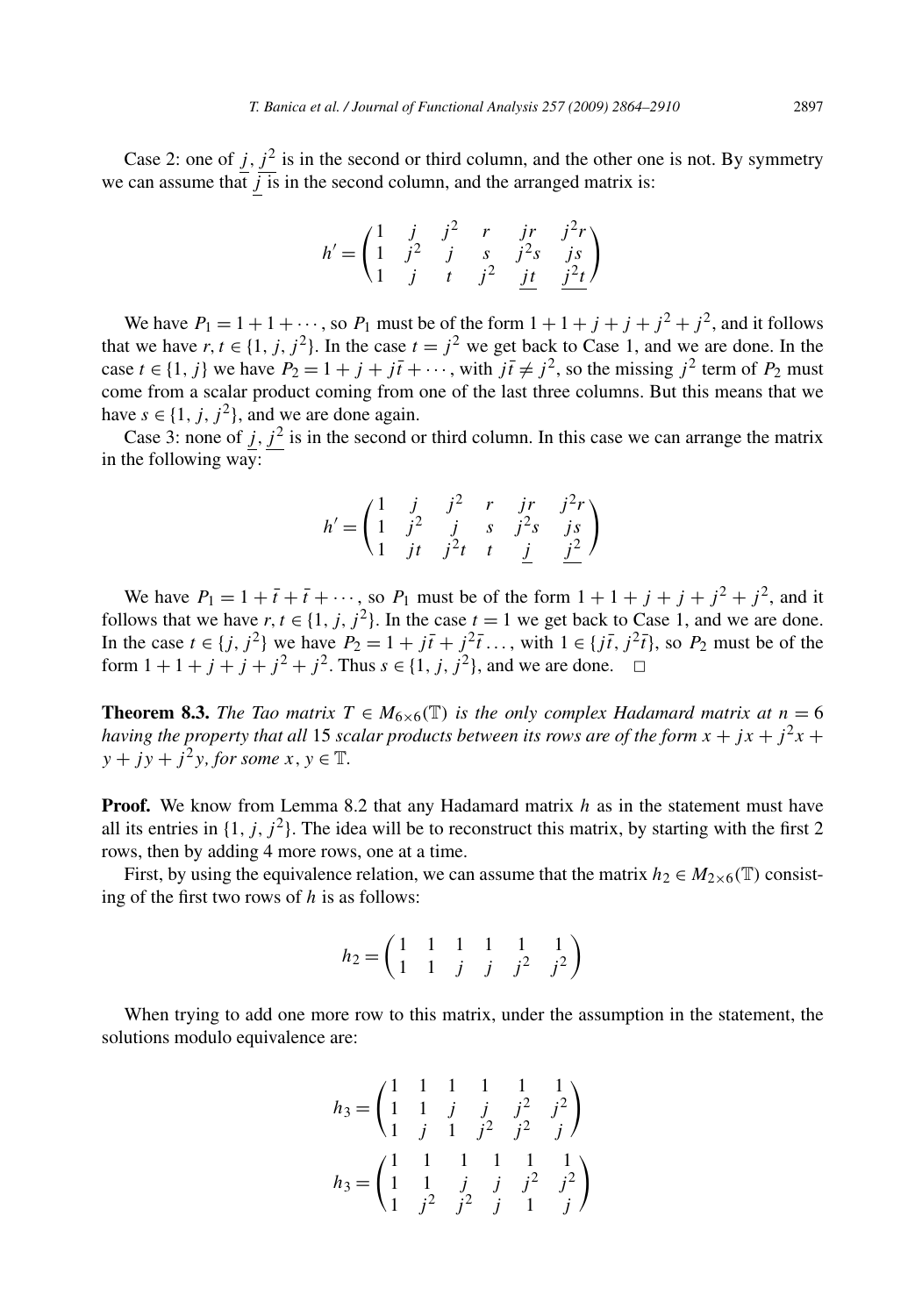Case 2: one of $\underline{j}, \underline{j^2}$ is in the second or third column, and the other one is not. By symmetry we can assume that $\underline{j}$ is in the second column, and the arranged matrix is:

$$h' = \begin{pmatrix} 1 & j & j^2 & r & jr & j^2r \\ 1 & j^2 & j & s & j^2s & js \\ 1 & \underline{j} & t & j^2 & \underline{jt} & \underline{j^2t} \end{pmatrix}$$

We have $P_1 = 1 + 1 + \cdots$, so $P_1$ must be of the form $1 + 1 + j + j + j^2 + j^2$, and it follows that we have $r, t \in \{1, j, j^2\}$. In the case $t = j^2$ we get back to Case 1, and we are done. In the case $t \in \{1, j\}$ we have $P_2 = 1 + j + j\bar{t} + \cdots$, with $j\bar{t} \neq j^2$, so the missing $j^2$ term of $P_2$ must come from a scalar product coming from one of the last three columns. But this means that we have $s \in \{1, j, j^2\}$, and we are done again.

Case 3: none of $\underline{j}, \underline{j^2}$ is in the second or third column. In this case we can arrange the matrix in the following way:

$$h' = \begin{pmatrix} 1 & j & j^2 & r & jr & j^2r \\ 1 & j^2 & j & s & j^2s & js \\ 1 & jt & j^2t & t & \underline{j} & \underline{j^2} \end{pmatrix}$$

We have $P_1 = 1 + \bar{t} + \bar{t} + \cdots$, so $P_1$ must be of the form $1 + 1 + j + j + j^2 + j^2$, and it follows that we have $r, t \in \{1, j, j^2\}$. In the case $t = 1$ we get back to Case 1, and we are done. In the case $t \in \{j, j^2\}$ we have $P_2 = 1 + j\bar{t} + j^2\bar{t} \ldots$, with $1 \in \{j\bar{t}, j^2\bar{t}\}$, so $P_2$ must be of the form $1 + 1 + j + j + j^2 + j^2$. Thus $s \in \{1, j, j^2\}$, and we are done. $\square$

**Theorem 8.3.** *The Tao matrix $T \in M_{6\times 6}(\mathbb{T})$ is the only complex Hadamard matrix at $n = 6$ having the property that all 15 scalar products between its rows are of the form $x + jx + j^2x + y + jy + j^2y$, for some $x, y \in \mathbb{T}$.*

**Proof.** We know from Lemma 8.2 that any Hadamard matrix $h$ as in the statement must have all its entries in $\{1, j, j^2\}$. The idea will be to reconstruct this matrix, by starting with the first 2 rows, then by adding 4 more rows, one at a time.

First, by using the equivalence relation, we can assume that the matrix $h_2 \in M_{2\times 6}(\mathbb{T})$ consisting of the first two rows of $h$ is as follows:

$$h_2 = \begin{pmatrix} 1 & 1 & 1 & 1 & 1 & 1 \\ 1 & 1 & j & j & j^2 & j^2 \end{pmatrix}$$

When trying to add one more row to this matrix, under the assumption in the statement, the solutions modulo equivalence are:

$$h_3 = \begin{pmatrix} 1 & 1 & 1 & 1 & 1 & 1 \\ 1 & 1 & j & j & j^2 & j^2 \\ 1 & j & 1 & j^2 & j^2 & j \end{pmatrix}$$

$$h_3 = \begin{pmatrix} 1 & 1 & 1 & 1 & 1 & 1 \\ 1 & 1 & j & j & j^2 & j^2 \\ 1 & j^2 & j^2 & j & 1 & j \end{pmatrix}$$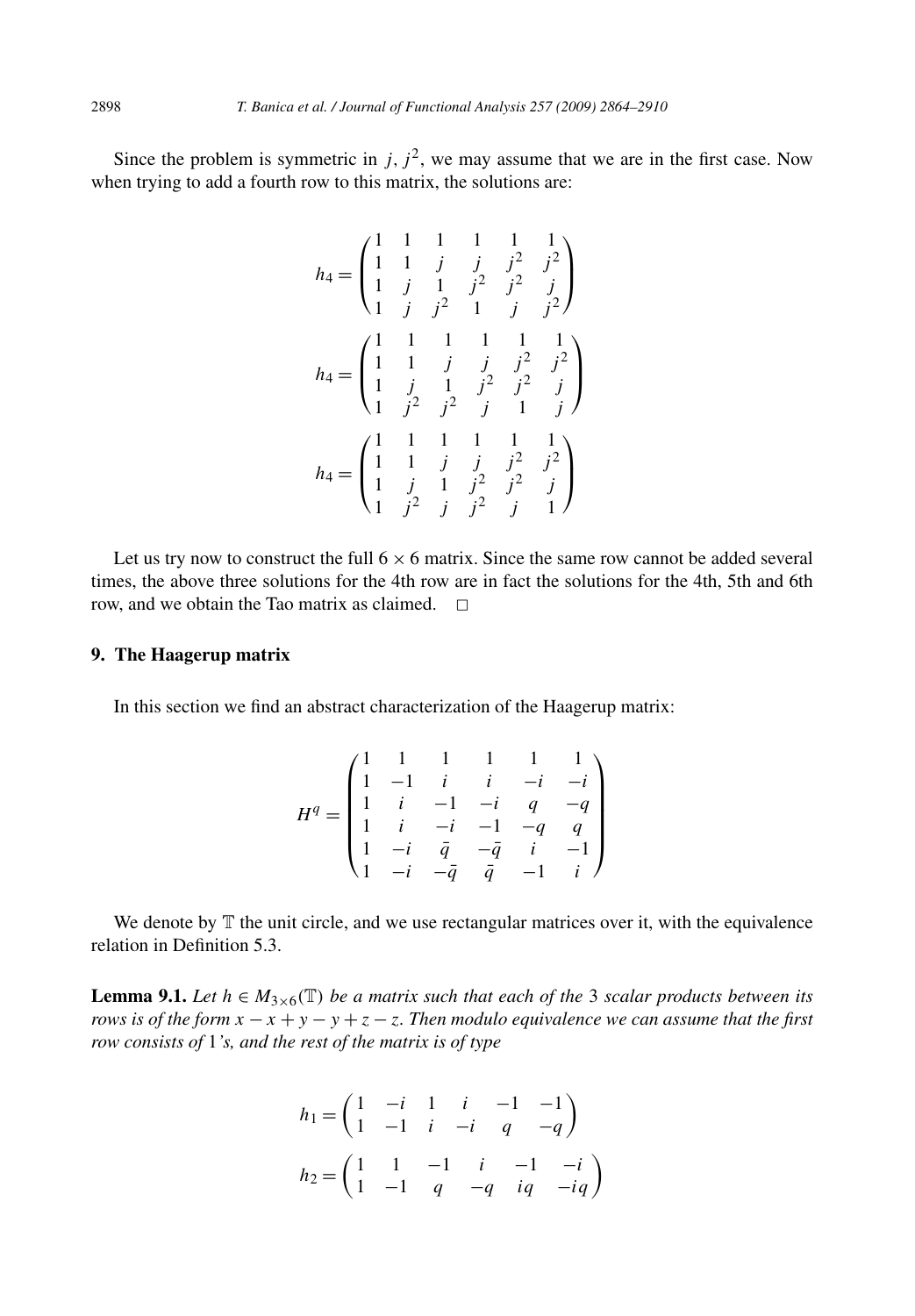Since the problem is symmetric in $j, j^2$, we may assume that we are in the first case. Now when trying to add a fourth row to this matrix, the solutions are:

$$h_4 = \begin{pmatrix} 1 & 1 & 1 & 1 & 1 & 1 \\ 1 & 1 & j & j & j^2 & j^2 \\ 1 & j & 1 & j^2 & j^2 & j \\ 1 & j & j^2 & 1 & j & j^2 \end{pmatrix}$$

$$h_4 = \begin{pmatrix} 1 & 1 & 1 & 1 & 1 & 1 \\ 1 & 1 & j & j & j^2 & j^2 \\ 1 & j & 1 & j^2 & j^2 & j \\ 1 & j^2 & j^2 & j & 1 & j \end{pmatrix}$$

$$h_4 = \begin{pmatrix} 1 & 1 & 1 & 1 & 1 & 1 \\ 1 & 1 & j & j & j^2 & j^2 \\ 1 & j & 1 & j^2 & j^2 & j \\ 1 & j^2 & j & j^2 & j & 1 \end{pmatrix}$$

Let us try now to construct the full $6 \times 6$ matrix. Since the same row cannot be added several times, the above three solutions for the 4th row are in fact the solutions for the 4th, 5th and 6th row, and we obtain the Tao matrix as claimed. $\square$

## 9. The Haagerup matrix

In this section we find an abstract characterization of the Haagerup matrix:

$$H^q = \begin{pmatrix} 1 & 1 & 1 & 1 & 1 & 1 \\ 1 & -1 & i & i & -i & -i \\ 1 & i & -1 & -i & q & -q \\ 1 & i & -i & -1 & -q & q \\ 1 & -i & \bar{q} & -\bar{q} & i & -1 \\ 1 & -i & -\bar{q} & \bar{q} & -1 & i \end{pmatrix}$$

We denote by $\mathbb{T}$ the unit circle, and we use rectangular matrices over it, with the equivalence relation in Definition 5.3.

**Lemma 9.1.** *Let $h \in M_{3\times 6}(\mathbb{T})$ be a matrix such that each of the 3 scalar products between its rows is of the form $x - x + y - y + z - z$. Then modulo equivalence we can assume that the first row consists of 1's, and the rest of the matrix is of type*

$$h_1 = \begin{pmatrix} 1 & -i & 1 & i & -1 & -1 \\ 1 & -1 & i & -i & q & -q \end{pmatrix}$$

$$h_2 = \begin{pmatrix} 1 & 1 & -1 & i & -1 & -i \\ 1 & -1 & q & -q & iq & -iq \end{pmatrix}$$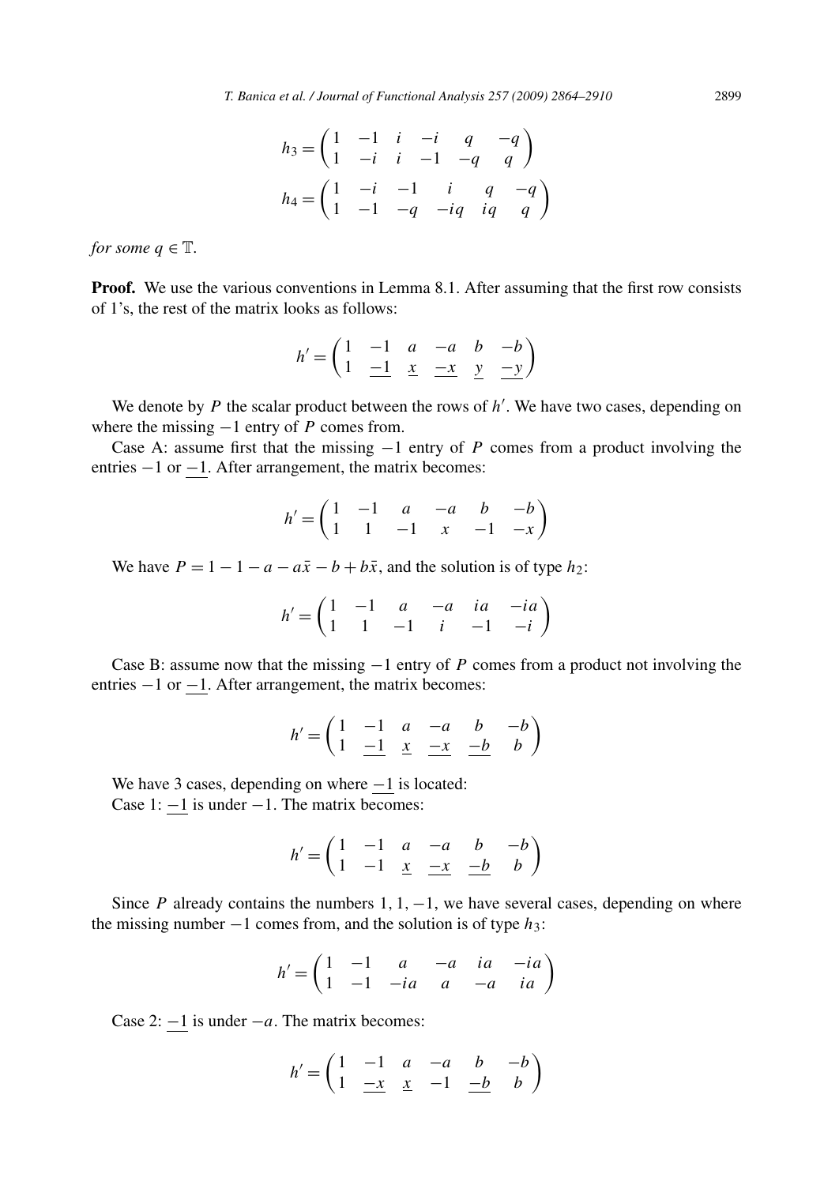$$h_3 = \begin{pmatrix} 1 & -1 & i & -i & q & -q \\ 1 & -i & i & -1 & -q & q \end{pmatrix}$$

$$h_4 = \begin{pmatrix} 1 & -i & -1 & i & q & -q \\ 1 & -1 & -q & -iq & iq & q \end{pmatrix}$$

*for some* $q \in \mathbb{T}$.

**Proof.** We use the various conventions in Lemma 8.1. After assuming that the first row consists of 1's, the rest of the matrix looks as follows:

$$h' = \begin{pmatrix} 1 & -1 & a & -a & b & -b \\ 1 & \underline{-1} & \underline{x} & \underline{-x} & \underline{y} & \underline{-y} \end{pmatrix}$$

We denote by $P$ the scalar product between the rows of $h'$. We have two cases, depending on where the missing $-1$ entry of $P$ comes from.

Case A: assume first that the missing $-1$ entry of $P$ comes from a product involving the entries $-1$ or $\underline{-1}$. After arrangement, the matrix becomes:

$$h' = \begin{pmatrix} 1 & -1 & a & -a & b & -b \\ 1 & 1 & -1 & x & -1 & -x \end{pmatrix}$$

We have $P = 1 - 1 - a - a\bar{x} - b + b\bar{x}$, and the solution is of type $h_2$:

$$h' = \begin{pmatrix} 1 & -1 & a & -a & ia & -ia \\ 1 & 1 & -1 & i & -1 & -i \end{pmatrix}$$

Case B: assume now that the missing $-1$ entry of $P$ comes from a product not involving the entries $-1$ or $\underline{-1}$. After arrangement, the matrix becomes:

$$h' = \begin{pmatrix} 1 & -1 & a & -a & b & -b \\ 1 & \underline{-1} & \underline{x} & \underline{-x} & \underline{-b} & b \end{pmatrix}$$

We have 3 cases, depending on where $\underline{-1}$ is located:

Case 1: $\underline{-1}$ is under $-1$. The matrix becomes:

$$h' = \begin{pmatrix} 1 & -1 & a & -a & b & -b \\ 1 & -1 & \underline{x} & \underline{-x} & \underline{-b} & b \end{pmatrix}$$

Since $P$ already contains the numbers $1, 1, -1$, we have several cases, depending on where the missing number $-1$ comes from, and the solution is of type $h_3$:

$$h' = \begin{pmatrix} 1 & -1 & a & -a & ia & -ia \\ 1 & -1 & -ia & a & -a & ia \end{pmatrix}$$

Case 2: $\underline{-1}$ is under $-a$. The matrix becomes:

$$h' = \begin{pmatrix} 1 & -1 & a & -a & b & -b \\ 1 & \underline{-x} & \underline{x} & -1 & \underline{-b} & b \end{pmatrix}$$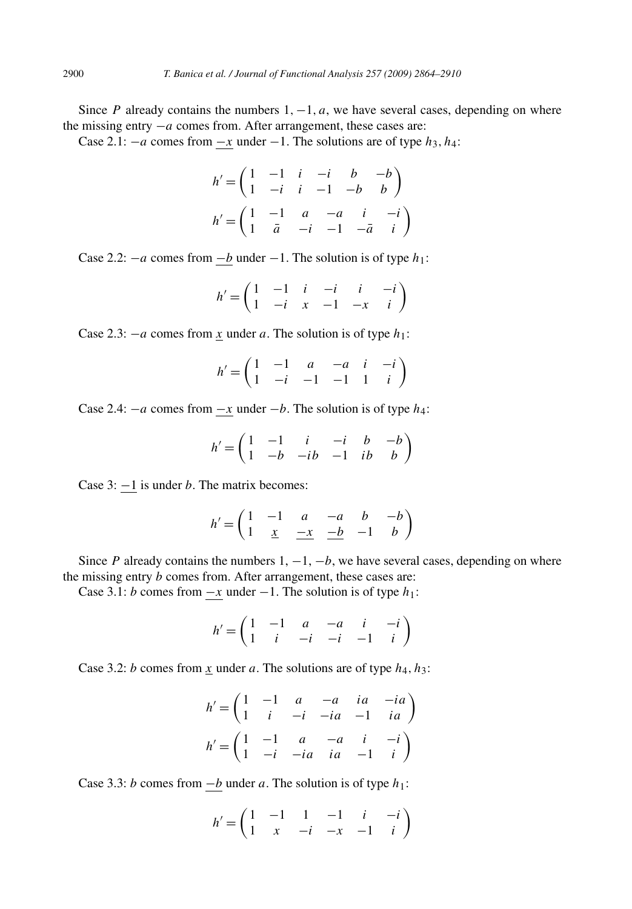Since $P$ already contains the numbers $1, -1, a$, we have several cases, depending on where the missing entry $-a$ comes from. After arrangement, these cases are:

Case 2.1: $-a$ comes from $\underline{-x}$ under $-1$. The solutions are of type $h_3, h_4$:

$$h' = \begin{pmatrix} 1 & -1 & i & -i & b & -b \\ 1 & -i & i & -1 & -b & b \end{pmatrix}$$

$$h' = \begin{pmatrix} 1 & -1 & a & -a & i & -i \\ 1 & \bar{a} & -i & -1 & -\bar{a} & i \end{pmatrix}$$

Case 2.2: $-a$ comes from $\underline{-b}$ under $-1$. The solution is of type $h_1$:

$$h' = \begin{pmatrix} 1 & -1 & i & -i & i & -i \\ 1 & -i & x & -1 & -x & i \end{pmatrix}$$

Case 2.3: $-a$ comes from $\underline{x}$ under $a$. The solution is of type $h_1$:

$$h' = \begin{pmatrix} 1 & -1 & a & -a & i & -i \\ 1 & -i & -1 & -1 & 1 & i \end{pmatrix}$$

Case 2.4: $-a$ comes from $\underline{-x}$ under $-b$. The solution is of type $h_4$:

$$h' = \begin{pmatrix} 1 & -1 & i & -i & b & -b \\ 1 & -b & -ib & -1 & ib & b \end{pmatrix}$$

Case 3: $\underline{-1}$ is under $b$. The matrix becomes:

$$h' = \begin{pmatrix} 1 & -1 & a & -a & b & -b \\ 1 & \underline{x} & \underline{-x} & \underline{-b} & -1 & b \end{pmatrix}$$

Since $P$ already contains the numbers $1, -1, -b$, we have several cases, depending on where the missing entry $b$ comes from. After arrangement, these cases are:

Case 3.1: $b$ comes from $\underline{-x}$ under $-1$. The solution is of type $h_1$:

$$h' = \begin{pmatrix} 1 & -1 & a & -a & i & -i \\ 1 & i & -i & -i & -1 & i \end{pmatrix}$$

Case 3.2: $b$ comes from $\underline{x}$ under $a$. The solutions are of type $h_4, h_3$:

$$h' = \begin{pmatrix} 1 & -1 & a & -a & ia & -ia \\ 1 & i & -i & -ia & -1 & ia \end{pmatrix}$$

$$h' = \begin{pmatrix} 1 & -1 & a & -a & i & -i \\ 1 & -i & -ia & ia & -1 & i \end{pmatrix}$$

Case 3.3: $b$ comes from $\underline{-b}$ under $a$. The solution is of type $h_1$:

$$h' = \begin{pmatrix} 1 & -1 & 1 & -1 & i & -i \\ 1 & x & -i & -x & -1 & i \end{pmatrix}$$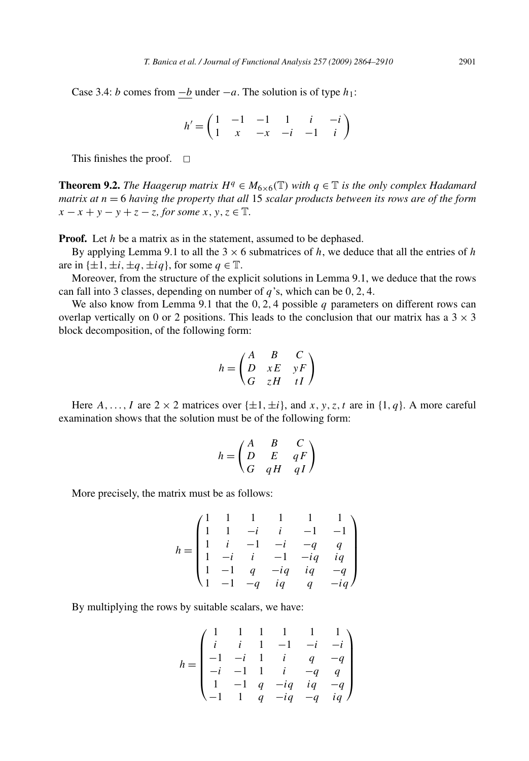Case 3.4: $b$ comes from $\underline{-b}$ under $-a$. The solution is of type $h_1$:

$$h' = \begin{pmatrix} 1 & -1 & -1 & 1 & i & -i \\ 1 & x & -x & -i & -1 & i \end{pmatrix}$$

This finishes the proof. $\square$

**Theorem 9.2.** *The Haagerup matrix $H^q \in M_{6\times 6}(\mathbb{T})$ with $q \in \mathbb{T}$ is the only complex Hadamard matrix at $n = 6$ having the property that all 15 scalar products between its rows are of the form $x - x + y - y + z - z$, for some $x, y, z \in \mathbb{T}$.*

**Proof.** Let $h$ be a matrix as in the statement, assumed to be dephased.

By applying Lemma 9.1 to all the $3 \times 6$ submatrices of $h$, we deduce that all the entries of $h$ are in $\{\pm 1, \pm i, \pm q, \pm iq\}$, for some $q \in \mathbb{T}$.

Moreover, from the structure of the explicit solutions in Lemma 9.1, we deduce that the rows can fall into 3 classes, depending on number of $q$'s, which can be $0, 2, 4$.

We also know from Lemma 9.1 that the $0, 2, 4$ possible $q$ parameters on different rows can overlap vertically on 0 or 2 positions. This leads to the conclusion that our matrix has a $3 \times 3$ block decomposition, of the following form:

$$h = \begin{pmatrix} A & B & C \\ D & xE & yF \\ G & zH & tI \end{pmatrix}$$

Here $A, \ldots, I$ are $2 \times 2$ matrices over $\{\pm 1, \pm i\}$, and $x, y, z, t$ are in $\{1, q\}$. A more careful examination shows that the solution must be of the following form:

$$h = \begin{pmatrix} A & B & C \\ D & E & qF \\ G & qH & qI \end{pmatrix}$$

More precisely, the matrix must be as follows:

$$h = \begin{pmatrix} 1 & 1 & 1 & 1 & 1 & 1 \\ 1 & 1 & -i & i & -1 & -1 \\ 1 & i & -1 & -i & -q & q \\ 1 & -i & i & -1 & -iq & iq \\ 1 & -1 & q & -iq & iq & -q \\ 1 & -1 & -q & iq & q & -iq \end{pmatrix}$$

By multiplying the rows by suitable scalars, we have:

$$h = \begin{pmatrix} 1 & 1 & 1 & 1 & 1 & 1 \\ i & i & 1 & -1 & -i & -i \\ -1 & -i & 1 & i & q & -q \\ -i & -1 & 1 & i & -q & q \\ 1 & -1 & q & -iq & iq & -q \\ -1 & 1 & q & -iq & -q & iq \end{pmatrix}$$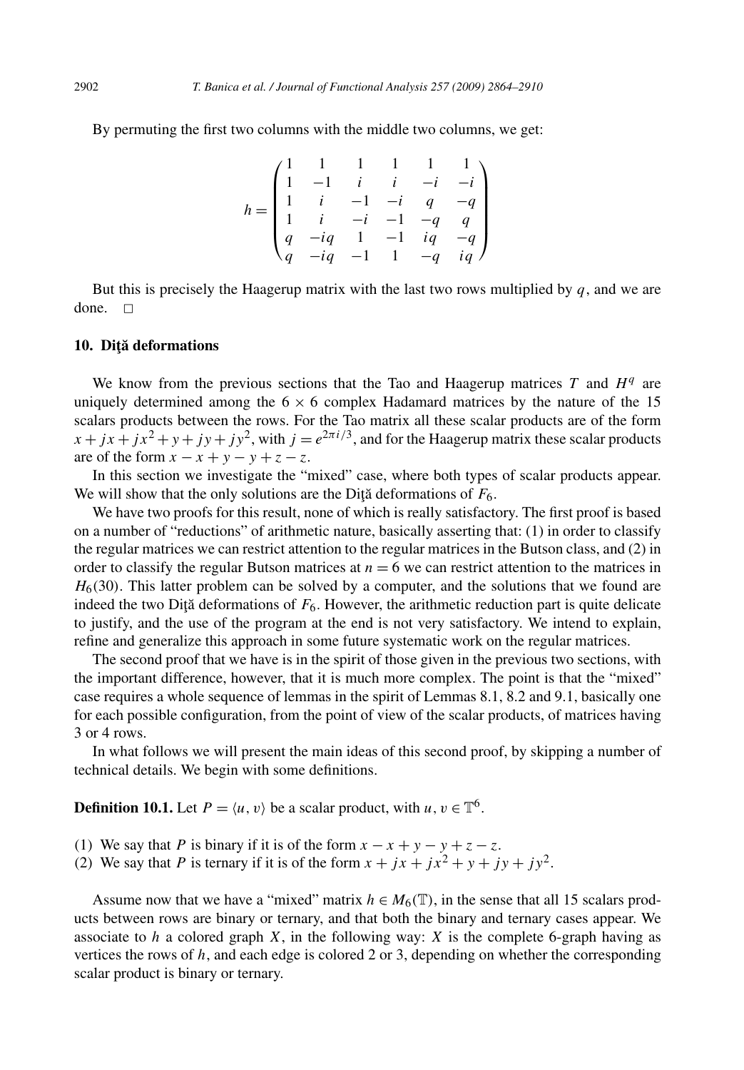By permuting the first two columns with the middle two columns, we get:

$$h = \begin{pmatrix} 1 & 1 & 1 & 1 & 1 & 1 \\ 1 & -1 & i & i & -i & -i \\ 1 & i & -1 & -i & q & -q \\ 1 & i & -i & -1 & -q & q \\ q & -iq & 1 & -1 & iq & -q \\ q & -iq & -1 & 1 & -q & iq \end{pmatrix}$$

But this is precisely the Haagerup matrix with the last two rows multiplied by $q$, and we are done. $\square$

## 10. Diţă deformations

We know from the previous sections that the Tao and Haagerup matrices $T$ and $H^q$ are uniquely determined among the $6 \times 6$ complex Hadamard matrices by the nature of the 15 scalars products between the rows. For the Tao matrix all these scalar products are of the form $x + jx + jx^2 + y + jy + jy^2$, with $j = e^{2\pi i/3}$, and for the Haagerup matrix these scalar products are of the form $x - x + y - y + z - z$.

In this section we investigate the "mixed" case, where both types of scalar products appear. We will show that the only solutions are the Diţă deformations of $F_6$.

We have two proofs for this result, none of which is really satisfactory. The first proof is based on a number of "reductions" of arithmetic nature, basically asserting that: (1) in order to classify the regular matrices we can restrict attention to the regular matrices in the Butson class, and (2) in order to classify the regular Butson matrices at $n = 6$ we can restrict attention to the matrices in $H_6(30)$. This latter problem can be solved by a computer, and the solutions that we found are indeed the two Diţă deformations of $F_6$. However, the arithmetic reduction part is quite delicate to justify, and the use of the program at the end is not very satisfactory. We intend to explain, refine and generalize this approach in some future systematic work on the regular matrices.

The second proof that we have is in the spirit of those given in the previous two sections, with the important difference, however, that it is much more complex. The point is that the "mixed" case requires a whole sequence of lemmas in the spirit of Lemmas 8.1, 8.2 and 9.1, basically one for each possible configuration, from the point of view of the scalar products, of matrices having 3 or 4 rows.

In what follows we will present the main ideas of this second proof, by skipping a number of technical details. We begin with some definitions.

**Definition 10.1.** Let $P = \langle u, v \rangle$ be a scalar product, with $u, v \in \mathbb{T}^6$.

(1) We say that $P$ is binary if it is of the form $x - x + y - y + z - z$.
(2) We say that $P$ is ternary if it is of the form $x + jx + jx^2 + y + jy + jy^2$.

Assume now that we have a "mixed" matrix $h \in M_6(\mathbb{T})$, in the sense that all 15 scalars products between rows are binary or ternary, and that both the binary and ternary cases appear. We associate to $h$ a colored graph $X$, in the following way: $X$ is the complete 6-graph having as vertices the rows of $h$, and each edge is colored 2 or 3, depending on whether the corresponding scalar product is binary or ternary.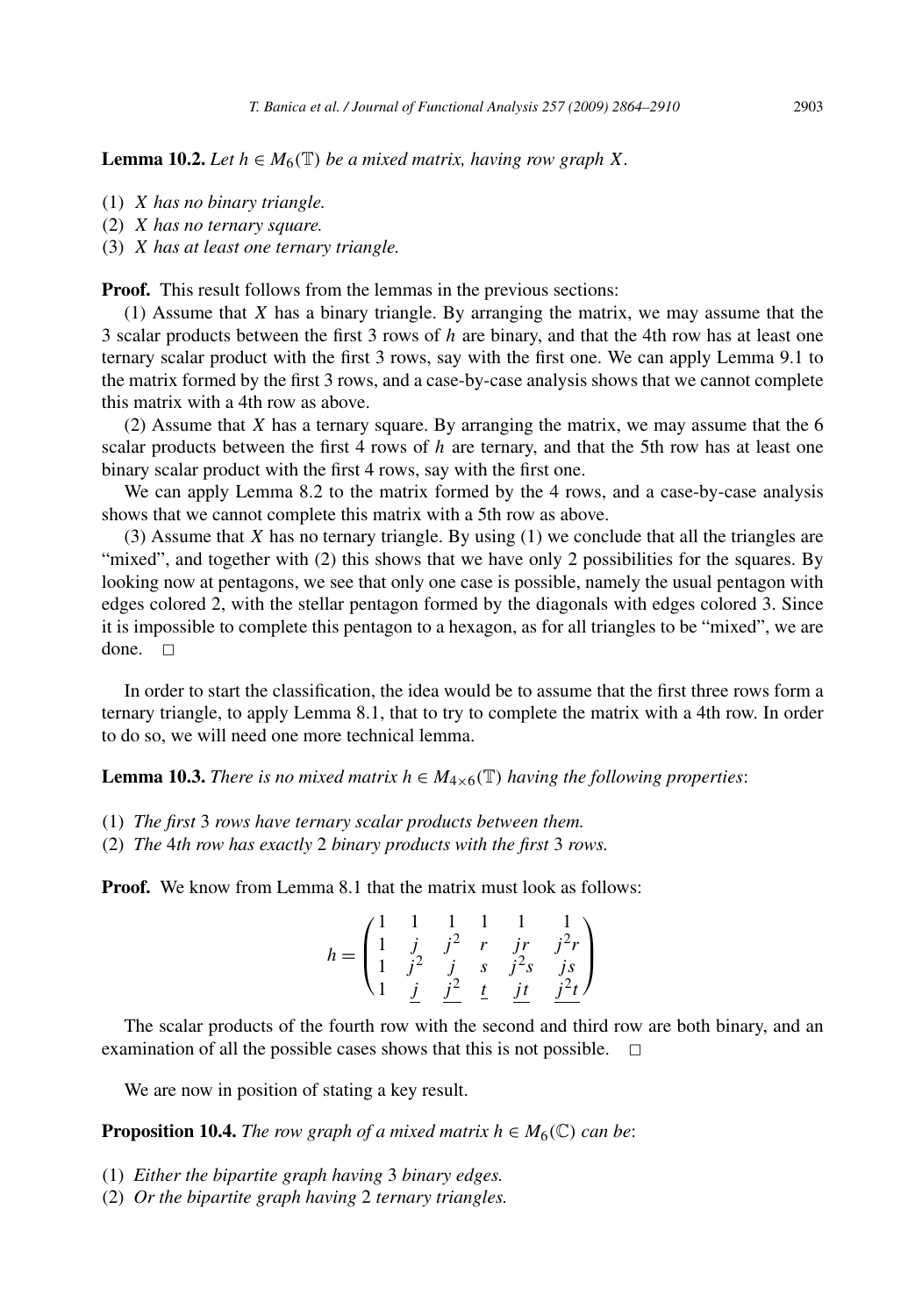**Lemma 10.2.** *Let $h \in M_6(\mathbb{T})$ be a mixed matrix, having row graph $X$.*

(1) *$X$ has no binary triangle.*
(2) *$X$ has no ternary square.*
(3) *$X$ has at least one ternary triangle.*

**Proof.** This result follows from the lemmas in the previous sections:

(1) Assume that $X$ has a binary triangle. By arranging the matrix, we may assume that the 3 scalar products between the first 3 rows of $h$ are binary, and that the 4th row has at least one ternary scalar product with the first 3 rows, say with the first one. We can apply Lemma 9.1 to the matrix formed by the first 3 rows, and a case-by-case analysis shows that we cannot complete this matrix with a 4th row as above.

(2) Assume that $X$ has a ternary square. By arranging the matrix, we may assume that the 6 scalar products between the first 4 rows of $h$ are ternary, and that the 5th row has at least one binary scalar product with the first 4 rows, say with the first one.

We can apply Lemma 8.2 to the matrix formed by the 4 rows, and a case-by-case analysis shows that we cannot complete this matrix with a 5th row as above.

(3) Assume that $X$ has no ternary triangle. By using (1) we conclude that all the triangles are "mixed", and together with (2) this shows that we have only 2 possibilities for the squares. By looking now at pentagons, we see that only one case is possible, namely the usual pentagon with edges colored 2, with the stellar pentagon formed by the diagonals with edges colored 3. Since it is impossible to complete this pentagon to a hexagon, as for all triangles to be "mixed", we are done. $\square$

In order to start the classification, the idea would be to assume that the first three rows form a ternary triangle, to apply Lemma 8.1, that to try to complete the matrix with a 4th row. In order to do so, we will need one more technical lemma.

**Lemma 10.3.** *There is no mixed matrix $h \in M_{4\times 6}(\mathbb{T})$ having the following properties*:

(1) *The first 3 rows have ternary scalar products between them.*
(2) *The 4th row has exactly 2 binary products with the first 3 rows.*

**Proof.** We know from Lemma 8.1 that the matrix must look as follows:

$$h = \begin{pmatrix} 1 & 1 & 1 & 1 & 1 & 1 \\ 1 & j & j^2 & r & jr & j^2 r \\ 1 & j^2 & j & s & j^2 s & js \\ 1 & \underline{j} & \underline{j^2} & \underline{t} & \underline{jt} & \underline{j^2 t} \end{pmatrix}$$

The scalar products of the fourth row with the second and third row are both binary, and an examination of all the possible cases shows that this is not possible. $\square$

We are now in position of stating a key result.

**Proposition 10.4.** *The row graph of a mixed matrix $h \in M_6(\mathbb{C})$ can be*:

(1) *Either the bipartite graph having 3 binary edges.*
(2) *Or the bipartite graph having 2 ternary triangles.*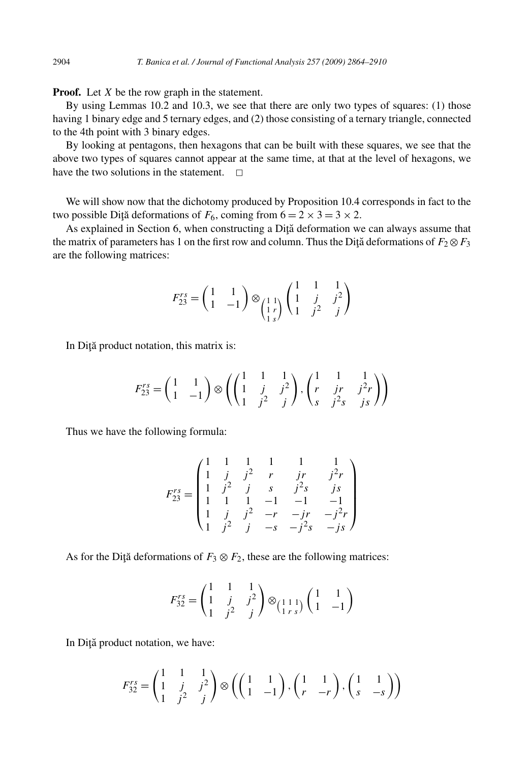**Proof.** Let $X$ be the row graph in the statement.

By using Lemmas 10.2 and 10.3, we see that there are only two types of squares: (1) those having 1 binary edge and 5 ternary edges, and (2) those consisting of a ternary triangle, connected to the 4th point with 3 binary edges.

By looking at pentagons, then hexagons that can be built with these squares, we see that the above two types of squares cannot appear at the same time, at that at the level of hexagons, we have the two solutions in the statement. $\square$

We will show now that the dichotomy produced by Proposition 10.4 corresponds in fact to the two possible Diţă deformations of $F_6$, coming from $6 = 2 \times 3 = 3 \times 2$.

As explained in Section 6, when constructing a Diţă deformation we can always assume that the matrix of parameters has 1 on the first row and column. Thus the Diţă deformations of $F_2 \otimes F_3$ are the following matrices:

$$F_{23}^{rs} = \begin{pmatrix} 1 & 1 \\ 1 & -1 \end{pmatrix} \otimes_{\begin{pmatrix} 1 & 1 \\ 1 & r \\ 1 & s \end{pmatrix}} \begin{pmatrix} 1 & 1 & 1 \\ 1 & j & j^2 \\ 1 & j^2 & j \end{pmatrix}$$

In Diţă product notation, this matrix is:

$$F_{23}^{rs} = \begin{pmatrix} 1 & 1 \\ 1 & -1 \end{pmatrix} \otimes \left( \begin{pmatrix} 1 & 1 & 1 \\ 1 & j & j^2 \\ 1 & j^2 & j \end{pmatrix}, \begin{pmatrix} 1 & 1 & 1 \\ r & jr & j^2 r \\ s & j^2 s & js \end{pmatrix} \right)$$

Thus we have the following formula:

$$F_{23}^{rs} = \begin{pmatrix} 1 & 1 & 1 & 1 & 1 & 1 \\ 1 & j & j^2 & r & jr & j^2 r \\ 1 & j^2 & j & s & j^2 s & js \\ 1 & 1 & 1 & -1 & -1 & -1 \\ 1 & j & j^2 & -r & -jr & -j^2 r \\ 1 & j^2 & j & -s & -j^2 s & -js \end{pmatrix}$$

As for the Diţă deformations of $F_3 \otimes F_2$, these are the following matrices:

$$F_{32}^{rs} = \begin{pmatrix} 1 & 1 & 1 \\ 1 & j & j^2 \\ 1 & j^2 & j \end{pmatrix} \otimes_{\begin{pmatrix} 1 & 1 & 1 \\ 1 & r & s \end{pmatrix}} \begin{pmatrix} 1 & 1 \\ 1 & -1 \end{pmatrix}$$

In Diţă product notation, we have:

$$F_{32}^{rs} = \begin{pmatrix} 1 & 1 & 1 \\ 1 & j & j^2 \\ 1 & j^2 & j \end{pmatrix} \otimes \left( \begin{pmatrix} 1 & 1 \\ 1 & -1 \end{pmatrix}, \begin{pmatrix} 1 & 1 \\ r & -r \end{pmatrix}, \begin{pmatrix} 1 & 1 \\ s & -s \end{pmatrix} \right)$$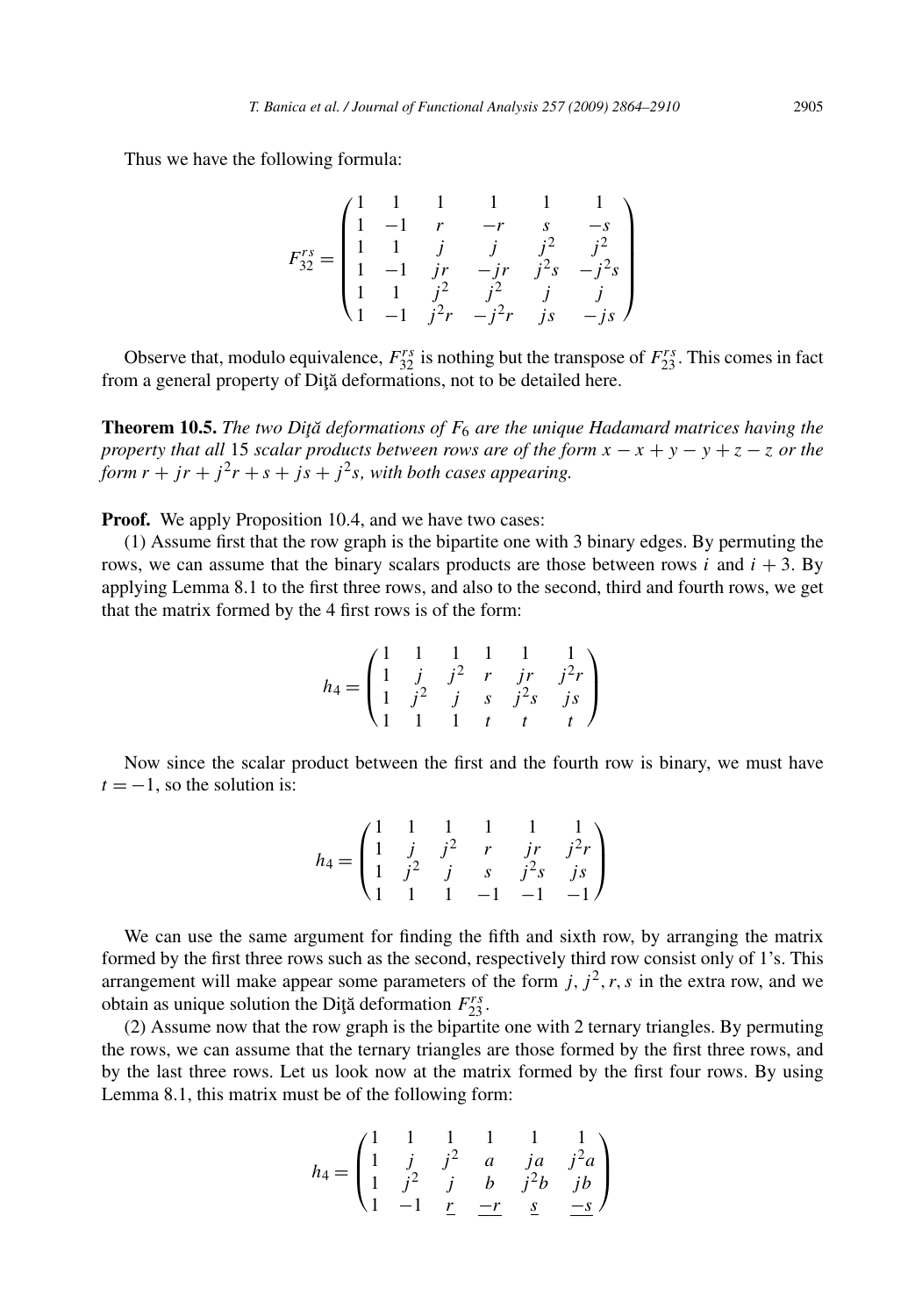Thus we have the following formula:

$$F_{32}^{rs} = \begin{pmatrix} 1 & 1 & 1 & 1 & 1 & 1 \\ 1 & -1 & r & -r & s & -s \\ 1 & 1 & j & j & j^2 & j^2 \\ 1 & -1 & jr & -jr & j^2s & -j^2s \\ 1 & 1 & j^2 & j^2 & j & j \\ 1 & -1 & j^2r & -j^2r & js & -js \end{pmatrix}$$

Observe that, modulo equivalence, $F_{32}^{rs}$ is nothing but the transpose of $F_{23}^{rs}$. This comes in fact from a general property of Diţă deformations, not to be detailed here.

**Theorem 10.5.** *The two Diţă deformations of $F_6$ are the unique Hadamard matrices having the property that all 15 scalar products between rows are of the form $x - x + y - y + z - z$ or the form $r + jr + j^2r + s + js + j^2s$, with both cases appearing.*

**Proof.** We apply Proposition 10.4, and we have two cases:

(1) Assume first that the row graph is the bipartite one with 3 binary edges. By permuting the rows, we can assume that the binary scalars products are those between rows $i$ and $i+3$. By applying Lemma 8.1 to the first three rows, and also to the second, third and fourth rows, we get that the matrix formed by the 4 first rows is of the form:

$$h_4 = \begin{pmatrix} 1 & 1 & 1 & 1 & 1 & 1 \\ 1 & j & j^2 & r & jr & j^2r \\ 1 & j^2 & j & s & j^2s & js \\ 1 & 1 & 1 & t & t & t \end{pmatrix}$$

Now since the scalar product between the first and the fourth row is binary, we must have $t = -1$, so the solution is:

$$h_4 = \begin{pmatrix} 1 & 1 & 1 & 1 & 1 & 1 \\ 1 & j & j^2 & r & jr & j^2r \\ 1 & j^2 & j & s & j^2s & js \\ 1 & 1 & 1 & -1 & -1 & -1 \end{pmatrix}$$

We can use the same argument for finding the fifth and sixth row, by arranging the matrix formed by the first three rows such as the second, respectively third row consist only of 1's. This arrangement will make appear some parameters of the form $j, j^2, r, s$ in the extra row, and we obtain as unique solution the Diţă deformation $F_{23}^{rs}$.

(2) Assume now that the row graph is the bipartite one with 2 ternary triangles. By permuting the rows, we can assume that the ternary triangles are those formed by the first three rows, and by the last three rows. Let us look now at the matrix formed by the first four rows. By using Lemma 8.1, this matrix must be of the following form:

$$h_4 = \begin{pmatrix} 1 & 1 & 1 & 1 & 1 & 1 \\ 1 & j & j^2 & a & ja & j^2a \\ 1 & j^2 & j & b & j^2b & jb \\ 1 & -1 & \underline{r} & \underline{-r} & \underline{s} & \underline{-s} \end{pmatrix}$$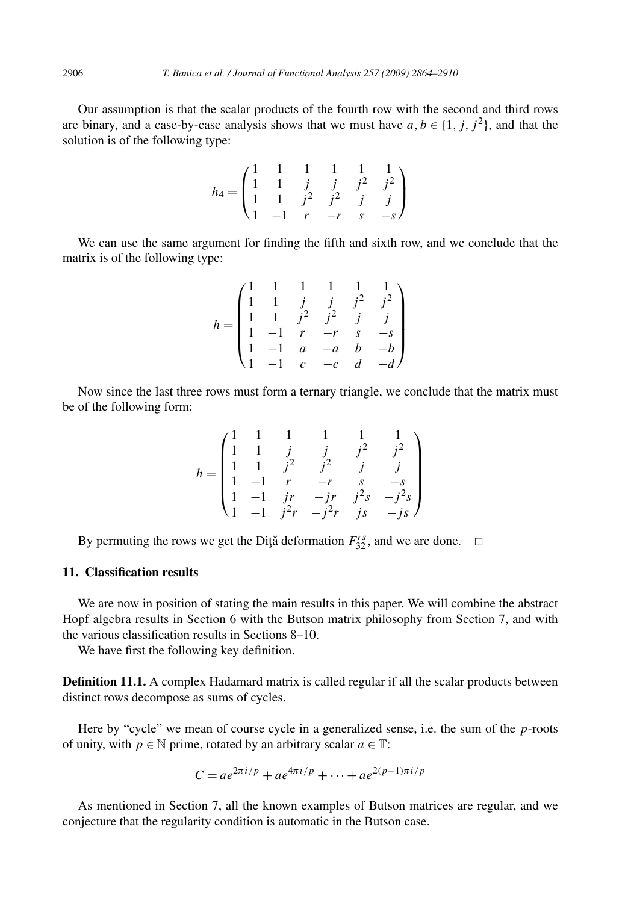Our assumption is that the scalar products of the fourth row with the second and third rows are binary, and a case-by-case analysis shows that we must have $a, b \in \{1, j, j^2\}$, and that the solution is of the following type:

$$h_4 = \begin{pmatrix} 1 & 1 & 1 & 1 & 1 & 1 \\ 1 & 1 & j & j & j^2 & j^2 \\ 1 & 1 & j^2 & j^2 & j & j \\ 1 & -1 & r & -r & s & -s \end{pmatrix}$$

We can use the same argument for finding the fifth and sixth row, and we conclude that the matrix is of the following type:

$$h = \begin{pmatrix} 1 & 1 & 1 & 1 & 1 & 1 \\ 1 & 1 & j & j & j^2 & j^2 \\ 1 & 1 & j^2 & j^2 & j & j \\ 1 & -1 & r & -r & s & -s \\ 1 & -1 & a & -a & b & -b \\ 1 & -1 & c & -c & d & -d \end{pmatrix}$$

Now since the last three rows must form a ternary triangle, we conclude that the matrix must be of the following form:

$$h = \begin{pmatrix} 1 & 1 & 1 & 1 & 1 & 1 \\ 1 & 1 & j & j & j^2 & j^2 \\ 1 & 1 & j^2 & j^2 & j & j \\ 1 & -1 & r & -r & s & -s \\ 1 & -1 & jr & -jr & j^2s & -j^2s \\ 1 & -1 & j^2r & -j^2r & js & -js \end{pmatrix}$$

By permuting the rows we get the Diţă deformation $F_{32}^{rs}$, and we are done. $\square$

## 11. Classification results

We are now in position of stating the main results in this paper. We will combine the abstract Hopf algebra results in Section 6 with the Butson matrix philosophy from Section 7, and with the various classification results in Sections 8–10.

We have first the following key definition.

**Definition 11.1.** A complex Hadamard matrix is called regular if all the scalar products between distinct rows decompose as sums of cycles.

Here by "cycle" we mean of course cycle in a generalized sense, i.e. the sum of the $p$-roots of unity, with $p \in \mathbb{N}$ prime, rotated by an arbitrary scalar $a \in \mathbb{T}$:

$$C = ae^{2\pi i/p} + ae^{4\pi i/p} + \cdots + ae^{2(p-1)\pi i/p}$$

As mentioned in Section 7, all the known examples of Butson matrices are regular, and we conjecture that the regularity condition is automatic in the Butson case.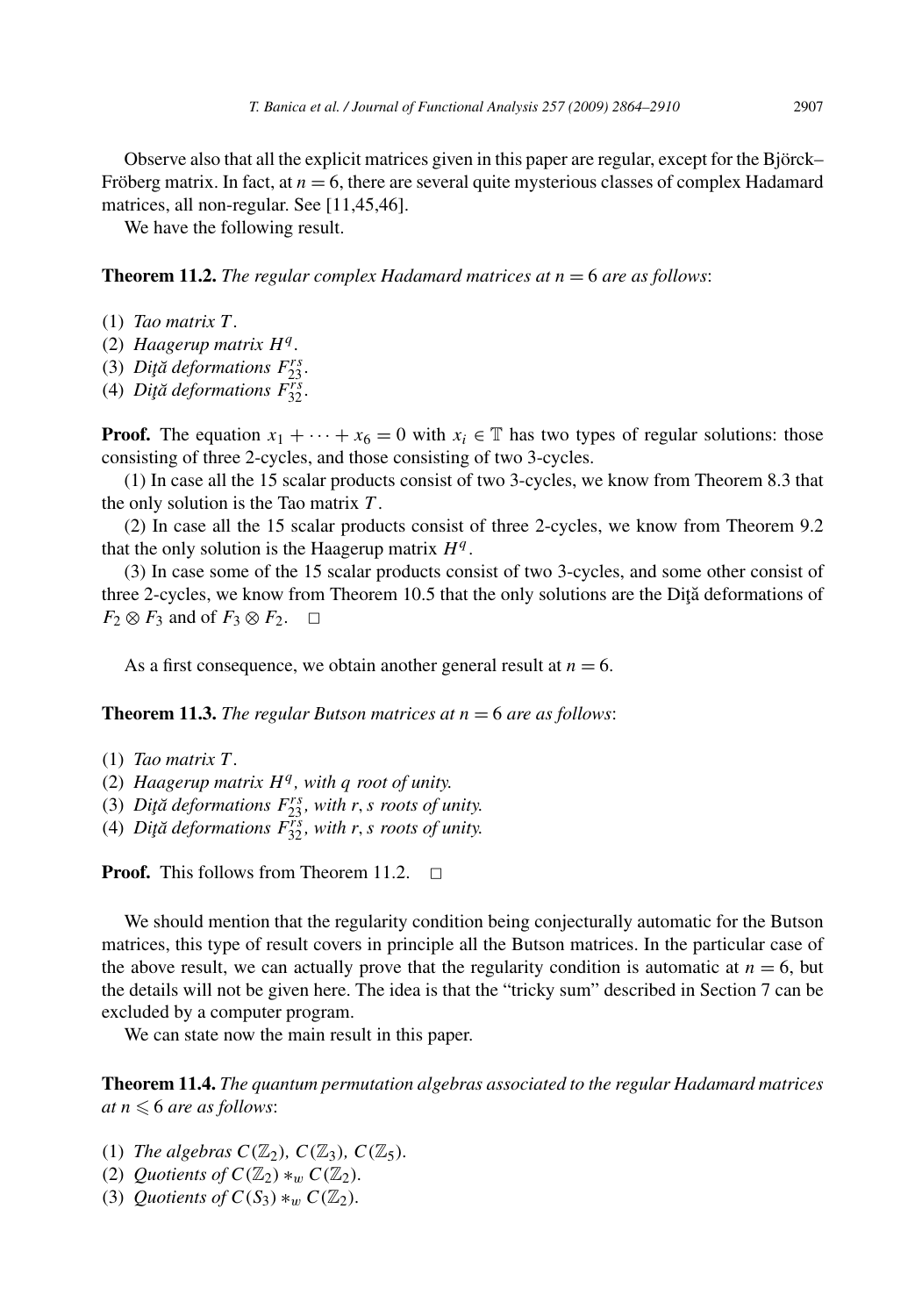Observe also that all the explicit matrices given in this paper are regular, except for the Björck–Fröberg matrix. In fact, at $n = 6$, there are several quite mysterious classes of complex Hadamard matrices, all non-regular. See [11,45,46].

We have the following result.

**Theorem 11.2.** *The regular complex Hadamard matrices at $n = 6$ are as follows*:

(1) *Tao matrix $T$.*
(2) *Haagerup matrix $H^q$.*
(3) *Diţă deformations $F_{23}^{rs}$.*
(4) *Diţă deformations $F_{32}^{rs}$.*

**Proof.** The equation $x_1 + \cdots + x_6 = 0$ with $x_i \in \mathbb{T}$ has two types of regular solutions: those consisting of three 2-cycles, and those consisting of two 3-cycles.

(1) In case all the 15 scalar products consist of two 3-cycles, we know from Theorem 8.3 that the only solution is the Tao matrix $T$.

(2) In case all the 15 scalar products consist of three 2-cycles, we know from Theorem 9.2 that the only solution is the Haagerup matrix $H^q$.

(3) In case some of the 15 scalar products consist of two 3-cycles, and some other consist of three 2-cycles, we know from Theorem 10.5 that the only solutions are the Diţă deformations of $F_2 \otimes F_3$ and of $F_3 \otimes F_2$. $\square$

As a first consequence, we obtain another general result at $n = 6$.

**Theorem 11.3.** *The regular Butson matrices at $n = 6$ are as follows*:

(1) *Tao matrix $T$.*
(2) *Haagerup matrix $H^q$, with $q$ root of unity.*
(3) *Diţă deformations $F_{23}^{rs}$, with $r, s$ roots of unity.*
(4) *Diţă deformations $F_{32}^{rs}$, with $r, s$ roots of unity.*

**Proof.** This follows from Theorem 11.2. $\square$

We should mention that the regularity condition being conjecturally automatic for the Butson matrices, this type of result covers in principle all the Butson matrices. In the particular case of the above result, we can actually prove that the regularity condition is automatic at $n = 6$, but the details will not be given here. The idea is that the "tricky sum" described in Section 7 can be excluded by a computer program.

We can state now the main result in this paper.

**Theorem 11.4.** *The quantum permutation algebras associated to the regular Hadamard matrices at $n \leqslant 6$ are as follows*:

(1) *The algebras $C(\mathbb{Z}_2)$, $C(\mathbb{Z}_3)$, $C(\mathbb{Z}_5)$.*
(2) *Quotients of $C(\mathbb{Z}_2) *_w C(\mathbb{Z}_2)$.*
(3) *Quotients of $C(S_3) *_w C(\mathbb{Z}_2)$.*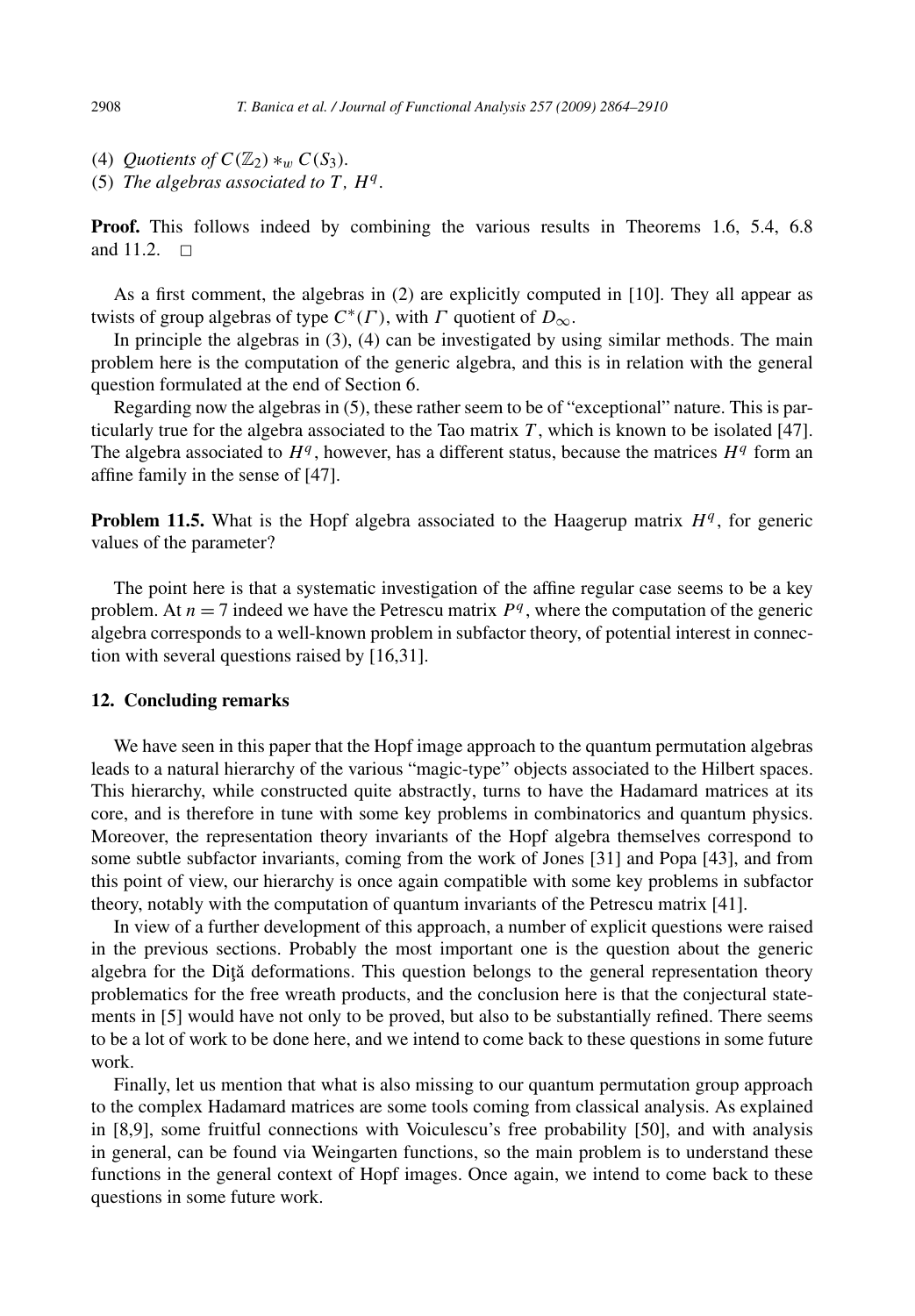(4) *Quotients of* $C(\mathbb{Z}_2) *_w C(S_3)$.
(5) *The algebras associated to* $T$, $H^q$.

**Proof.** This follows indeed by combining the various results in Theorems 1.6, 5.4, 6.8 and 11.2. $\square$

As a first comment, the algebras in (2) are explicitly computed in [10]. They all appear as twists of group algebras of type $C^*(\Gamma)$, with $\Gamma$ quotient of $D_\infty$.

In principle the algebras in (3), (4) can be investigated by using similar methods. The main problem here is the computation of the generic algebra, and this is in relation with the general question formulated at the end of Section 6.

Regarding now the algebras in (5), these rather seem to be of "exceptional" nature. This is particularly true for the algebra associated to the Tao matrix $T$, which is known to be isolated [47]. The algebra associated to $H^q$, however, has a different status, because the matrices $H^q$ form an affine family in the sense of [47].

**Problem 11.5.** What is the Hopf algebra associated to the Haagerup matrix $H^q$, for generic values of the parameter?

The point here is that a systematic investigation of the affine regular case seems to be a key problem. At $n = 7$ indeed we have the Petrescu matrix $P^q$, where the computation of the generic algebra corresponds to a well-known problem in subfactor theory, of potential interest in connection with several questions raised by [16,31].

## 12. Concluding remarks

We have seen in this paper that the Hopf image approach to the quantum permutation algebras leads to a natural hierarchy of the various "magic-type" objects associated to the Hilbert spaces. This hierarchy, while constructed quite abstractly, turns to have the Hadamard matrices at its core, and is therefore in tune with some key problems in combinatorics and quantum physics. Moreover, the representation theory invariants of the Hopf algebra themselves correspond to some subtle subfactor invariants, coming from the work of Jones [31] and Popa [43], and from this point of view, our hierarchy is once again compatible with some key problems in subfactor theory, notably with the computation of quantum invariants of the Petrescu matrix [41].

In view of a further development of this approach, a number of explicit questions were raised in the previous sections. Probably the most important one is the question about the generic algebra for the Diţă deformations. This question belongs to the general representation theory problematics for the free wreath products, and the conclusion here is that the conjectural statements in [5] would have not only to be proved, but also to be substantially refined. There seems to be a lot of work to be done here, and we intend to come back to these questions in some future work.

Finally, let us mention that what is also missing to our quantum permutation group approach to the complex Hadamard matrices are some tools coming from classical analysis. As explained in [8,9], some fruitful connections with Voiculescu's free probability [50], and with analysis in general, can be found via Weingarten functions, so the main problem is to understand these functions in the general context of Hopf images. Once again, we intend to come back to these questions in some future work.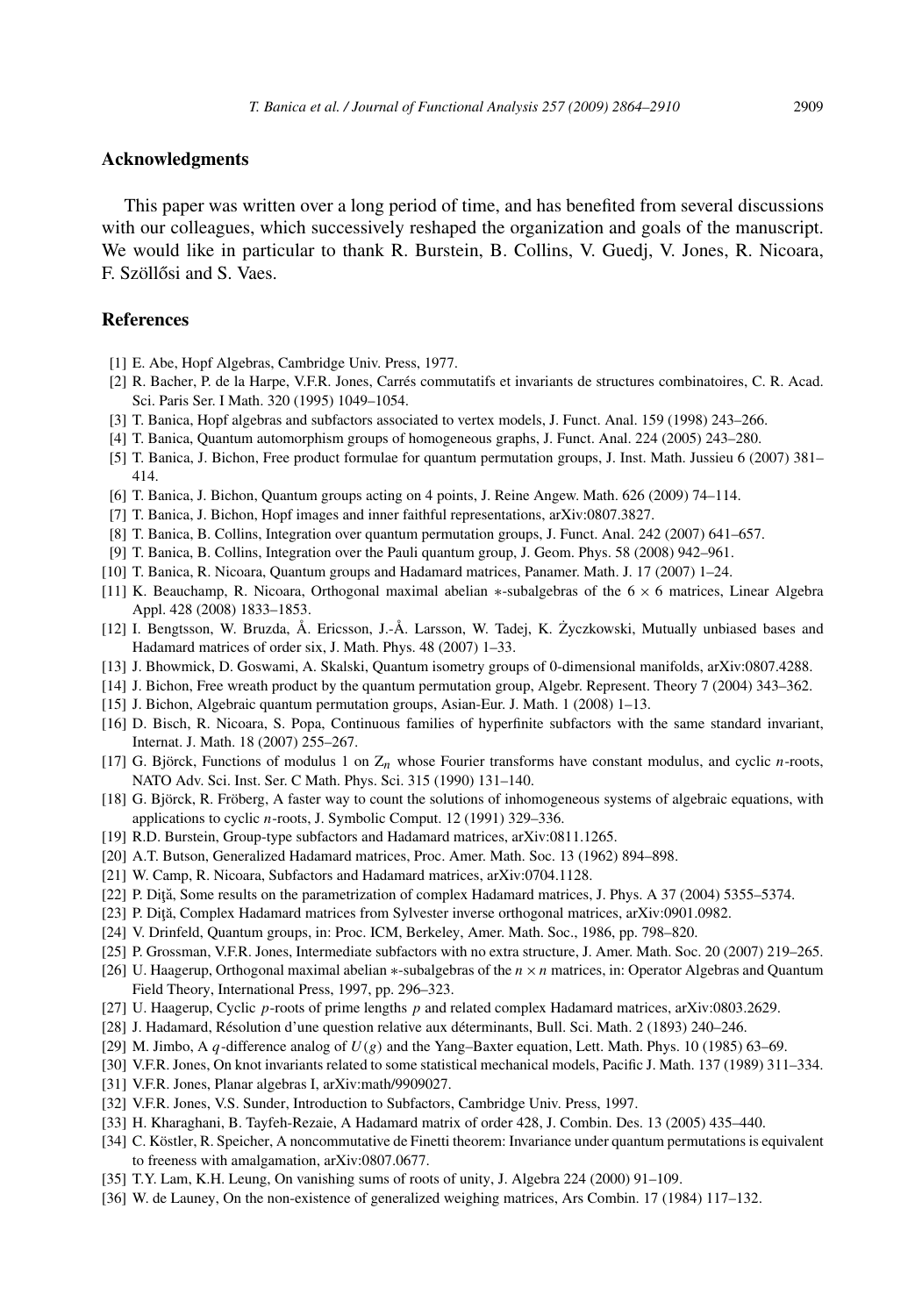## Acknowledgments

This paper was written over a long period of time, and has benefited from several discussions with our colleagues, which successively reshaped the organization and goals of the manuscript. We would like in particular to thank R. Burstein, B. Collins, V. Guedj, V. Jones, R. Nicoara, F. Szöllősi and S. Vaes.

## References

- [1] E. Abe, Hopf Algebras, Cambridge Univ. Press, 1977.
- [2] R. Bacher, P. de la Harpe, V.F.R. Jones, Carrés commutatifs et invariants de structures combinatoires, C. R. Acad. Sci. Paris Ser. I Math. 320 (1995) 1049–1054.
- [3] T. Banica, Hopf algebras and subfactors associated to vertex models, J. Funct. Anal. 159 (1998) 243–266.
- [4] T. Banica, Quantum automorphism groups of homogeneous graphs, J. Funct. Anal. 224 (2005) 243–280.
- [5] T. Banica, J. Bichon, Free product formulae for quantum permutation groups, J. Inst. Math. Jussieu 6 (2007) 381–414.
- [6] T. Banica, J. Bichon, Quantum groups acting on 4 points, J. Reine Angew. Math. 626 (2009) 74–114.
- [7] T. Banica, J. Bichon, Hopf images and inner faithful representations, arXiv:0807.3827.
- [8] T. Banica, B. Collins, Integration over quantum permutation groups, J. Funct. Anal. 242 (2007) 641–657.
- [9] T. Banica, B. Collins, Integration over the Pauli quantum group, J. Geom. Phys. 58 (2008) 942–961.
- [10] T. Banica, R. Nicoara, Quantum groups and Hadamard matrices, Panamer. Math. J. 17 (2007) 1–24.
- [11] K. Beauchamp, R. Nicoara, Orthogonal maximal abelian $*$-subalgebras of the $6 \times 6$ matrices, Linear Algebra Appl. 428 (2008) 1833–1853.
- [12] I. Bengtsson, W. Bruzda, Å. Ericsson, J.-Å. Larsson, W. Tadej, K. Życzkowski, Mutually unbiased bases and Hadamard matrices of order six, J. Math. Phys. 48 (2007) 1–33.
- [13] J. Bhowmick, D. Goswami, A. Skalski, Quantum isometry groups of 0-dimensional manifolds, arXiv:0807.4288.
- [14] J. Bichon, Free wreath product by the quantum permutation group, Algebr. Represent. Theory 7 (2004) 343–362.
- [15] J. Bichon, Algebraic quantum permutation groups, Asian-Eur. J. Math. 1 (2008) 1–13.
- [16] D. Bisch, R. Nicoara, S. Popa, Continuous families of hyperfinite subfactors with the same standard invariant, Internat. J. Math. 18 (2007) 255–267.
- [17] G. Björck, Functions of modulus 1 on $\mathrm{Z}_n$ whose Fourier transforms have constant modulus, and cyclic $n$-roots, NATO Adv. Sci. Inst. Ser. C Math. Phys. Sci. 315 (1990) 131–140.
- [18] G. Björck, R. Fröberg, A faster way to count the solutions of inhomogeneous systems of algebraic equations, with applications to cyclic $n$-roots, J. Symbolic Comput. 12 (1991) 329–336.
- [19] R.D. Burstein, Group-type subfactors and Hadamard matrices, arXiv:0811.1265.
- [20] A.T. Butson, Generalized Hadamard matrices, Proc. Amer. Math. Soc. 13 (1962) 894–898.
- [21] W. Camp, R. Nicoara, Subfactors and Hadamard matrices, arXiv:0704.1128.
- [22] P. Diţă, Some results on the parametrization of complex Hadamard matrices, J. Phys. A 37 (2004) 5355–5374.
- [23] P. Diţă, Complex Hadamard matrices from Sylvester inverse orthogonal matrices, arXiv:0901.0982.
- [24] V. Drinfeld, Quantum groups, in: Proc. ICM, Berkeley, Amer. Math. Soc., 1986, pp. 798–820.
- [25] P. Grossman, V.F.R. Jones, Intermediate subfactors with no extra structure, J. Amer. Math. Soc. 20 (2007) 219–265.
- [26] U. Haagerup, Orthogonal maximal abelian $*$-subalgebras of the $n \times n$ matrices, in: Operator Algebras and Quantum Field Theory, International Press, 1997, pp. 296–323.
- [27] U. Haagerup, Cyclic $p$-roots of prime lengths $p$ and related complex Hadamard matrices, arXiv:0803.2629.
- [28] J. Hadamard, Résolution d'une question relative aux déterminants, Bull. Sci. Math. 2 (1893) 240–246.
- [29] M. Jimbo, A $q$-difference analog of $U(g)$ and the Yang–Baxter equation, Lett. Math. Phys. 10 (1985) 63–69.
- [30] V.F.R. Jones, On knot invariants related to some statistical mechanical models, Pacific J. Math. 137 (1989) 311–334.
- [31] V.F.R. Jones, Planar algebras I, arXiv:math/9909027.
- [32] V.F.R. Jones, V.S. Sunder, Introduction to Subfactors, Cambridge Univ. Press, 1997.
- [33] H. Kharaghani, B. Tayfeh-Rezaie, A Hadamard matrix of order 428, J. Combin. Des. 13 (2005) 435–440.
- [34] C. Köstler, R. Speicher, A noncommutative de Finetti theorem: Invariance under quantum permutations is equivalent to freeness with amalgamation, arXiv:0807.0677.
- [35] T.Y. Lam, K.H. Leung, On vanishing sums of roots of unity, J. Algebra 224 (2000) 91–109.
- [36] W. de Launey, On the non-existence of generalized weighing matrices, Ars Combin. 17 (1984) 117–132.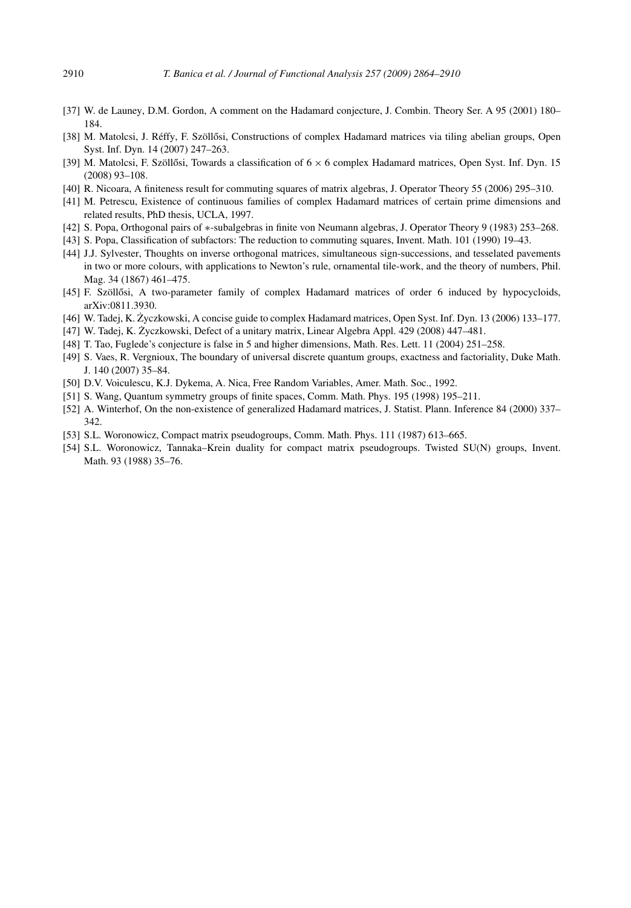[37] W. de Launey, D.M. Gordon, A comment on the Hadamard conjecture, J. Combin. Theory Ser. A 95 (2001) 180–184.

[38] M. Matolcsi, J. Réffy, F. Szöllősi, Constructions of complex Hadamard matrices via tiling abelian groups, Open Syst. Inf. Dyn. 14 (2007) 247–263.

[39] M. Matolcsi, F. Szöllősi, Towards a classification of $6 \times 6$ complex Hadamard matrices, Open Syst. Inf. Dyn. 15 (2008) 93–108.

[40] R. Nicoara, A finiteness result for commuting squares of matrix algebras, J. Operator Theory 55 (2006) 295–310.

[41] M. Petrescu, Existence of continuous families of complex Hadamard matrices of certain prime dimensions and related results, PhD thesis, UCLA, 1997.

[42] S. Popa, Orthogonal pairs of $*$-subalgebras in finite von Neumann algebras, J. Operator Theory 9 (1983) 253–268.

[43] S. Popa, Classification of subfactors: The reduction to commuting squares, Invent. Math. 101 (1990) 19–43.

[44] J.J. Sylvester, Thoughts on inverse orthogonal matrices, simultaneous sign-successions, and tesselated pavements in two or more colours, with applications to Newton's rule, ornamental tile-work, and the theory of numbers, Phil. Mag. 34 (1867) 461–475.

[45] F. Szöllősi, A two-parameter family of complex Hadamard matrices of order 6 induced by hypocycloids, arXiv:0811.3930.

[46] W. Tadej, K. Życzkowski, A concise guide to complex Hadamard matrices, Open Syst. Inf. Dyn. 13 (2006) 133–177.

[47] W. Tadej, K. Życzkowski, Defect of a unitary matrix, Linear Algebra Appl. 429 (2008) 447–481.

[48] T. Tao, Fuglede's conjecture is false in 5 and higher dimensions, Math. Res. Lett. 11 (2004) 251–258.

[49] S. Vaes, R. Vergnioux, The boundary of universal discrete quantum groups, exactness and factoriality, Duke Math. J. 140 (2007) 35–84.

[50] D.V. Voiculescu, K.J. Dykema, A. Nica, Free Random Variables, Amer. Math. Soc., 1992.

[51] S. Wang, Quantum symmetry groups of finite spaces, Comm. Math. Phys. 195 (1998) 195–211.

[52] A. Winterhof, On the non-existence of generalized Hadamard matrices, J. Statist. Plann. Inference 84 (2000) 337–342.

[53] S.L. Woronowicz, Compact matrix pseudogroups, Comm. Math. Phys. 111 (1987) 613–665.

[54] S.L. Woronowicz, Tannaka–Krein duality for compact matrix pseudogroups. Twisted SU(N) groups, Invent. Math. 93 (1988) 35–76.